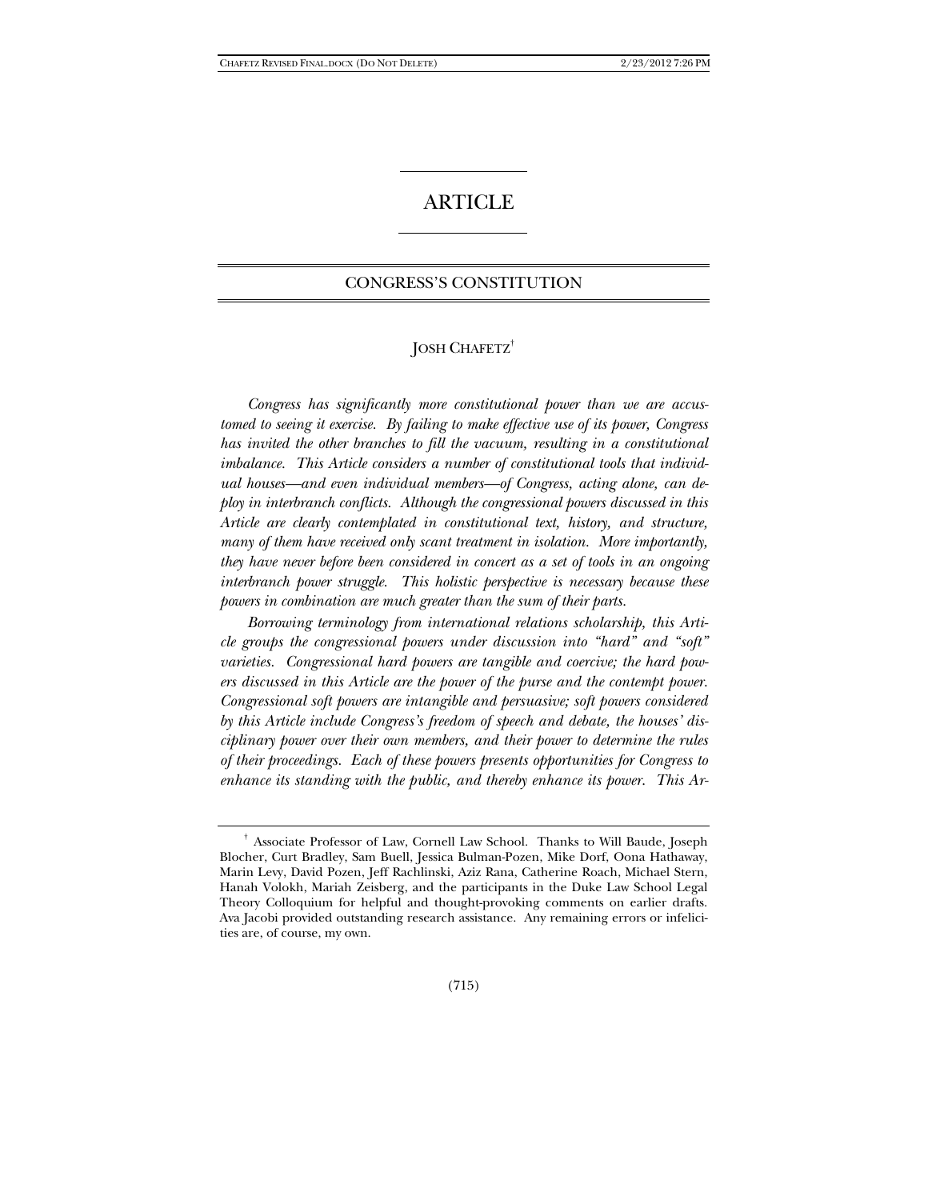# ARTICLE

## CONGRESS'S CONSTITUTION

JOSH CHAFETZ[†]

*Congress has significantly more constitutional power than we are accustomed to seeing it exercise. By failing to make effective use of its power, Congress has invited the other branches to fill the vacuum, resulting in a constitutional imbalance. This Article considers a number of constitutional tools that individual houses—and even individual members—of Congress, acting alone, can deploy in interbranch conflicts. Although the congressional powers discussed in this Article are clearly contemplated in constitutional text, history, and structure, many of them have received only scant treatment in isolation. More importantly, they have never before been considered in concert as a set of tools in an ongoing interbranch power struggle. This holistic perspective is necessary because these powers in combination are much greater than the sum of their parts.*

*Borrowing terminology from international relations scholarship, this Article groups the congressional powers under discussion into "hard" and "soft" varieties. Congressional hard powers are tangible and coercive; the hard powers discussed in this Article are the power of the purse and the contempt power. Congressional soft powers are intangible and persuasive; soft powers considered by this Article include Congress's freedom of speech and debate, the houses' disciplinary power over their own members, and their power to determine the rules of their proceedings. Each of these powers presents opportunities for Congress to enhance its standing with the public, and thereby enhance its power. This Ar-*

[†] Associate Professor of Law, Cornell Law School. Thanks to Will Baude, Joseph Blocher, Curt Bradley, Sam Buell, Jessica Bulman-Pozen, Mike Dorf, Oona Hathaway, Marin Levy, David Pozen, Jeff Rachlinski, Aziz Rana, Catherine Roach, Michael Stern, Hanah Volokh, Mariah Zeisberg, and the participants in the Duke Law School Legal Theory Colloquium for helpful and thought-provoking comments on earlier drafts. Ava Jacobi provided outstanding research assistance. Any remaining errors or infelicities are, of course, my own.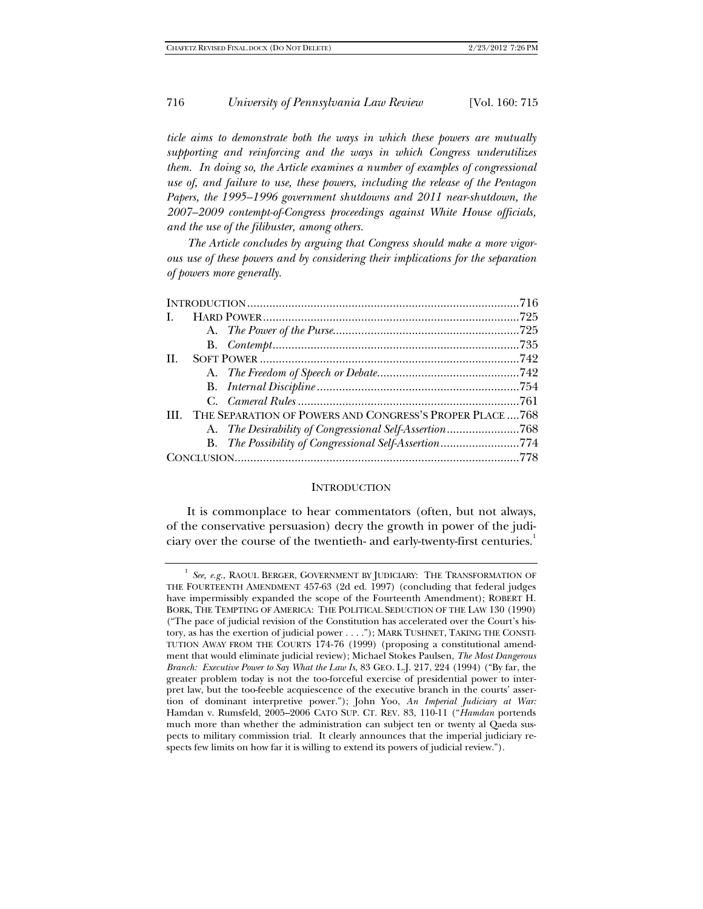*ticle aims to demonstrate both the ways in which these powers are mutually supporting and reinforcing and the ways in which Congress underutilizes them. In doing so, the Article examines a number of examples of congressional use of, and failure to use, these powers, including the release of the Pentagon Papers, the 1995–1996 government shutdowns and 2011 near-shutdown, the 2007–2009 contempt-of-Congress proceedings against White House officials, and the use of the filibuster, among others.*

*The Article concludes by arguing that Congress should make a more vigorous use of these powers and by considering their implications for the separation of powers more generally.*

| | | |
|---|---|---|
| INTRODUCTION | | 716 |
| I. | HARD POWER | 725 |
| | A. *The Power of the Purse* | 725 |
| | B. *Contempt* | 735 |
| II. | SOFT POWER | 742 |
| | A. *The Freedom of Speech or Debate* | 742 |
| | B. *Internal Discipline* | 754 |
| | C. *Cameral Rules* | 761 |
| III. | THE SEPARATION OF POWERS AND CONGRESS'S PROPER PLACE | 768 |
| | A. *The Desirability of Congressional Self-Assertion* | 768 |
| | B. *The Possibility of Congressional Self-Assertion* | 774 |
| CONCLUSION | | 778 |

## INTRODUCTION

It is commonplace to hear commentators (often, but not always, of the conservative persuasion) decry the growth in power of the judiciary over the course of the twentieth- and early-twenty-first centuries.[1]

---

[1] *See, e.g.*, RAOUL BERGER, GOVERNMENT BY JUDICIARY: THE TRANSFORMATION OF THE FOURTEENTH AMENDMENT 457-63 (2d ed. 1997) (concluding that federal judges have impermissibly expanded the scope of the Fourteenth Amendment); ROBERT H. BORK, THE TEMPTING OF AMERICA: THE POLITICAL SEDUCTION OF THE LAW 130 (1990) ("The pace of judicial revision of the Constitution has accelerated over the Court's history, as has the exertion of judicial power . . . ."); MARK TUSHNET, TAKING THE CONSTITUTION AWAY FROM THE COURTS 174-76 (1999) (proposing a constitutional amendment that would eliminate judicial review); Michael Stokes Paulsen, *The Most Dangerous Branch: Executive Power to Say What the Law Is*, 83 GEO. L.J. 217, 224 (1994) ("By far, the greater problem today is not the too-forceful exercise of presidential power to interpret law, but the too-feeble acquiescence of the executive branch in the courts' assertion of dominant interpretive power."); John Yoo, *An Imperial Judiciary at War:* Hamdan v. Rumsfeld, 2005–2006 CATO SUP. CT. REV. 83, 110-11 ("*Hamdan* portends much more than whether the administration can subject ten or twenty al Qaeda suspects to military commission trial. It clearly announces that the imperial judiciary respects few limits on how far it is willing to extend its powers of judicial review.").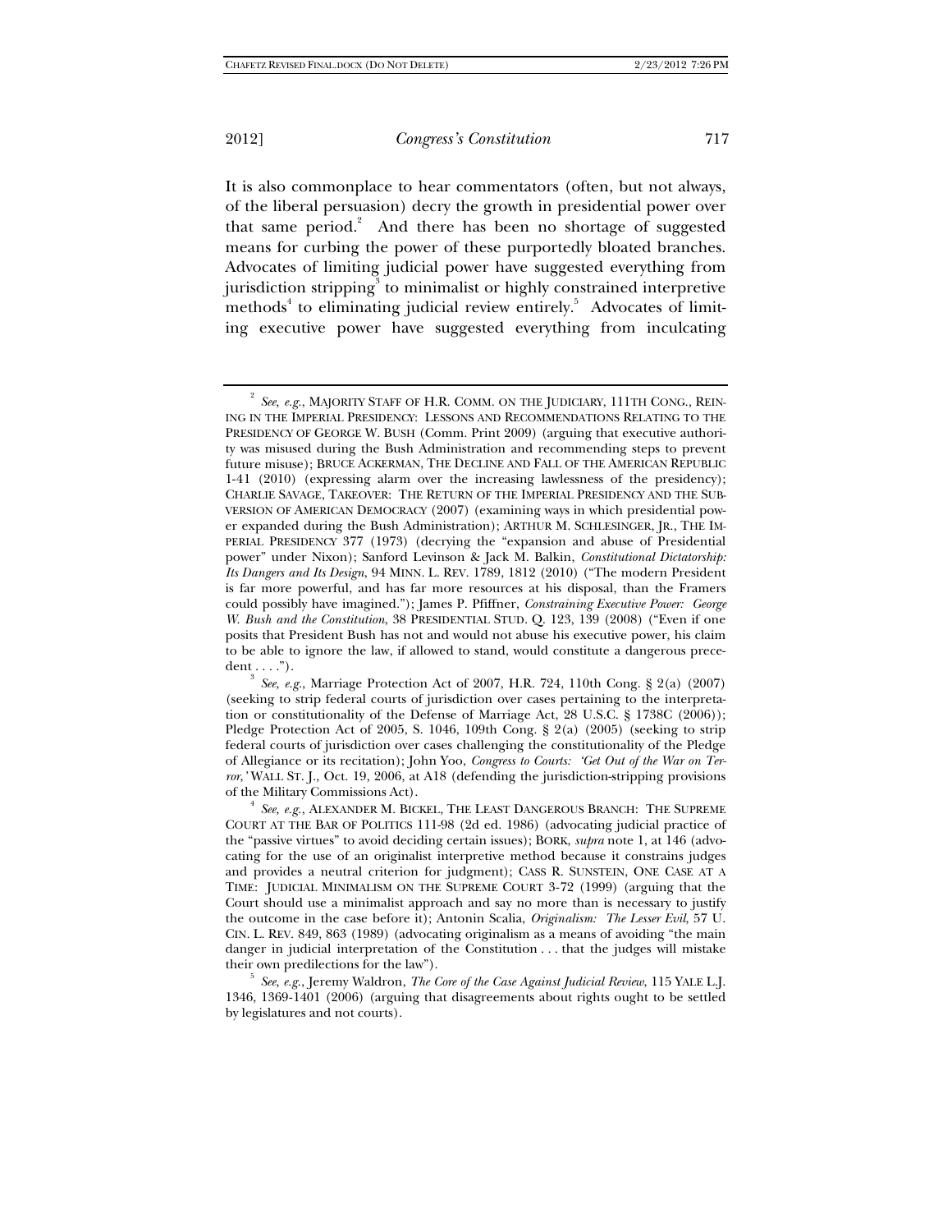It is also commonplace to hear commentators (often, but not always, of the liberal persuasion) decry the growth in presidential power over that same period.[2] And there has been no shortage of suggested means for curbing the power of these purportedly bloated branches. Advocates of limiting judicial power have suggested everything from jurisdiction stripping[3] to minimalist or highly constrained interpretive methods[4] to eliminating judicial review entirely.[5] Advocates of limiting executive power have suggested everything from inculcating

---

[2] *See, e.g.*, MAJORITY STAFF OF H.R. COMM. ON THE JUDICIARY, 111TH CONG., REINING IN THE IMPERIAL PRESIDENCY: LESSONS AND RECOMMENDATIONS RELATING TO THE PRESIDENCY OF GEORGE W. BUSH (Comm. Print 2009) (arguing that executive authority was misused during the Bush Administration and recommending steps to prevent future misuse); BRUCE ACKERMAN, THE DECLINE AND FALL OF THE AMERICAN REPUBLIC 1-41 (2010) (expressing alarm over the increasing lawlessness of the presidency); CHARLIE SAVAGE, TAKEOVER: THE RETURN OF THE IMPERIAL PRESIDENCY AND THE SUBVERSION OF AMERICAN DEMOCRACY (2007) (examining ways in which presidential power expanded during the Bush Administration); ARTHUR M. SCHLESINGER, JR., THE IMPERIAL PRESIDENCY 377 (1973) (decrying the "expansion and abuse of Presidential power" under Nixon); Sanford Levinson & Jack M. Balkin, *Constitutional Dictatorship: Its Dangers and Its Design*, 94 MINN. L. REV. 1789, 1812 (2010) ("The modern President is far more powerful, and has far more resources at his disposal, than the Framers could possibly have imagined."); James P. Pfiffner, *Constraining Executive Power: George W. Bush and the Constitution*, 38 PRESIDENTIAL STUD. Q. 123, 139 (2008) ("Even if one posits that President Bush has not and would not abuse his executive power, his claim to be able to ignore the law, if allowed to stand, would constitute a dangerous precedent . . . .").

[3] *See, e.g.*, Marriage Protection Act of 2007, H.R. 724, 110th Cong. § 2(a) (2007) (seeking to strip federal courts of jurisdiction over cases pertaining to the interpretation or constitutionality of the Defense of Marriage Act, 28 U.S.C. § 1738C (2006)); Pledge Protection Act of 2005, S. 1046, 109th Cong. § 2(a) (2005) (seeking to strip federal courts of jurisdiction over cases challenging the constitutionality of the Pledge of Allegiance or its recitation); John Yoo, *Congress to Courts: 'Get Out of the War on Terror,'* WALL ST. J., Oct. 19, 2006, at A18 (defending the jurisdiction-stripping provisions of the Military Commissions Act).

[4] *See, e.g.*, ALEXANDER M. BICKEL, THE LEAST DANGEROUS BRANCH: THE SUPREME COURT AT THE BAR OF POLITICS 111-98 (2d ed. 1986) (advocating judicial practice of the "passive virtues" to avoid deciding certain issues); BORK, *supra* note 1, at 146 (advocating for the use of an originalist interpretive method because it constrains judges and provides a neutral criterion for judgment); CASS R. SUNSTEIN, ONE CASE AT A TIME: JUDICIAL MINIMALISM ON THE SUPREME COURT 3-72 (1999) (arguing that the Court should use a minimalist approach and say no more than is necessary to justify the outcome in the case before it); Antonin Scalia, *Originalism: The Lesser Evil*, 57 U. CIN. L. REV. 849, 863 (1989) (advocating originalism as a means of avoiding "the main danger in judicial interpretation of the Constitution . . . that the judges will mistake their own predilections for the law").

[5] *See, e.g.*, Jeremy Waldron, *The Core of the Case Against Judicial Review*, 115 YALE L.J. 1346, 1369-1401 (2006) (arguing that disagreements about rights ought to be settled by legislatures and not courts).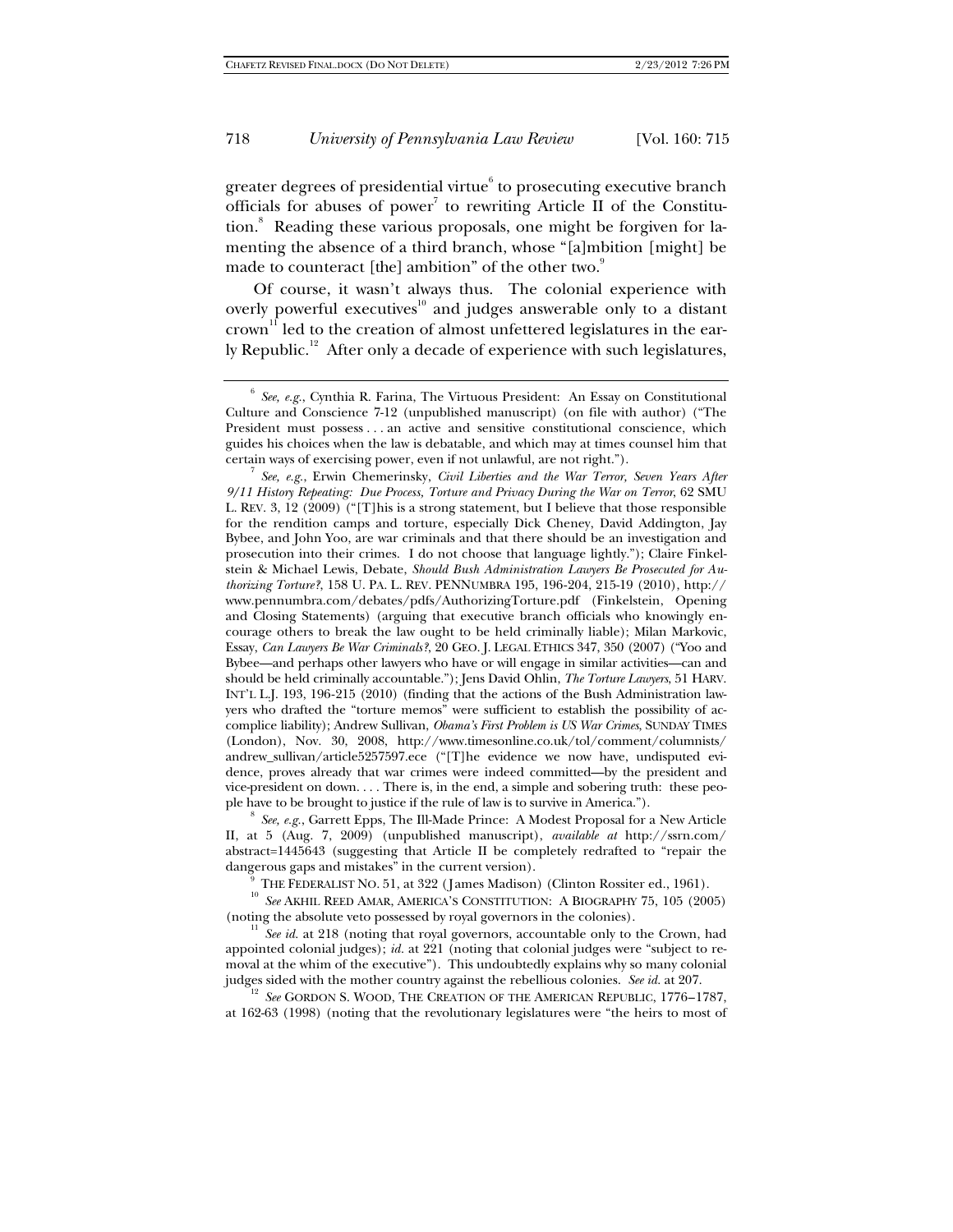greater degrees of presidential virtue[6] to prosecuting executive branch officials for abuses of power[7] to rewriting Article II of the Constitution.[8] Reading these various proposals, one might be forgiven for lamenting the absence of a third branch, whose "[a]mbition [might] be made to counteract [the] ambition" of the other two.[9]

Of course, it wasn't always thus. The colonial experience with overly powerful executives[10] and judges answerable only to a distant crown[11] led to the creation of almost unfettered legislatures in the early Republic.[12] After only a decade of experience with such legislatures,

---

[6] *See, e.g.*, Cynthia R. Farina, The Virtuous President: An Essay on Constitutional Culture and Conscience 7-12 (unpublished manuscript) (on file with author) ("The President must possess . . . an active and sensitive constitutional conscience, which guides his choices when the law is debatable, and which may at times counsel him that certain ways of exercising power, even if not unlawful, are not right.").

[7] *See, e.g.*, Erwin Chemerinsky, *Civil Liberties and the War Terror, Seven Years After 9/11 History Repeating: Due Process, Torture and Privacy During the War on Terror*, 62 SMU L. REV. 3, 12 (2009) ("[T]his is a strong statement, but I believe that those responsible for the rendition camps and torture, especially Dick Cheney, David Addington, Jay Bybee, and John Yoo, are war criminals and that there should be an investigation and prosecution into their crimes. I do not choose that language lightly."); Claire Finkelstein & Michael Lewis, Debate, *Should Bush Administration Lawyers Be Prosecuted for Authorizing Torture?*, 158 U. PA. L. REV. PENNUMBRA 195, 196-204, 215-19 (2010), http://www.pennumbra.com/debates/pdfs/AuthorizingTorture.pdf (Finkelstein, Opening and Closing Statements) (arguing that executive branch officials who knowingly encourage others to break the law ought to be held criminally liable); Milan Markovic, Essay, *Can Lawyers Be War Criminals?*, 20 GEO. J. LEGAL ETHICS 347, 350 (2007) ("Yoo and Bybee—and perhaps other lawyers who have or will engage in similar activities—can and should be held criminally accountable."); Jens David Ohlin, *The Torture Lawyers*, 51 HARV. INT'L L.J. 193, 196-215 (2010) (finding that the actions of the Bush Administration lawyers who drafted the "torture memos" were sufficient to establish the possibility of accomplice liability); Andrew Sullivan, *Obama's First Problem is US War Crimes*, SUNDAY TIMES (London), Nov. 30, 2008, http://www.timesonline.co.uk/tol/comment/columnists/andrew_sullivan/article5257597.ece ("[T]he evidence we now have, undisputed evidence, proves already that war crimes were indeed committed—by the president and vice-president on down. . . . There is, in the end, a simple and sobering truth: these people have to be brought to justice if the rule of law is to survive in America.").

[8] *See, e.g.*, Garrett Epps, The Ill-Made Prince: A Modest Proposal for a New Article II, at 5 (Aug. 7, 2009) (unpublished manuscript), *available at* http://ssrn.com/abstract=1445643 (suggesting that Article II be completely redrafted to "repair the dangerous gaps and mistakes" in the current version).

[9] THE FEDERALIST NO. 51, at 322 (James Madison) (Clinton Rossiter ed., 1961).

[10] *See* AKHIL REED AMAR, AMERICA'S CONSTITUTION: A BIOGRAPHY 75, 105 (2005) (noting the absolute veto possessed by royal governors in the colonies).

[11] *See id.* at 218 (noting that royal governors, accountable only to the Crown, had appointed colonial judges); *id.* at 221 (noting that colonial judges were "subject to removal at the whim of the executive"). This undoubtedly explains why so many colonial judges sided with the mother country against the rebellious colonies. *See id.* at 207.

[12] *See* GORDON S. WOOD, THE CREATION OF THE AMERICAN REPUBLIC, 1776–1787, at 162-63 (1998) (noting that the revolutionary legislatures were "the heirs to most of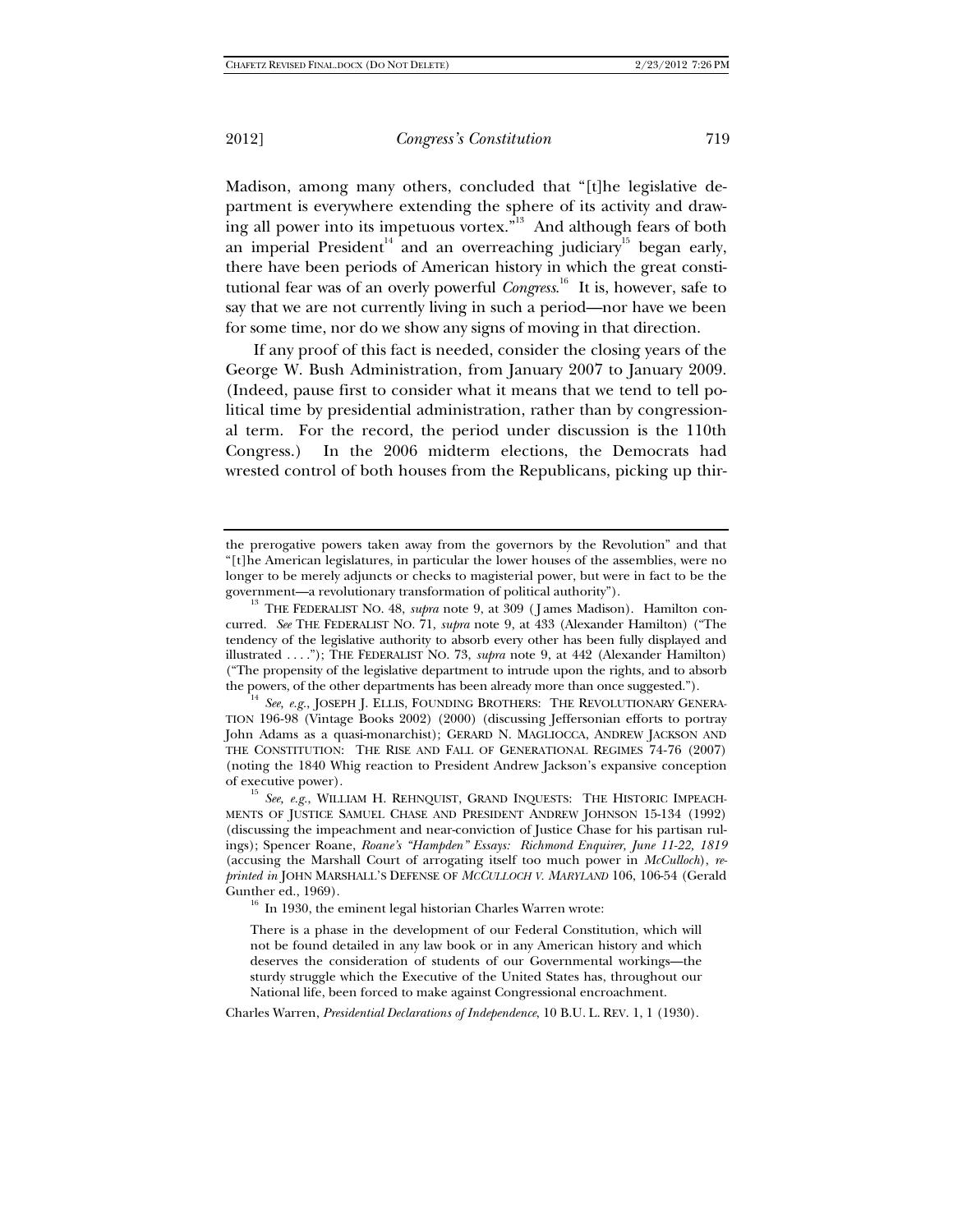Madison, among many others, concluded that "[t]he legislative department is everywhere extending the sphere of its activity and drawing all power into its impetuous vortex."[13] And although fears of both an imperial President[14] and an overreaching judiciary[15] began early, there have been periods of American history in which the great constitutional fear was of an overly powerful *Congress*.[16] It is, however, safe to say that we are not currently living in such a period—nor have we been for some time, nor do we show any signs of moving in that direction.

If any proof of this fact is needed, consider the closing years of the George W. Bush Administration, from January 2007 to January 2009. (Indeed, pause first to consider what it means that we tend to tell political time by presidential administration, rather than by congressional term. For the record, the period under discussion is the 110th Congress.) In the 2006 midterm elections, the Democrats had wrested control of both houses from the Republicans, picking up thir-

---

the prerogative powers taken away from the governors by the Revolution" and that "[t]he American legislatures, in particular the lower houses of the assemblies, were no longer to be merely adjuncts or checks to magisterial power, but were in fact to be the government—a revolutionary transformation of political authority").

[13] THE FEDERALIST NO. 48, *supra* note 9, at 309 (James Madison). Hamilton concurred. *See* THE FEDERALIST NO. 71, *supra* note 9, at 433 (Alexander Hamilton) ("The tendency of the legislative authority to absorb every other has been fully displayed and illustrated . . . ."); THE FEDERALIST NO. 73, *supra* note 9, at 442 (Alexander Hamilton) ("The propensity of the legislative department to intrude upon the rights, and to absorb the powers, of the other departments has been already more than once suggested.").

[14] *See, e.g.*, JOSEPH J. ELLIS, FOUNDING BROTHERS: THE REVOLUTIONARY GENERATION 196-98 (Vintage Books 2002) (2000) (discussing Jeffersonian efforts to portray John Adams as a quasi-monarchist); GERARD N. MAGLIOCCA, ANDREW JACKSON AND THE CONSTITUTION: THE RISE AND FALL OF GENERATIONAL REGIMES 74-76 (2007) (noting the 1840 Whig reaction to President Andrew Jackson's expansive conception of executive power).

[15] *See, e.g.*, WILLIAM H. REHNQUIST, GRAND INQUESTS: THE HISTORIC IMPEACHMENTS OF JUSTICE SAMUEL CHASE AND PRESIDENT ANDREW JOHNSON 15-134 (1992) (discussing the impeachment and near-conviction of Justice Chase for his partisan rulings); Spencer Roane, *Roane's "Hampden" Essays: Richmond Enquirer, June 11-22, 1819* (accusing the Marshall Court of arrogating itself too much power in *McCulloch*), *reprinted in* JOHN MARSHALL'S DEFENSE OF *MCCULLOCH V. MARYLAND* 106, 106-54 (Gerald Gunther ed., 1969).

[16] In 1930, the eminent legal historian Charles Warren wrote:

> There is a phase in the development of our Federal Constitution, which will not be found detailed in any law book or in any American history and which deserves the consideration of students of our Governmental workings—the sturdy struggle which the Executive of the United States has, throughout our National life, been forced to make against Congressional encroachment.

Charles Warren, *Presidential Declarations of Independence*, 10 B.U. L. REV. 1, 1 (1930).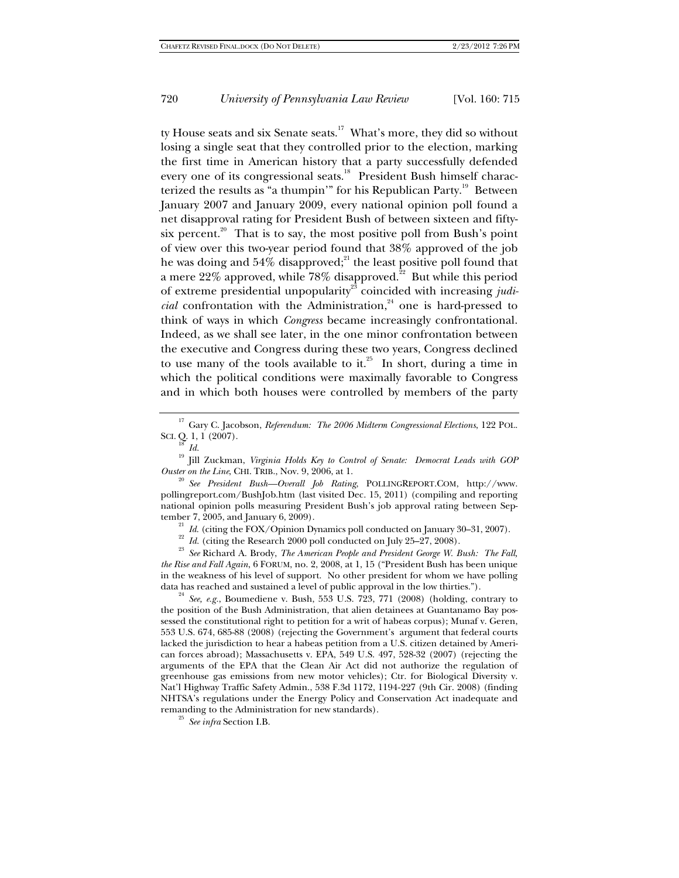ty House seats and six Senate seats.[17] What's more, they did so without losing a single seat that they controlled prior to the election, marking the first time in American history that a party successfully defended every one of its congressional seats.[18] President Bush himself characterized the results as "a thumpin'" for his Republican Party.[19] Between January 2007 and January 2009, every national opinion poll found a net disapproval rating for President Bush of between sixteen and fifty-six percent.[20] That is to say, the most positive poll from Bush's point of view over this two-year period found that 38% approved of the job he was doing and 54% disapproved;[21] the least positive poll found that a mere 22% approved, while 78% disapproved.[22] But while this period of extreme presidential unpopularity[23] coincided with increasing *judicial* confrontation with the Administration,[24] one is hard-pressed to think of ways in which *Congress* became increasingly confrontational. Indeed, as we shall see later, in the one minor confrontation between the executive and Congress during these two years, Congress declined to use many of the tools available to it.[25] In short, during a time in which the political conditions were maximally favorable to Congress and in which both houses were controlled by members of the party

---

[17] Gary C. Jacobson, *Referendum: The 2006 Midterm Congressional Elections*, 122 POL. SCI. Q. 1, 1 (2007).

[18] *Id.*

[19] Jill Zuckman, *Virginia Holds Key to Control of Senate: Democrat Leads with GOP Ouster on the Line*, CHI. TRIB., Nov. 9, 2006, at 1.

[20] *See President Bush—Overall Job Rating*, POLLINGREPORT.COM, http://www.pollingreport.com/BushJob.htm (last visited Dec. 15, 2011) (compiling and reporting national opinion polls measuring President Bush's job approval rating between September 7, 2005, and January 6, 2009).

[21] *Id.* (citing the FOX/Opinion Dynamics poll conducted on January 30–31, 2007).

[22] *Id.* (citing the Research 2000 poll conducted on July 25–27, 2008).

[23] *See* Richard A. Brody, *The American People and President George W. Bush: The Fall, the Rise and Fall Again*, 6 FORUM, no. 2, 2008, at 1, 15 ("President Bush has been unique in the weakness of his level of support. No other president for whom we have polling data has reached and sustained a level of public approval in the low thirties.").

[24] *See, e.g.*, Boumediene v. Bush, 553 U.S. 723, 771 (2008) (holding, contrary to the position of the Bush Administration, that alien detainees at Guantanamo Bay possessed the constitutional right to petition for a writ of habeas corpus); Munaf v. Geren, 553 U.S. 674, 685-88 (2008) (rejecting the Government's argument that federal courts lacked the jurisdiction to hear a habeas petition from a U.S. citizen detained by American forces abroad); Massachusetts v. EPA, 549 U.S. 497, 528-32 (2007) (rejecting the arguments of the EPA that the Clean Air Act did not authorize the regulation of greenhouse gas emissions from new motor vehicles); Ctr. for Biological Diversity v. Nat'l Highway Traffic Safety Admin., 538 F.3d 1172, 1194-227 (9th Cir. 2008) (finding NHTSA's regulations under the Energy Policy and Conservation Act inadequate and remanding to the Administration for new standards).

[25] *See infra* Section I.B.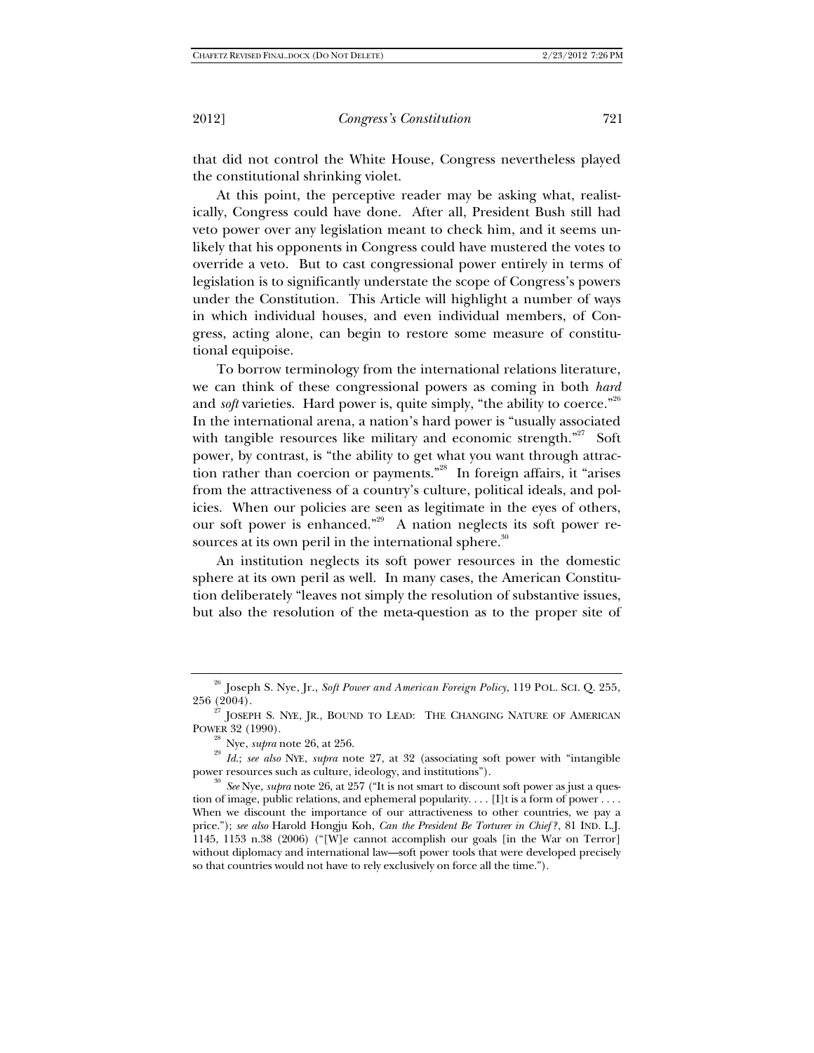that did not control the White House, Congress nevertheless played the constitutional shrinking violet.

At this point, the perceptive reader may be asking what, realistically, Congress could have done. After all, President Bush still had veto power over any legislation meant to check him, and it seems unlikely that his opponents in Congress could have mustered the votes to override a veto. But to cast congressional power entirely in terms of legislation is to significantly understate the scope of Congress's powers under the Constitution. This Article will highlight a number of ways in which individual houses, and even individual members, of Congress, acting alone, can begin to restore some measure of constitutional equipoise.

To borrow terminology from the international relations literature, we can think of these congressional powers as coming in both *hard* and *soft* varieties. Hard power is, quite simply, "the ability to coerce."[26] In the international arena, a nation's hard power is "usually associated with tangible resources like military and economic strength."[27] Soft power, by contrast, is "the ability to get what you want through attraction rather than coercion or payments."[28] In foreign affairs, it "arises from the attractiveness of a country's culture, political ideals, and policies. When our policies are seen as legitimate in the eyes of others, our soft power is enhanced."[29] A nation neglects its soft power resources at its own peril in the international sphere.[30]

An institution neglects its soft power resources in the domestic sphere at its own peril as well. In many cases, the American Constitution deliberately "leaves not simply the resolution of substantive issues, but also the resolution of the meta-question as to the proper site of

---

[26] Joseph S. Nye, Jr., *Soft Power and American Foreign Policy*, 119 POL. SCI. Q. 255, 256 (2004).

[27] JOSEPH S. NYE, JR., BOUND TO LEAD: THE CHANGING NATURE OF AMERICAN POWER 32 (1990).

[28] Nye, *supra* note 26, at 256.

[29] *Id.*; *see also* NYE, *supra* note 27, at 32 (associating soft power with "intangible power resources such as culture, ideology, and institutions").

[30] *See* Nye, *supra* note 26, at 257 ("It is not smart to discount soft power as just a question of image, public relations, and ephemeral popularity. . . . [I]t is a form of power . . . . When we discount the importance of our attractiveness to other countries, we pay a price."); *see also* Harold Hongju Koh, *Can the President Be Torturer in Chief?*, 81 IND. L.J. 1145, 1153 n.38 (2006) ("[W]e cannot accomplish our goals [in the War on Terror] without diplomacy and international law—soft power tools that were developed precisely so that countries would not have to rely exclusively on force all the time.").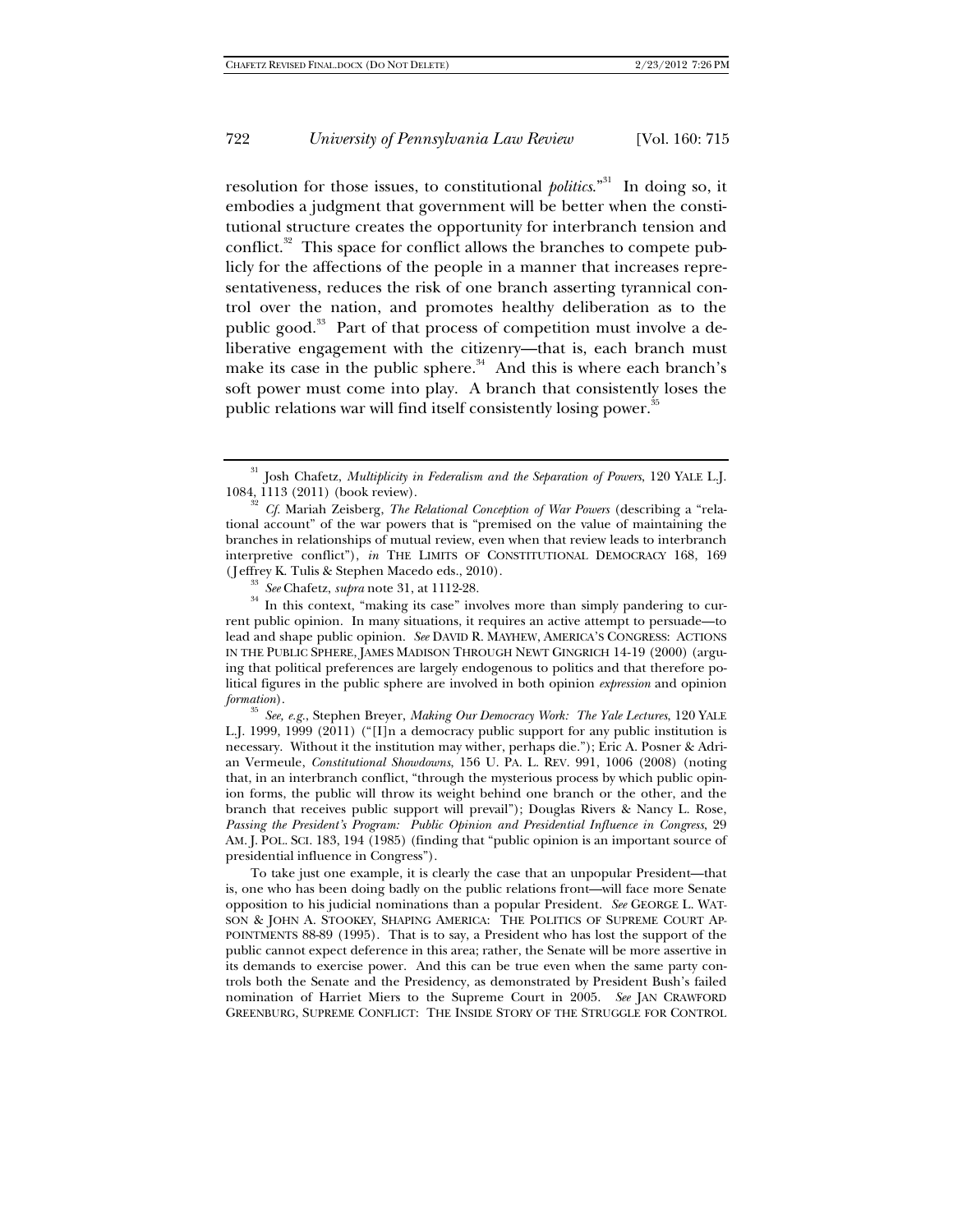resolution for those issues, to constitutional *politics*."[31] In doing so, it embodies a judgment that government will be better when the constitutional structure creates the opportunity for interbranch tension and conflict.[32] This space for conflict allows the branches to compete publicly for the affections of the people in a manner that increases representativeness, reduces the risk of one branch asserting tyrannical control over the nation, and promotes healthy deliberation as to the public good.[33] Part of that process of competition must involve a deliberative engagement with the citizenry—that is, each branch must make its case in the public sphere.[34] And this is where each branch's soft power must come into play. A branch that consistently loses the public relations war will find itself consistently losing power.[35]

---

[31] Josh Chafetz, *Multiplicity in Federalism and the Separation of Powers*, 120 YALE L.J. 1084, 1113 (2011) (book review).

[32] *Cf.* Mariah Zeisberg, *The Relational Conception of War Powers* (describing a "relational account" of the war powers that is "premised on the value of maintaining the branches in relationships of mutual review, even when that review leads to interbranch interpretive conflict"), *in* THE LIMITS OF CONSTITUTIONAL DEMOCRACY 168, 169 (Jeffrey K. Tulis & Stephen Macedo eds., 2010).

[33] *See* Chafetz, *supra* note 31, at 1112-28.

[34] In this context, "making its case" involves more than simply pandering to current public opinion. In many situations, it requires an active attempt to persuade—to lead and shape public opinion. *See* DAVID R. MAYHEW, AMERICA'S CONGRESS: ACTIONS IN THE PUBLIC SPHERE, JAMES MADISON THROUGH NEWT GINGRICH 14-19 (2000) (arguing that political preferences are largely endogenous to politics and that therefore political figures in the public sphere are involved in both opinion *expression* and opinion *formation*).

[35] *See, e.g.*, Stephen Breyer, *Making Our Democracy Work: The Yale Lectures*, 120 YALE L.J. 1999, 1999 (2011) ("[I]n a democracy public support for any public institution is necessary. Without it the institution may wither, perhaps die."); Eric A. Posner & Adrian Vermeule, *Constitutional Showdowns*, 156 U. PA. L. REV. 991, 1006 (2008) (noting that, in an interbranch conflict, "through the mysterious process by which public opinion forms, the public will throw its weight behind one branch or the other, and the branch that receives public support will prevail"); Douglas Rivers & Nancy L. Rose, *Passing the President's Program: Public Opinion and Presidential Influence in Congress*, 29 AM. J. POL. SCI. 183, 194 (1985) (finding that "public opinion is an important source of presidential influence in Congress").

To take just one example, it is clearly the case that an unpopular President—that is, one who has been doing badly on the public relations front—will face more Senate opposition to his judicial nominations than a popular President. *See* GEORGE L. WATSON & JOHN A. STOOKEY, SHAPING AMERICA: THE POLITICS OF SUPREME COURT APPOINTMENTS 88-89 (1995). That is to say, a President who has lost the support of the public cannot expect deference in this area; rather, the Senate will be more assertive in its demands to exercise power. And this can be true even when the same party controls both the Senate and the Presidency, as demonstrated by President Bush's failed nomination of Harriet Miers to the Supreme Court in 2005. *See* JAN CRAWFORD GREENBURG, SUPREME CONFLICT: THE INSIDE STORY OF THE STRUGGLE FOR CONTROL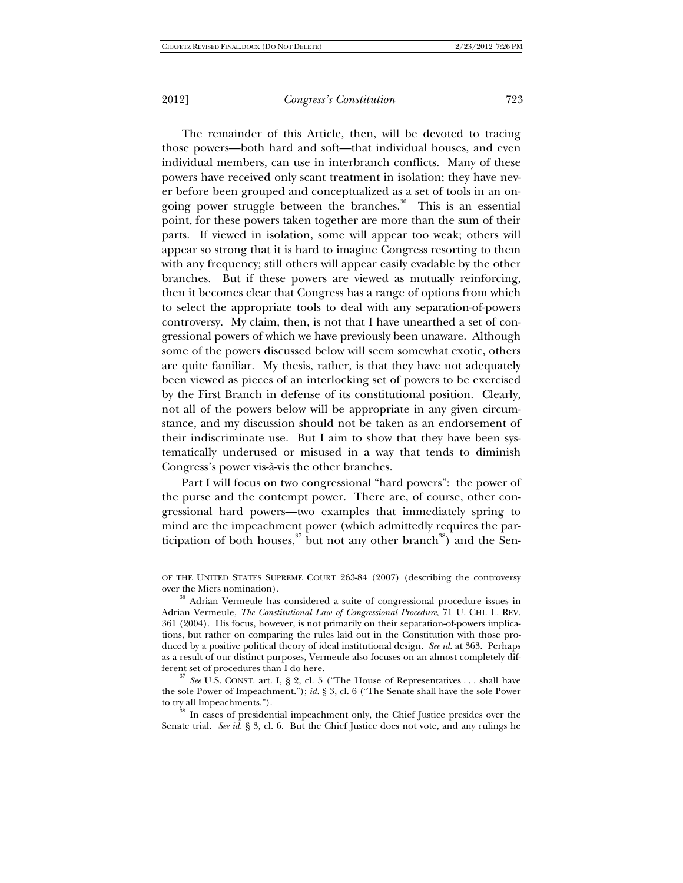The remainder of this Article, then, will be devoted to tracing those powers—both hard and soft—that individual houses, and even individual members, can use in interbranch conflicts. Many of these powers have received only scant treatment in isolation; they have never before been grouped and conceptualized as a set of tools in an ongoing power struggle between the branches.[36] This is an essential point, for these powers taken together are more than the sum of their parts. If viewed in isolation, some will appear too weak; others will appear so strong that it is hard to imagine Congress resorting to them with any frequency; still others will appear easily evadable by the other branches. But if these powers are viewed as mutually reinforcing, then it becomes clear that Congress has a range of options from which to select the appropriate tools to deal with any separation-of-powers controversy. My claim, then, is not that I have unearthed a set of congressional powers of which we have previously been unaware. Although some of the powers discussed below will seem somewhat exotic, others are quite familiar. My thesis, rather, is that they have not adequately been viewed as pieces of an interlocking set of powers to be exercised by the First Branch in defense of its constitutional position. Clearly, not all of the powers below will be appropriate in any given circumstance, and my discussion should not be taken as an endorsement of their indiscriminate use. But I aim to show that they have been systematically underused or misused in a way that tends to diminish Congress's power vis-à-vis the other branches.

Part I will focus on two congressional "hard powers": the power of the purse and the contempt power. There are, of course, other congressional hard powers—two examples that immediately spring to mind are the impeachment power (which admittedly requires the participation of both houses,[37] but not any other branch[38]) and the Sen-

---

OF THE UNITED STATES SUPREME COURT 263-84 (2007) (describing the controversy over the Miers nomination).

[36] Adrian Vermeule has considered a suite of congressional procedure issues in Adrian Vermeule, *The Constitutional Law of Congressional Procedure,* 71 U. CHI. L. REV. 361 (2004). His focus, however, is not primarily on their separation-of-powers implications, but rather on comparing the rules laid out in the Constitution with those produced by a positive political theory of ideal institutional design. *See id.* at 363. Perhaps as a result of our distinct purposes, Vermeule also focuses on an almost completely different set of procedures than I do here.

[37] *See* U.S. CONST. art. I, § 2, cl. 5 ("The House of Representatives . . . shall have the sole Power of Impeachment."); *id.* § 3, cl. 6 ("The Senate shall have the sole Power to try all Impeachments.").

[38] In cases of presidential impeachment only, the Chief Justice presides over the Senate trial. *See id.* § 3, cl. 6. But the Chief Justice does not vote, and any rulings he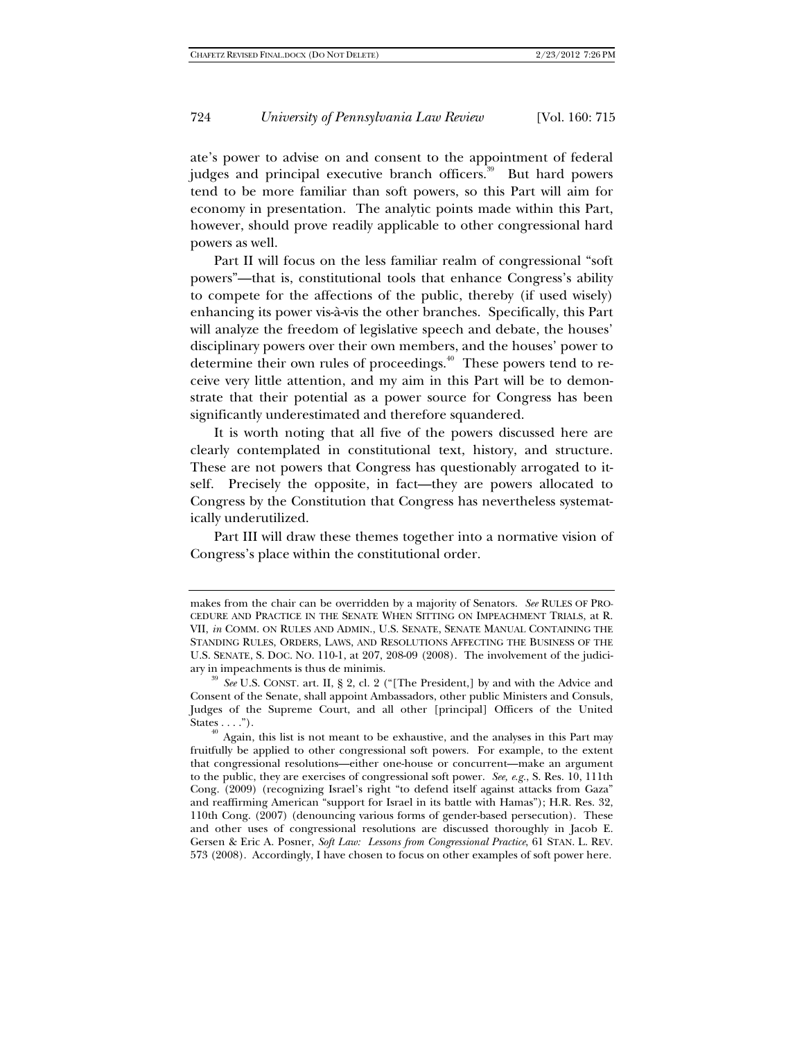ate's power to advise on and consent to the appointment of federal judges and principal executive branch officers.[39] But hard powers tend to be more familiar than soft powers, so this Part will aim for economy in presentation. The analytic points made within this Part, however, should prove readily applicable to other congressional hard powers as well.

Part II will focus on the less familiar realm of congressional "soft powers"—that is, constitutional tools that enhance Congress's ability to compete for the affections of the public, thereby (if used wisely) enhancing its power vis-à-vis the other branches. Specifically, this Part will analyze the freedom of legislative speech and debate, the houses' disciplinary powers over their own members, and the houses' power to determine their own rules of proceedings.[40] These powers tend to receive very little attention, and my aim in this Part will be to demonstrate that their potential as a power source for Congress has been significantly underestimated and therefore squandered.

It is worth noting that all five of the powers discussed here are clearly contemplated in constitutional text, history, and structure. These are not powers that Congress has questionably arrogated to itself. Precisely the opposite, in fact—they are powers allocated to Congress by the Constitution that Congress has nevertheless systematically underutilized.

Part III will draw these themes together into a normative vision of Congress's place within the constitutional order.

---

makes from the chair can be overridden by a majority of Senators. *See* RULES OF PROCEDURE AND PRACTICE IN THE SENATE WHEN SITTING ON IMPEACHMENT TRIALS, at R. VII, *in* COMM. ON RULES AND ADMIN., U.S. SENATE, SENATE MANUAL CONTAINING THE STANDING RULES, ORDERS, LAWS, AND RESOLUTIONS AFFECTING THE BUSINESS OF THE U.S. SENATE, S. DOC. NO. 110-1, at 207, 208-09 (2008). The involvement of the judiciary in impeachments is thus de minimis.

[39] *See* U.S. CONST. art. II, § 2, cl. 2 ("[The President,] by and with the Advice and Consent of the Senate, shall appoint Ambassadors, other public Ministers and Consuls, Judges of the Supreme Court, and all other [principal] Officers of the United States . . . .").

[40] Again, this list is not meant to be exhaustive, and the analyses in this Part may fruitfully be applied to other congressional soft powers. For example, to the extent that congressional resolutions—either one-house or concurrent—make an argument to the public, they are exercises of congressional soft power. *See, e.g.*, S. Res. 10, 111th Cong. (2009) (recognizing Israel's right "to defend itself against attacks from Gaza" and reaffirming American "support for Israel in its battle with Hamas"); H.R. Res. 32, 110th Cong. (2007) (denouncing various forms of gender-based persecution). These and other uses of congressional resolutions are discussed thoroughly in Jacob E. Gersen & Eric A. Posner, *Soft Law: Lessons from Congressional Practice*, 61 STAN. L. REV. 573 (2008). Accordingly, I have chosen to focus on other examples of soft power here.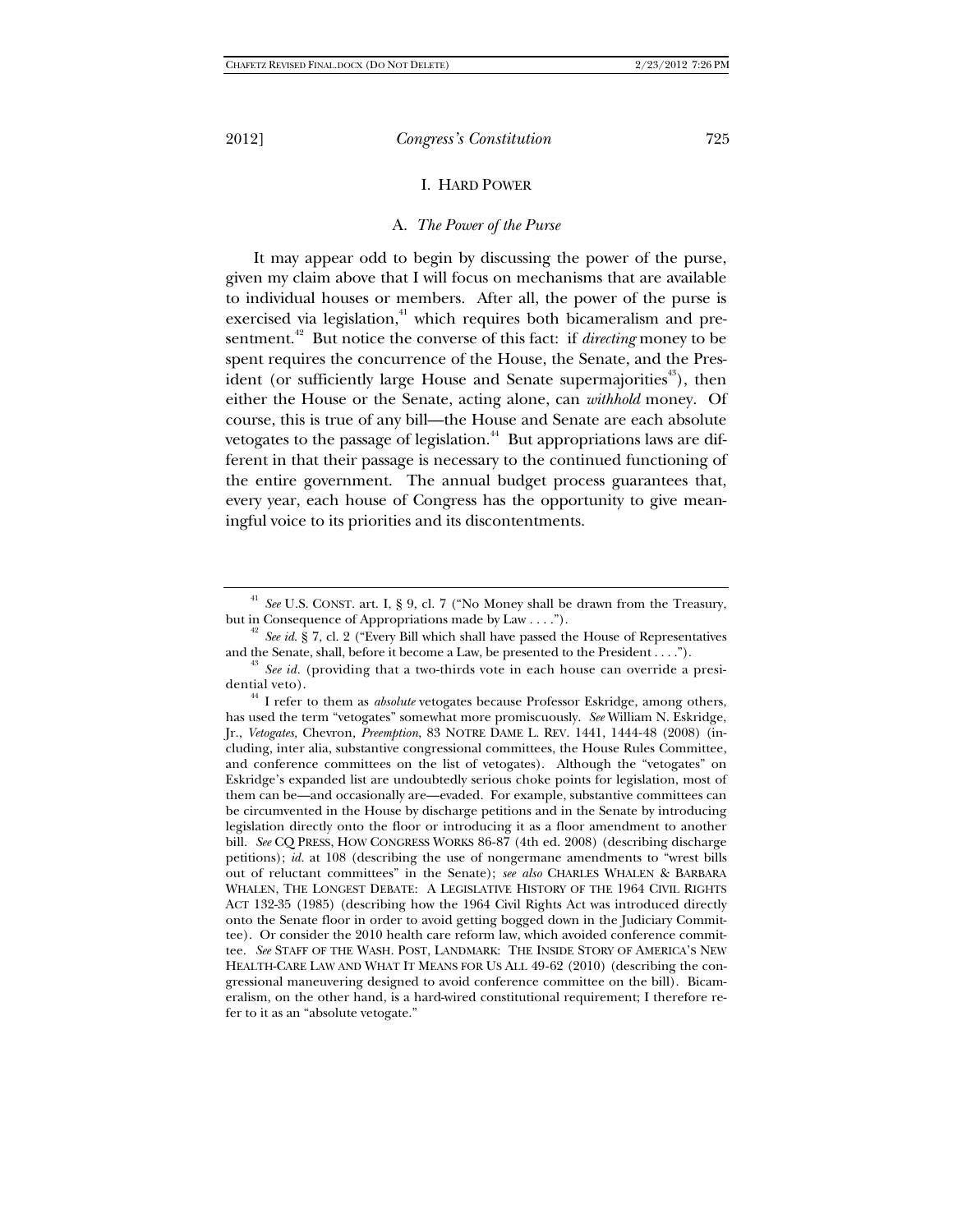# I. HARD POWER

## A. *The Power of the Purse*

It may appear odd to begin by discussing the power of the purse, given my claim above that I will focus on mechanisms that are available to individual houses or members. After all, the power of the purse is exercised via legislation,[41] which requires both bicameralism and presentment.[42] But notice the converse of this fact: if *directing* money to be spent requires the concurrence of the House, the Senate, and the President (or sufficiently large House and Senate supermajorities[43]), then either the House or the Senate, acting alone, can *withhold* money. Of course, this is true of any bill—the House and Senate are each absolute vetogates to the passage of legislation.[44] But appropriations laws are different in that their passage is necessary to the continued functioning of the entire government. The annual budget process guarantees that, every year, each house of Congress has the opportunity to give meaningful voice to its priorities and its discontentments.

---

[41] *See* U.S. CONST. art. I, § 9, cl. 7 ("No Money shall be drawn from the Treasury, but in Consequence of Appropriations made by Law . . . .").

[42] *See id.* § 7, cl. 2 ("Every Bill which shall have passed the House of Representatives and the Senate, shall, before it become a Law, be presented to the President . . . .").

[43] *See id.* (providing that a two-thirds vote in each house can override a presidential veto).

[44] I refer to them as *absolute* vetogates because Professor Eskridge, among others, has used the term "vetogates" somewhat more promiscuously. *See* William N. Eskridge, Jr., *Vetogates,* Chevron*, Preemption*, 83 NOTRE DAME L. REV. 1441, 1444-48 (2008) (including, inter alia, substantive congressional committees, the House Rules Committee, and conference committees on the list of vetogates). Although the "vetogates" on Eskridge's expanded list are undoubtedly serious choke points for legislation, most of them can be—and occasionally are—evaded. For example, substantive committees can be circumvented in the House by discharge petitions and in the Senate by introducing legislation directly onto the floor or introducing it as a floor amendment to another bill. *See* CQ PRESS, HOW CONGRESS WORKS 86-87 (4th ed. 2008) (describing discharge petitions); *id.* at 108 (describing the use of nongermane amendments to "wrest bills out of reluctant committees" in the Senate); *see also* CHARLES WHALEN & BARBARA WHALEN, THE LONGEST DEBATE: A LEGISLATIVE HISTORY OF THE 1964 CIVIL RIGHTS ACT 132-35 (1985) (describing how the 1964 Civil Rights Act was introduced directly onto the Senate floor in order to avoid getting bogged down in the Judiciary Committee). Or consider the 2010 health care reform law, which avoided conference committee. *See* STAFF OF THE WASH. POST, LANDMARK: THE INSIDE STORY OF AMERICA'S NEW HEALTH-CARE LAW AND WHAT IT MEANS FOR US ALL 49-62 (2010) (describing the congressional maneuvering designed to avoid conference committee on the bill). Bicameralism, on the other hand, is a hard-wired constitutional requirement; I therefore refer to it as an "absolute vetogate."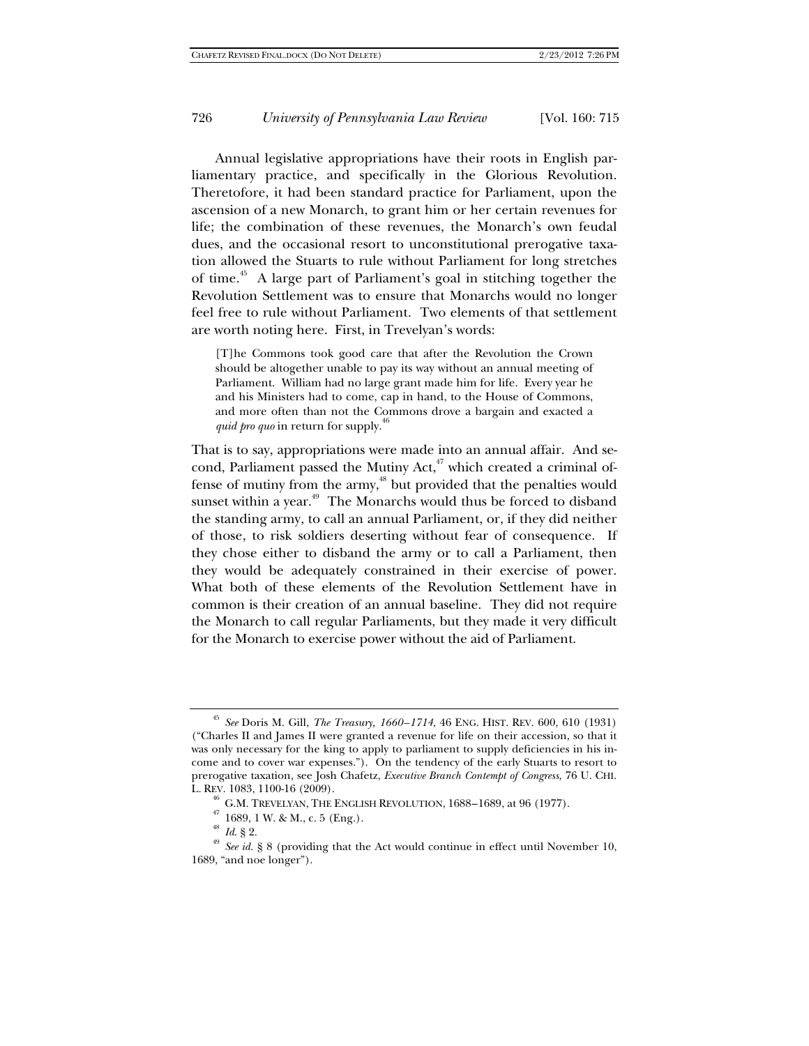Annual legislative appropriations have their roots in English parliamentary practice, and specifically in the Glorious Revolution. Theretofore, it had been standard practice for Parliament, upon the ascension of a new Monarch, to grant him or her certain revenues for life; the combination of these revenues, the Monarch's own feudal dues, and the occasional resort to unconstitutional prerogative taxation allowed the Stuarts to rule without Parliament for long stretches of time.[45] A large part of Parliament's goal in stitching together the Revolution Settlement was to ensure that Monarchs would no longer feel free to rule without Parliament. Two elements of that settlement are worth noting here. First, in Trevelyan's words:

> [T]he Commons took good care that after the Revolution the Crown should be altogether unable to pay its way without an annual meeting of Parliament. William had no large grant made him for life. Every year he and his Ministers had to come, cap in hand, to the House of Commons, and more often than not the Commons drove a bargain and exacted a *quid pro quo* in return for supply.[46]

That is to say, appropriations were made into an annual affair. And second, Parliament passed the Mutiny Act,[47] which created a criminal offense of mutiny from the army,[48] but provided that the penalties would sunset within a year.[49] The Monarchs would thus be forced to disband the standing army, to call an annual Parliament, or, if they did neither of those, to risk soldiers deserting without fear of consequence. If they chose either to disband the army or to call a Parliament, then they would be adequately constrained in their exercise of power. What both of these elements of the Revolution Settlement have in common is their creation of an annual baseline. They did not require the Monarch to call regular Parliaments, but they made it very difficult for the Monarch to exercise power without the aid of Parliament.

---

[45] *See* Doris M. Gill, *The Treasury, 1660–1714*, 46 ENG. HIST. REV. 600, 610 (1931) ("Charles II and James II were granted a revenue for life on their accession, so that it was only necessary for the king to apply to parliament to supply deficiencies in his income and to cover war expenses."). On the tendency of the early Stuarts to resort to prerogative taxation, see Josh Chafetz, *Executive Branch Contempt of Congress*, 76 U. CHI. L. REV. 1083, 1100-16 (2009).

[46] G.M. TREVELYAN, THE ENGLISH REVOLUTION, 1688–1689, at 96 (1977).

[47] 1689, 1 W. & M., c. 5 (Eng.).

[48] *Id.* § 2.

[49] *See id.* § 8 (providing that the Act would continue in effect until November 10, 1689, "and noe longer").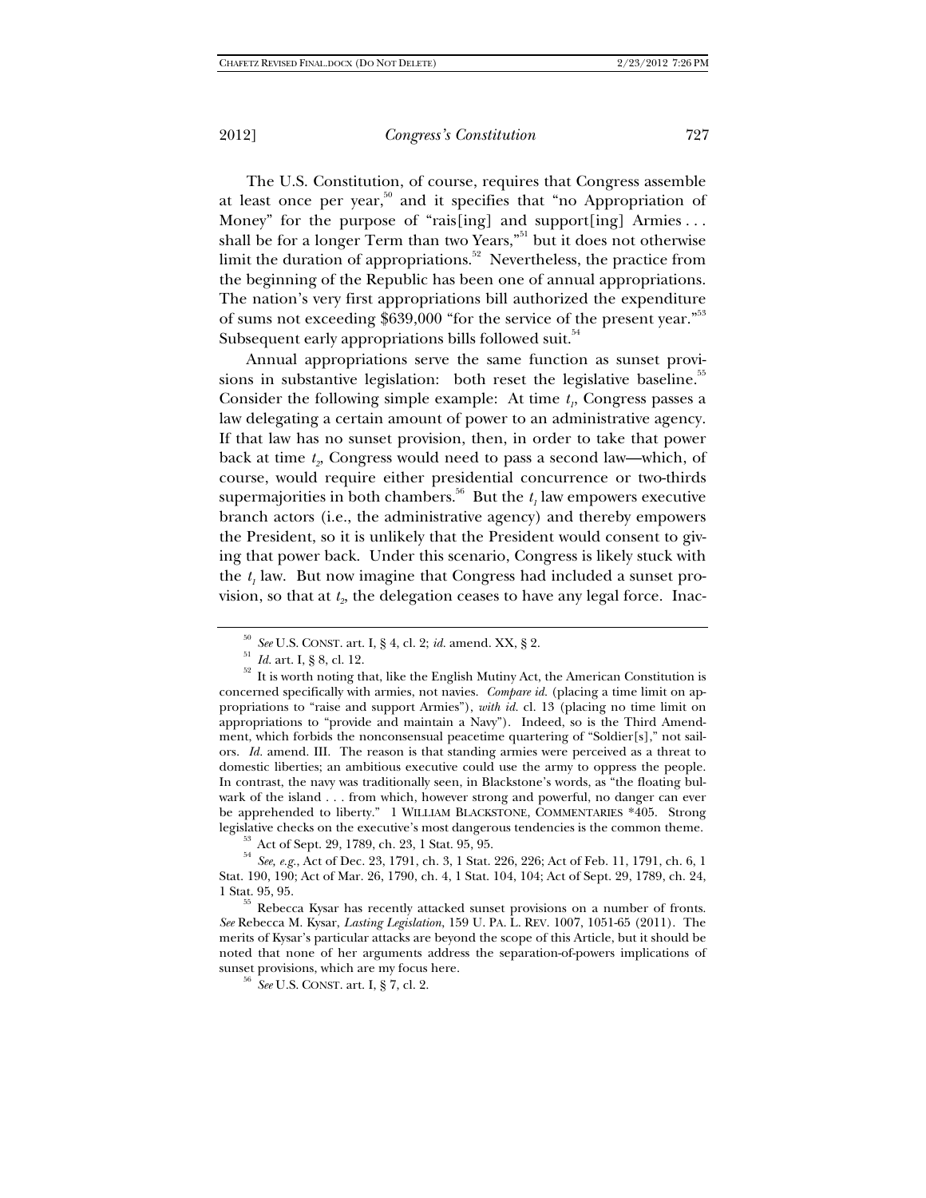The U.S. Constitution, of course, requires that Congress assemble at least once per year,[50] and it specifies that "no Appropriation of Money" for the purpose of "rais[ing] and support[ing] Armies . . . shall be for a longer Term than two Years,"[51] but it does not otherwise limit the duration of appropriations.[52] Nevertheless, the practice from the beginning of the Republic has been one of annual appropriations. The nation's very first appropriations bill authorized the expenditure of sums not exceeding $639,000 "for the service of the present year."[53] Subsequent early appropriations bills followed suit.[54]

Annual appropriations serve the same function as sunset provisions in substantive legislation: both reset the legislative baseline.[55] Consider the following simple example: At time $t_1$, Congress passes a law delegating a certain amount of power to an administrative agency. If that law has no sunset provision, then, in order to take that power back at time $t_2$, Congress would need to pass a second law—which, of course, would require either presidential concurrence or two-thirds supermajorities in both chambers.[56] But the $t_1$ law empowers executive branch actors (i.e., the administrative agency) and thereby empowers the President, so it is unlikely that the President would consent to giving that power back. Under this scenario, Congress is likely stuck with the $t_1$ law. But now imagine that Congress had included a sunset provision, so that at $t_2$, the delegation ceases to have any legal force. Inac-

---

[50] *See* U.S. CONST. art. I, § 4, cl. 2; *id.* amend. XX, § 2.

[51] *Id.* art. I, § 8, cl. 12.

[52] It is worth noting that, like the English Mutiny Act, the American Constitution is concerned specifically with armies, not navies. *Compare id.* (placing a time limit on appropriations to "raise and support Armies"), *with id.* cl. 13 (placing no time limit on appropriations to "provide and maintain a Navy"). Indeed, so is the Third Amendment, which forbids the nonconsensual peacetime quartering of "Soldier[s]," not sailors. *Id.* amend. III. The reason is that standing armies were perceived as a threat to domestic liberties; an ambitious executive could use the army to oppress the people. In contrast, the navy was traditionally seen, in Blackstone's words, as "the floating bulwark of the island . . . from which, however strong and powerful, no danger can ever be apprehended to liberty." 1 WILLIAM BLACKSTONE, COMMENTARIES *405. Strong legislative checks on the executive's most dangerous tendencies is the common theme.

[53] Act of Sept. 29, 1789, ch. 23, 1 Stat. 95, 95.

[54] *See, e.g.*, Act of Dec. 23, 1791, ch. 3, 1 Stat. 226, 226; Act of Feb. 11, 1791, ch. 6, 1 Stat. 190, 190; Act of Mar. 26, 1790, ch. 4, 1 Stat. 104, 104; Act of Sept. 29, 1789, ch. 24, 1 Stat. 95, 95.

[55] Rebecca Kysar has recently attacked sunset provisions on a number of fronts. *See* Rebecca M. Kysar, *Lasting Legislation*, 159 U. PA. L. REV. 1007, 1051-65 (2011). The merits of Kysar's particular attacks are beyond the scope of this Article, but it should be noted that none of her arguments address the separation-of-powers implications of sunset provisions, which are my focus here.

[56] *See* U.S. CONST. art. I, § 7, cl. 2.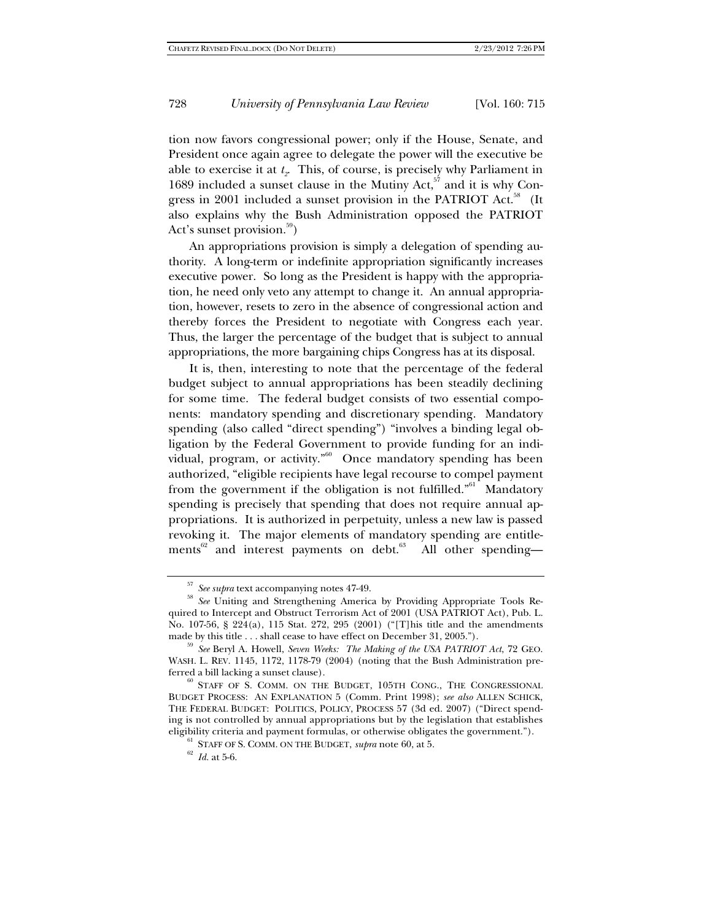tion now favors congressional power; only if the House, Senate, and President once again agree to delegate the power will the executive be able to exercise it at $t_2$. This, of course, is precisely why Parliament in 1689 included a sunset clause in the Mutiny Act,[57] and it is why Congress in 2001 included a sunset provision in the PATRIOT Act.[58] (It also explains why the Bush Administration opposed the PATRIOT Act's sunset provision.[59])

An appropriations provision is simply a delegation of spending authority. A long-term or indefinite appropriation significantly increases executive power. So long as the President is happy with the appropriation, he need only veto any attempt to change it. An annual appropriation, however, resets to zero in the absence of congressional action and thereby forces the President to negotiate with Congress each year. Thus, the larger the percentage of the budget that is subject to annual appropriations, the more bargaining chips Congress has at its disposal.

It is, then, interesting to note that the percentage of the federal budget subject to annual appropriations has been steadily declining for some time. The federal budget consists of two essential components: mandatory spending and discretionary spending. Mandatory spending (also called "direct spending") "involves a binding legal obligation by the Federal Government to provide funding for an individual, program, or activity."[60] Once mandatory spending has been authorized, "eligible recipients have legal recourse to compel payment from the government if the obligation is not fulfilled."[61] Mandatory spending is precisely that spending that does not require annual appropriations. It is authorized in perpetuity, unless a new law is passed revoking it. The major elements of mandatory spending are entitlements[62] and interest payments on debt.[63] All other spending—

---

[57] *See supra* text accompanying notes 47-49.

[58] *See* Uniting and Strengthening America by Providing Appropriate Tools Required to Intercept and Obstruct Terrorism Act of 2001 (USA PATRIOT Act), Pub. L. No. 107-56, § 224(a), 115 Stat. 272, 295 (2001) ("[T]his title and the amendments made by this title . . . shall cease to have effect on December 31, 2005.").

[59] *See* Beryl A. Howell, *Seven Weeks: The Making of the USA PATRIOT Act*, 72 GEO. WASH. L. REV. 1145, 1172, 1178-79 (2004) (noting that the Bush Administration preferred a bill lacking a sunset clause).

[60] STAFF OF S. COMM. ON THE BUDGET, 105TH CONG., THE CONGRESSIONAL BUDGET PROCESS: AN EXPLANATION 5 (Comm. Print 1998); *see also* ALLEN SCHICK, THE FEDERAL BUDGET: POLITICS, POLICY, PROCESS 57 (3d ed. 2007) ("Direct spending is not controlled by annual appropriations but by the legislation that establishes eligibility criteria and payment formulas, or otherwise obligates the government.").

[61] STAFF OF S. COMM. ON THE BUDGET, *supra* note 60, at 5.

[62] *Id.* at 5-6.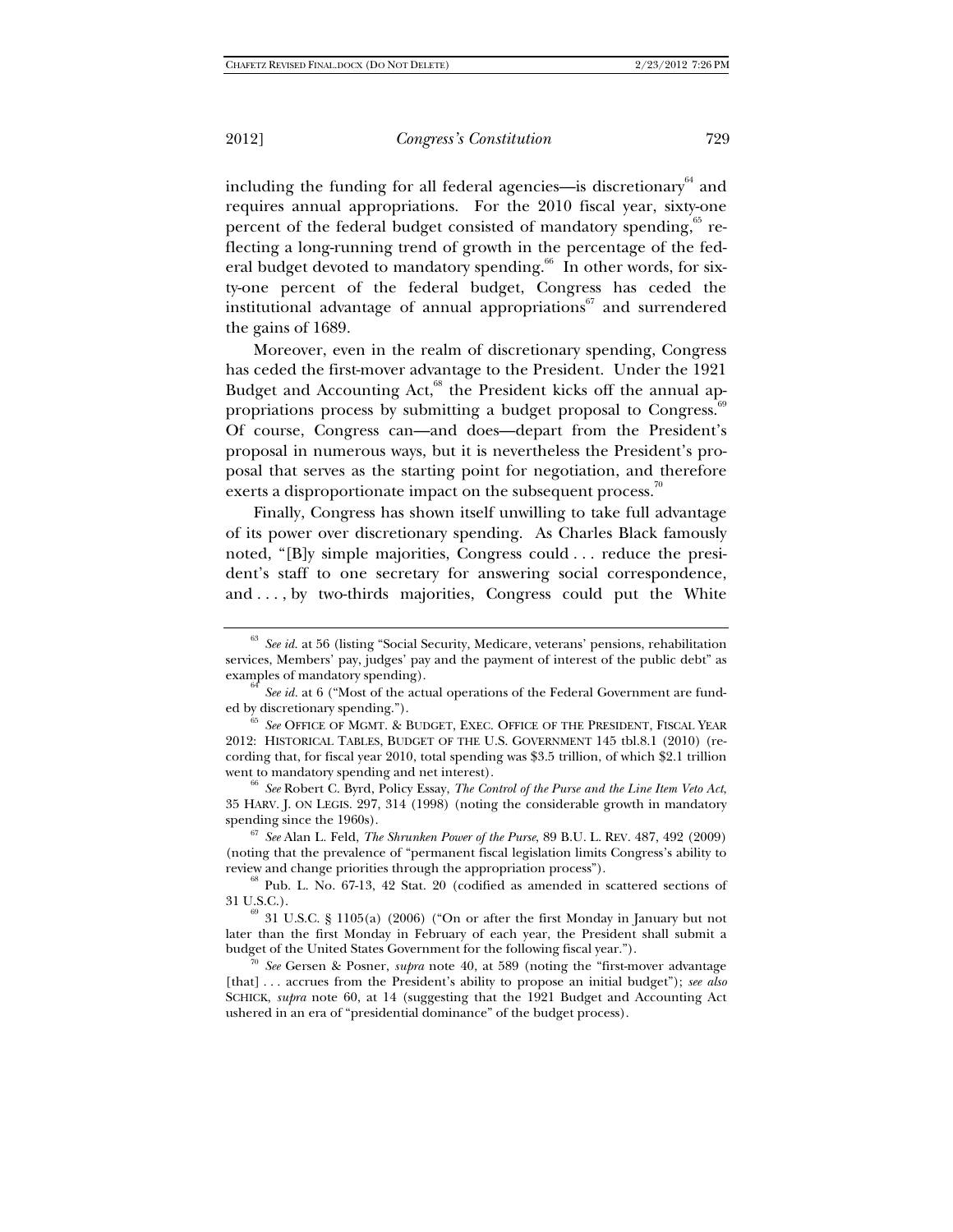including the funding for all federal agencies—is discretionary[64] and requires annual appropriations. For the 2010 fiscal year, sixty-one percent of the federal budget consisted of mandatory spending,[65] reflecting a long-running trend of growth in the percentage of the federal budget devoted to mandatory spending.[66] In other words, for sixty-one percent of the federal budget, Congress has ceded the institutional advantage of annual appropriations[67] and surrendered the gains of 1689.

Moreover, even in the realm of discretionary spending, Congress has ceded the first-mover advantage to the President. Under the 1921 Budget and Accounting Act,[68] the President kicks off the annual appropriations process by submitting a budget proposal to Congress.[69] Of course, Congress can—and does—depart from the President's proposal in numerous ways, but it is nevertheless the President's proposal that serves as the starting point for negotiation, and therefore exerts a disproportionate impact on the subsequent process.[70]

Finally, Congress has shown itself unwilling to take full advantage of its power over discretionary spending. As Charles Black famously noted, "[B]y simple majorities, Congress could . . . reduce the president's staff to one secretary for answering social correspondence, and . . . , by two-thirds majorities, Congress could put the White

---

[63] *See id.* at 56 (listing "Social Security, Medicare, veterans' pensions, rehabilitation services, Members' pay, judges' pay and the payment of interest of the public debt" as examples of mandatory spending).

[64] *See id.* at 6 ("Most of the actual operations of the Federal Government are funded by discretionary spending.").

[65] *See* OFFICE OF MGMT. & BUDGET, EXEC. OFFICE OF THE PRESIDENT, FISCAL YEAR 2012: HISTORICAL TABLES, BUDGET OF THE U.S. GOVERNMENT 145 tbl.8.1 (2010) (recording that, for fiscal year 2010, total spending was $3.5 trillion, of which $2.1 trillion went to mandatory spending and net interest).

[66] *See* Robert C. Byrd, Policy Essay, *The Control of the Purse and the Line Item Veto Act*, 35 HARV. J. ON LEGIS. 297, 314 (1998) (noting the considerable growth in mandatory spending since the 1960s).

[67] *See* Alan L. Feld, *The Shrunken Power of the Purse*, 89 B.U. L. REV. 487, 492 (2009) (noting that the prevalence of "permanent fiscal legislation limits Congress's ability to review and change priorities through the appropriation process").

[68] Pub. L. No. 67-13, 42 Stat. 20 (codified as amended in scattered sections of 31 U.S.C.).

[69] 31 U.S.C. § 1105(a) (2006) ("On or after the first Monday in January but not later than the first Monday in February of each year, the President shall submit a budget of the United States Government for the following fiscal year.").

[70] *See* Gersen & Posner, *supra* note 40, at 589 (noting the "first-mover advantage [that] . . . accrues from the President's ability to propose an initial budget"); *see also* SCHICK, *supra* note 60, at 14 (suggesting that the 1921 Budget and Accounting Act ushered in an era of "presidential dominance" of the budget process).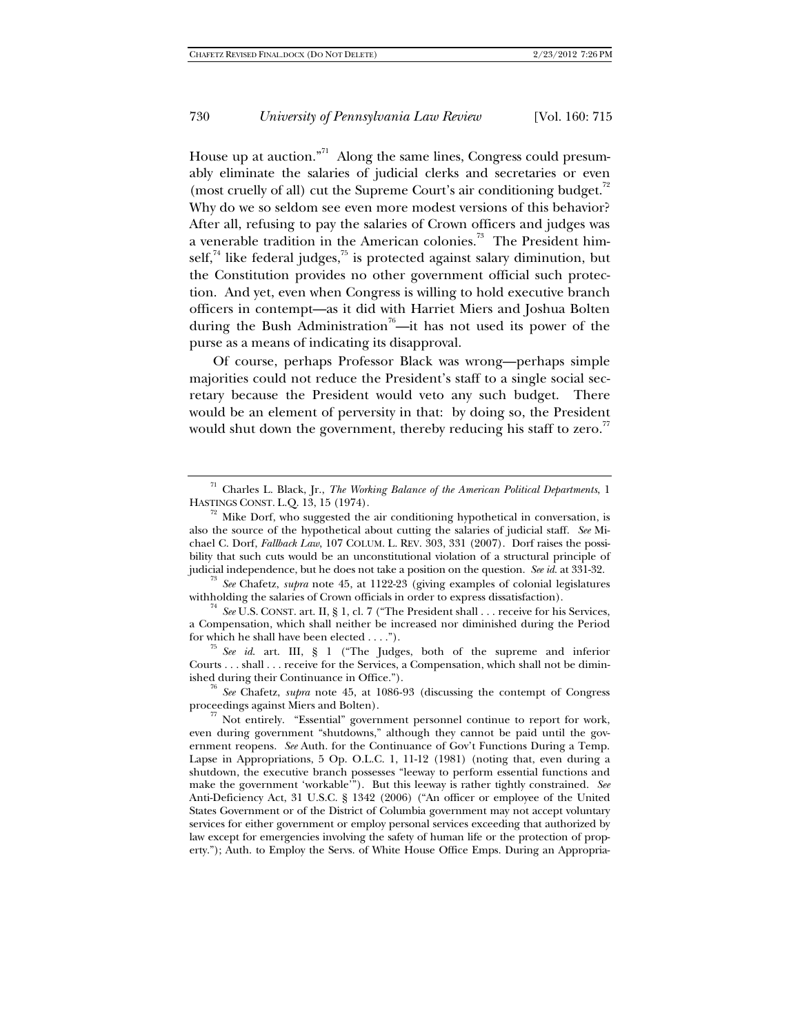House up at auction."[71] Along the same lines, Congress could presumably eliminate the salaries of judicial clerks and secretaries or even (most cruelly of all) cut the Supreme Court's air conditioning budget.[72] Why do we so seldom see even more modest versions of this behavior? After all, refusing to pay the salaries of Crown officers and judges was a venerable tradition in the American colonies.[73] The President himself,[74] like federal judges,[75] is protected against salary diminution, but the Constitution provides no other government official such protection. And yet, even when Congress is willing to hold executive branch officers in contempt—as it did with Harriet Miers and Joshua Bolten during the Bush Administration[76]—it has not used its power of the purse as a means of indicating its disapproval.

Of course, perhaps Professor Black was wrong—perhaps simple majorities could not reduce the President's staff to a single social secretary because the President would veto any such budget. There would be an element of perversity in that: by doing so, the President would shut down the government, thereby reducing his staff to zero.[77]

---

[71] Charles L. Black, Jr., *The Working Balance of the American Political Departments*, 1 HASTINGS CONST. L.Q. 13, 15 (1974).

[72] Mike Dorf, who suggested the air conditioning hypothetical in conversation, is also the source of the hypothetical about cutting the salaries of judicial staff. *See* Michael C. Dorf, *Fallback Law*, 107 COLUM. L. REV. 303, 331 (2007). Dorf raises the possibility that such cuts would be an unconstitutional violation of a structural principle of judicial independence, but he does not take a position on the question. *See id.* at 331-32.

[73] *See* Chafetz, *supra* note 45, at 1122-23 (giving examples of colonial legislatures withholding the salaries of Crown officials in order to express dissatisfaction).

[74] *See* U.S. CONST. art. II, § 1, cl. 7 ("The President shall . . . receive for his Services, a Compensation, which shall neither be increased nor diminished during the Period for which he shall have been elected . . . .").

[75] *See id.* art. III, § 1 ("The Judges, both of the supreme and inferior Courts . . . shall . . . receive for the Services, a Compensation, which shall not be diminished during their Continuance in Office.").

[76] *See* Chafetz, *supra* note 45, at 1086-93 (discussing the contempt of Congress proceedings against Miers and Bolten).

[77] Not entirely. "Essential" government personnel continue to report for work, even during government "shutdowns," although they cannot be paid until the government reopens. *See* Auth. for the Continuance of Gov't Functions During a Temp. Lapse in Appropriations, 5 Op. O.L.C. 1, 11-12 (1981) (noting that, even during a shutdown, the executive branch possesses "leeway to perform essential functions and make the government 'workable'"). But this leeway is rather tightly constrained. *See* Anti-Deficiency Act, 31 U.S.C. § 1342 (2006) ("An officer or employee of the United States Government or of the District of Columbia government may not accept voluntary services for either government or employ personal services exceeding that authorized by law except for emergencies involving the safety of human life or the protection of property."); Auth. to Employ the Servs. of White House Office Emps. During an Appropria-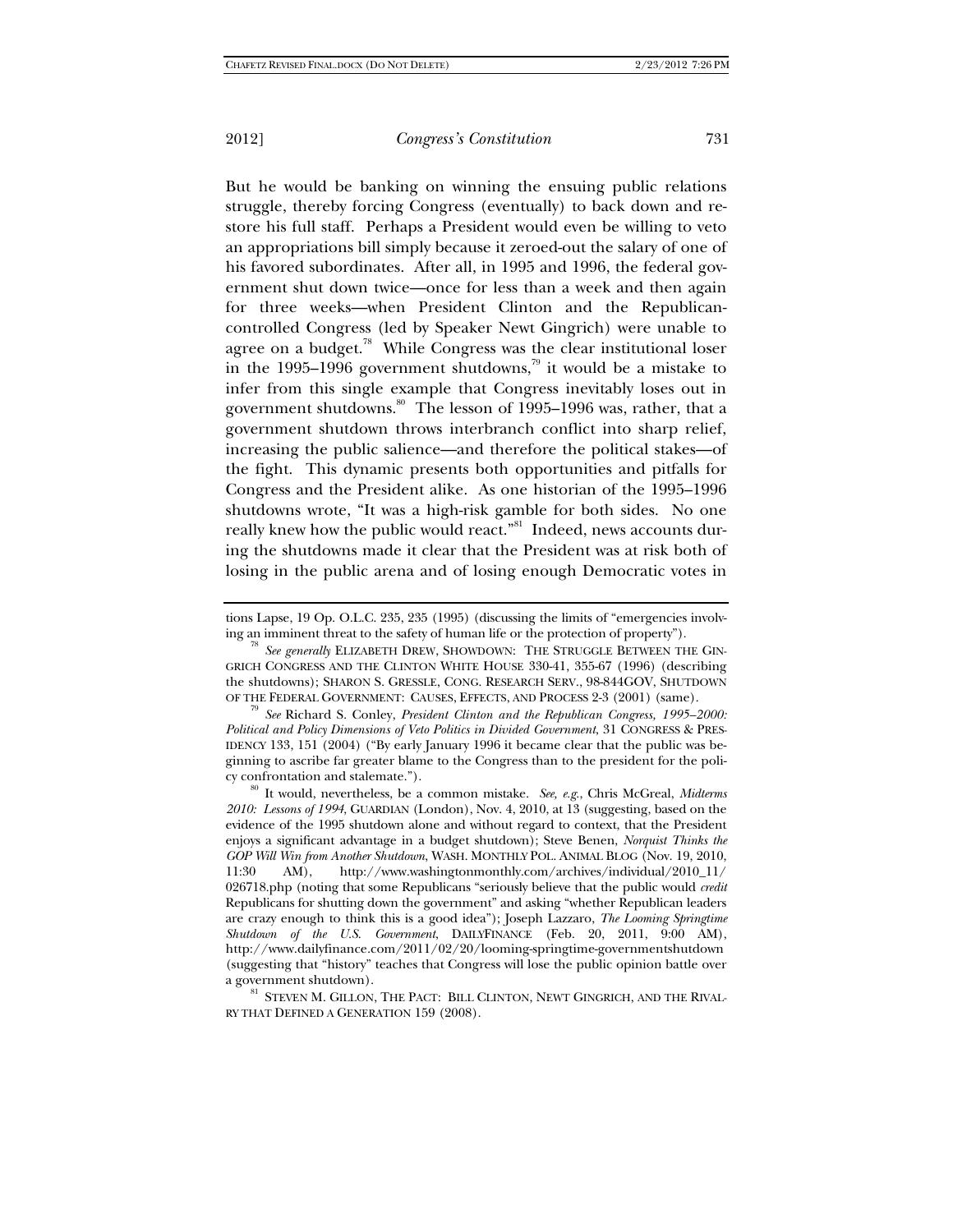But he would be banking on winning the ensuing public relations struggle, thereby forcing Congress (eventually) to back down and restore his full staff. Perhaps a President would even be willing to veto an appropriations bill simply because it zeroed-out the salary of one of his favored subordinates. After all, in 1995 and 1996, the federal government shut down twice—once for less than a week and then again for three weeks—when President Clinton and the Republican-controlled Congress (led by Speaker Newt Gingrich) were unable to agree on a budget.[78] While Congress was the clear institutional loser in the 1995–1996 government shutdowns,[79] it would be a mistake to infer from this single example that Congress inevitably loses out in government shutdowns.[80] The lesson of 1995–1996 was, rather, that a government shutdown throws interbranch conflict into sharp relief, increasing the public salience—and therefore the political stakes—of the fight. This dynamic presents both opportunities and pitfalls for Congress and the President alike. As one historian of the 1995–1996 shutdowns wrote, "It was a high-risk gamble for both sides. No one really knew how the public would react."[81] Indeed, news accounts during the shutdowns made it clear that the President was at risk both of losing in the public arena and of losing enough Democratic votes in

---

tions Lapse, 19 Op. O.L.C. 235, 235 (1995) (discussing the limits of "emergencies involving an imminent threat to the safety of human life or the protection of property").

[78] *See generally* ELIZABETH DREW, SHOWDOWN: THE STRUGGLE BETWEEN THE GINGRICH CONGRESS AND THE CLINTON WHITE HOUSE 330-41, 355-67 (1996) (describing the shutdowns); SHARON S. GRESSLE, CONG. RESEARCH SERV., 98-844GOV, SHUTDOWN OF THE FEDERAL GOVERNMENT: CAUSES, EFFECTS, AND PROCESS 2-3 (2001) (same).

[79] *See* Richard S. Conley, *President Clinton and the Republican Congress, 1995–2000: Political and Policy Dimensions of Veto Politics in Divided Government*, 31 CONGRESS & PRESIDENCY 133, 151 (2004) ("By early January 1996 it became clear that the public was beginning to ascribe far greater blame to the Congress than to the president for the policy confrontation and stalemate.").

[80] It would, nevertheless, be a common mistake. *See, e.g.*, Chris McGreal, *Midterms 2010: Lessons of 1994*, GUARDIAN (London), Nov. 4, 2010, at 13 (suggesting, based on the evidence of the 1995 shutdown alone and without regard to context, that the President enjoys a significant advantage in a budget shutdown); Steve Benen, *Norquist Thinks the GOP Will Win from Another Shutdown*, WASH. MONTHLY POL. ANIMAL BLOG (Nov. 19, 2010, 11:30 AM), http://www.washingtonmonthly.com/archives/individual/2010_11/026718.php (noting that some Republicans "seriously believe that the public would *credit* Republicans for shutting down the government" and asking "whether Republican leaders are crazy enough to think this is a good idea"); Joseph Lazzaro, *The Looming Springtime Shutdown of the U.S. Government*, DAILYFINANCE (Feb. 20, 2011, 9:00 AM), http://www.dailyfinance.com/2011/02/20/looming-springtime-governmentshutdown (suggesting that "history" teaches that Congress will lose the public opinion battle over a government shutdown).

[81] STEVEN M. GILLON, THE PACT: BILL CLINTON, NEWT GINGRICH, AND THE RIVALRY THAT DEFINED A GENERATION 159 (2008).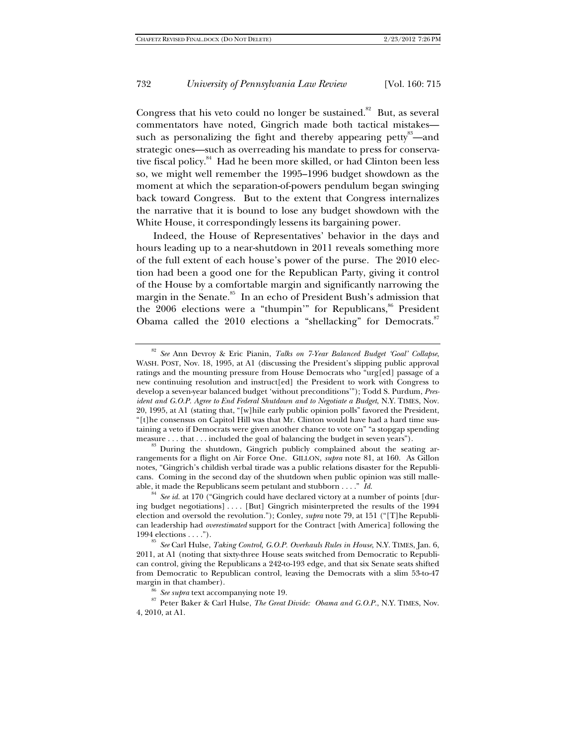Congress that his veto could no longer be sustained.[82] But, as several commentators have noted, Gingrich made both tactical mistakes—such as personalizing the fight and thereby appearing petty[83]—and strategic ones—such as overreading his mandate to press for conservative fiscal policy.[84] Had he been more skilled, or had Clinton been less so, we might well remember the 1995–1996 budget showdown as the moment at which the separation-of-powers pendulum began swinging back toward Congress. But to the extent that Congress internalizes the narrative that it is bound to lose any budget showdown with the White House, it correspondingly lessens its bargaining power.

Indeed, the House of Representatives' behavior in the days and hours leading up to a near-shutdown in 2011 reveals something more of the full extent of each house's power of the purse. The 2010 election had been a good one for the Republican Party, giving it control of the House by a comfortable margin and significantly narrowing the margin in the Senate.[85] In an echo of President Bush's admission that the 2006 elections were a "thumpin'" for Republicans,[86] President Obama called the 2010 elections a "shellacking" for Democrats.[87]

---

[82] *See* Ann Devroy & Eric Pianin, *Talks on 7-Year Balanced Budget 'Goal' Collapse*, WASH. POST, Nov. 18, 1995, at A1 (discussing the President's slipping public approval ratings and the mounting pressure from House Democrats who "urg[ed] passage of a new continuing resolution and instruct[ed] the President to work with Congress to develop a seven-year balanced budget 'without preconditions'"); Todd S. Purdum, *President and G.O.P. Agree to End Federal Shutdown and to Negotiate a Budget*, N.Y. TIMES, Nov. 20, 1995, at A1 (stating that, "[w]hile early public opinion polls" favored the President, "[t]he consensus on Capitol Hill was that Mr. Clinton would have had a hard time sustaining a veto if Democrats were given another chance to vote on" "a stopgap spending measure . . . that . . . included the goal of balancing the budget in seven years").

[83] During the shutdown, Gingrich publicly complained about the seating arrangements for a flight on Air Force One. GILLON, *supra* note 81, at 160. As Gillon notes, "Gingrich's childish verbal tirade was a public relations disaster for the Republicans. Coming in the second day of the shutdown when public opinion was still malleable, it made the Republicans seem petulant and stubborn . . . ." *Id.*

[84] *See id.* at 170 ("Gingrich could have declared victory at a number of points [during budget negotiations] . . . . [But] Gingrich misinterpreted the results of the 1994 election and oversold the revolution."); Conley, *supra* note 79, at 151 ("[T]he Republican leadership had *overestimated* support for the Contract [with America] following the 1994 elections . . . .").

[85] *See* Carl Hulse, *Taking Control, G.O.P. Overhauls Rules in House*, N.Y. TIMES, Jan. 6, 2011, at A1 (noting that sixty-three House seats switched from Democratic to Republican control, giving the Republicans a 242-to-193 edge, and that six Senate seats shifted from Democratic to Republican control, leaving the Democrats with a slim 53-to-47 margin in that chamber).

[86] *See supra* text accompanying note 19.

[87] Peter Baker & Carl Hulse, *The Great Divide: Obama and G.O.P.*, N.Y. TIMES, Nov. 4, 2010, at A1.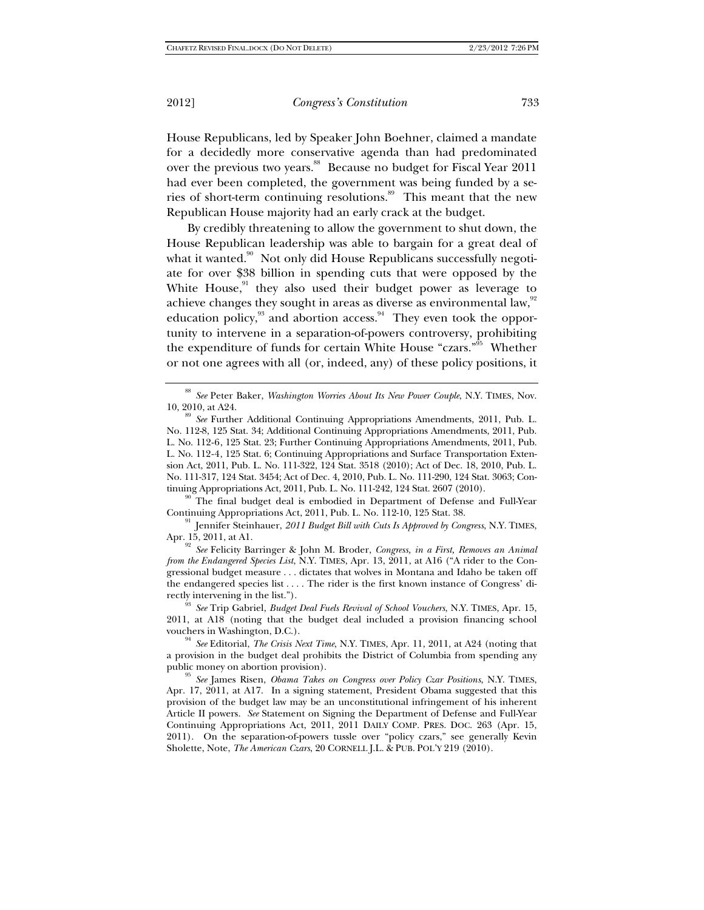House Republicans, led by Speaker John Boehner, claimed a mandate for a decidedly more conservative agenda than had predominated over the previous two years.[88] Because no budget for Fiscal Year 2011 had ever been completed, the government was being funded by a series of short-term continuing resolutions.[89] This meant that the new Republican House majority had an early crack at the budget.

By credibly threatening to allow the government to shut down, the House Republican leadership was able to bargain for a great deal of what it wanted.[90] Not only did House Republicans successfully negotiate for over $38 billion in spending cuts that were opposed by the White House,[91] they also used their budget power as leverage to achieve changes they sought in areas as diverse as environmental law,[92] education policy,[93] and abortion access.[94] They even took the opportunity to intervene in a separation-of-powers controversy, prohibiting the expenditure of funds for certain White House "czars."[95] Whether or not one agrees with all (or, indeed, any) of these policy positions, it

---

[88] *See* Peter Baker, *Washington Worries About Its New Power Couple*, N.Y. TIMES, Nov. 10, 2010, at A24.

[89] *See* Further Additional Continuing Appropriations Amendments, 2011, Pub. L. No. 112-8, 125 Stat. 34; Additional Continuing Appropriations Amendments, 2011, Pub. L. No. 112-6, 125 Stat. 23; Further Continuing Appropriations Amendments, 2011, Pub. L. No. 112-4, 125 Stat. 6; Continuing Appropriations and Surface Transportation Extension Act, 2011, Pub. L. No. 111-322, 124 Stat. 3518 (2010); Act of Dec. 18, 2010, Pub. L. No. 111-317, 124 Stat. 3454; Act of Dec. 4, 2010, Pub. L. No. 111-290, 124 Stat. 3063; Continuing Appropriations Act, 2011, Pub. L. No. 111-242, 124 Stat. 2607 (2010).

[90] The final budget deal is embodied in Department of Defense and Full-Year Continuing Appropriations Act, 2011, Pub. L. No. 112-10, 125 Stat. 38.

[91] Jennifer Steinhauer, *2011 Budget Bill with Cuts Is Approved by Congress*, N.Y. TIMES, Apr. 15, 2011, at A1.

[92] *See* Felicity Barringer & John M. Broder, *Congress, in a First, Removes an Animal from the Endangered Species List*, N.Y. TIMES, Apr. 13, 2011, at A16 ("A rider to the Congressional budget measure . . . dictates that wolves in Montana and Idaho be taken off the endangered species list . . . . The rider is the first known instance of Congress' directly intervening in the list.").

[93] *See* Trip Gabriel, *Budget Deal Fuels Revival of School Vouchers*, N.Y. TIMES, Apr. 15, 2011, at A18 (noting that the budget deal included a provision financing school vouchers in Washington, D.C.).

[94] *See* Editorial, *The Crisis Next Time*, N.Y. TIMES, Apr. 11, 2011, at A24 (noting that a provision in the budget deal prohibits the District of Columbia from spending any public money on abortion provision).

[95] *See* James Risen, *Obama Takes on Congress over Policy Czar Positions*, N.Y. TIMES, Apr. 17, 2011, at A17. In a signing statement, President Obama suggested that this provision of the budget law may be an unconstitutional infringement of his inherent Article II powers. *See* Statement on Signing the Department of Defense and Full-Year Continuing Appropriations Act, 2011, 2011 DAILY COMP. PRES. DOC. 263 (Apr. 15, 2011). On the separation-of-powers tussle over "policy czars," see generally Kevin Sholette, Note, *The American Czars*, 20 CORNELL J.L. & PUB. POL'Y 219 (2010).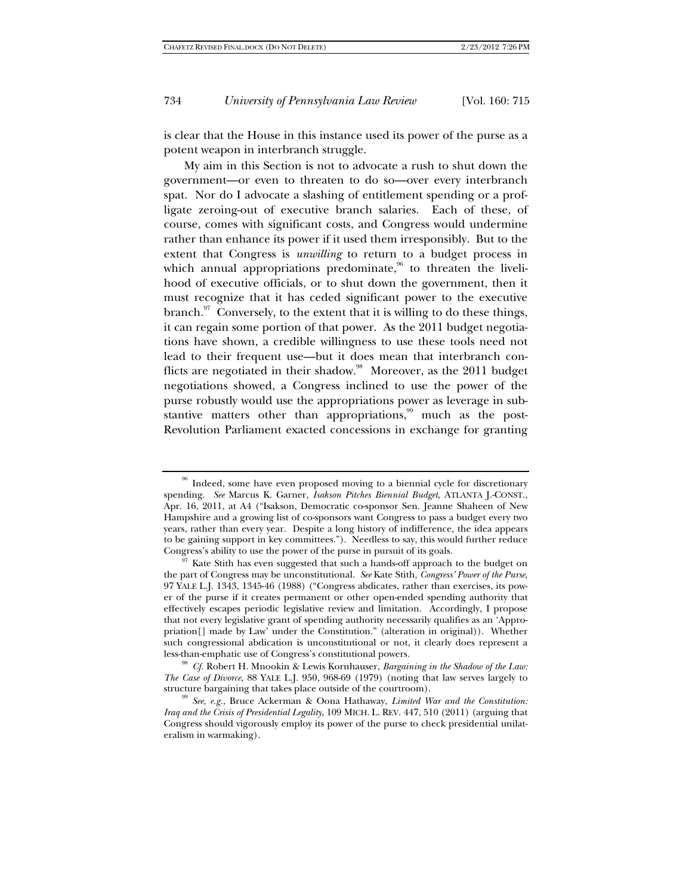is clear that the House in this instance used its power of the purse as a potent weapon in interbranch struggle.

My aim in this Section is not to advocate a rush to shut down the government—or even to threaten to do so—over every interbranch spat. Nor do I advocate a slashing of entitlement spending or a profligate zeroing-out of executive branch salaries. Each of these, of course, comes with significant costs, and Congress would undermine rather than enhance its power if it used them irresponsibly. But to the extent that Congress is *unwilling* to return to a budget process in which annual appropriations predominate,[96] to threaten the livelihood of executive officials, or to shut down the government, then it must recognize that it has ceded significant power to the executive branch.[97] Conversely, to the extent that it is willing to do these things, it can regain some portion of that power. As the 2011 budget negotiations have shown, a credible willingness to use these tools need not lead to their frequent use—but it does mean that interbranch conflicts are negotiated in their shadow.[98] Moreover, as the 2011 budget negotiations showed, a Congress inclined to use the power of the purse robustly would use the appropriations power as leverage in substantive matters other than appropriations,[99] much as the post-Revolution Parliament exacted concessions in exchange for granting

---

[96] Indeed, some have even proposed moving to a biennial cycle for discretionary spending. *See* Marcus K. Garner, *Isakson Pitches Biennial Budget*, ATLANTA J.-CONST., Apr. 16, 2011, at A4 ("Isakson, Democratic co-sponsor Sen. Jeanne Shaheen of New Hampshire and a growing list of co-sponsors want Congress to pass a budget every two years, rather than every year. Despite a long history of indifference, the idea appears to be gaining support in key committees."). Needless to say, this would further reduce Congress's ability to use the power of the purse in pursuit of its goals.

[97] Kate Stith has even suggested that such a hands-off approach to the budget on the part of Congress may be unconstitutional. *See* Kate Stith, *Congress' Power of the Purse*, 97 YALE L.J. 1343, 1345-46 (1988) ("Congress abdicates, rather than exercises, its power of the purse if it creates permanent or other open-ended spending authority that effectively escapes periodic legislative review and limitation. Accordingly, I propose that not every legislative grant of spending authority necessarily qualifies as an 'Appropriation[] made by Law' under the Constitution." (alteration in original)). Whether such congressional abdication is unconstitutional or not, it clearly does represent a less-than-emphatic use of Congress's constitutional powers.

[98] *Cf.* Robert H. Mnookin & Lewis Kornhauser, *Bargaining in the Shadow of the Law: The Case of Divorce*, 88 YALE L.J. 950, 968-69 (1979) (noting that law serves largely to structure bargaining that takes place outside of the courtroom).

[99] *See, e.g.*, Bruce Ackerman & Oona Hathaway, *Limited War and the Constitution: Iraq and the Crisis of Presidential Legality*, 109 MICH. L. REV. 447, 510 (2011) (arguing that Congress should vigorously employ its power of the purse to check presidential unilateralism in warmaking).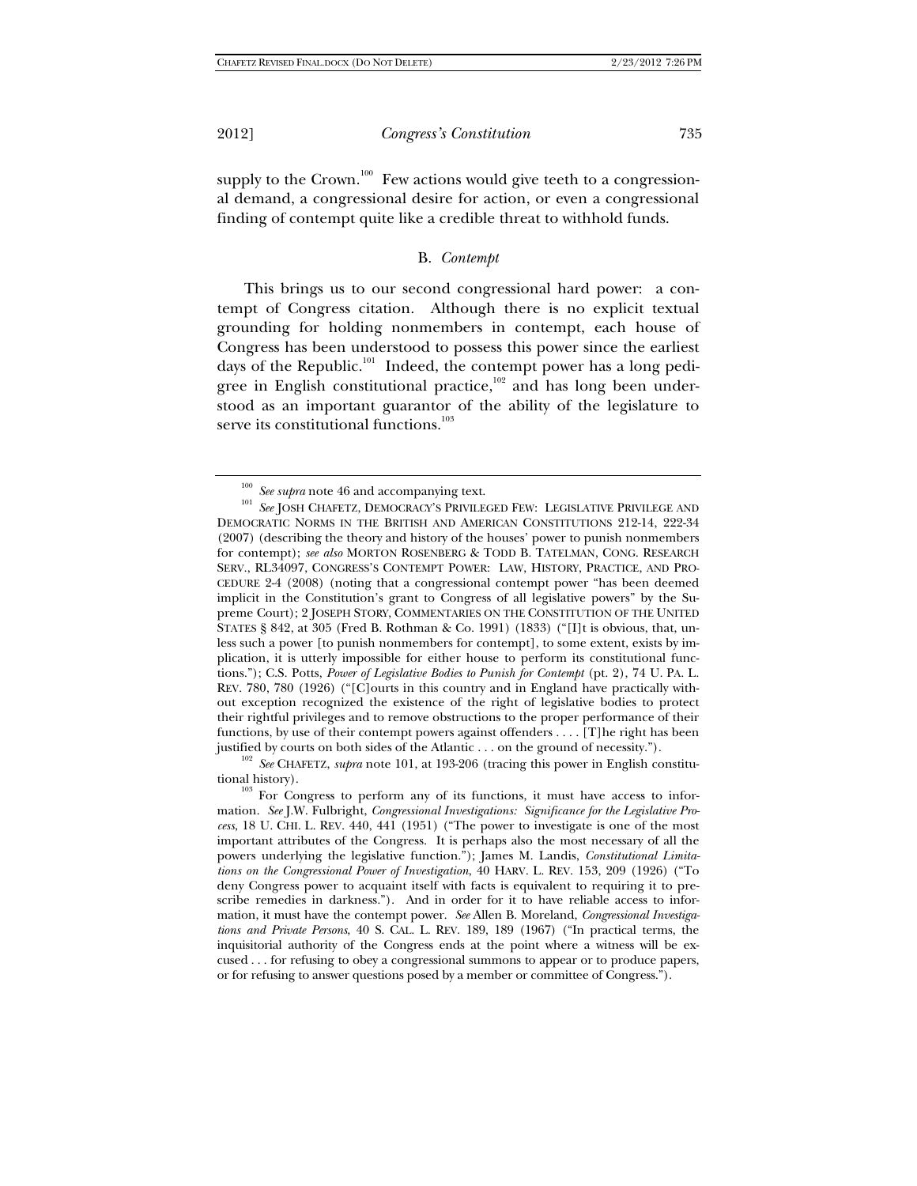supply to the Crown.[100] Few actions would give teeth to a congressional demand, a congressional desire for action, or even a congressional finding of contempt quite like a credible threat to withhold funds.

### B. *Contempt*

This brings us to our second congressional hard power: a contempt of Congress citation. Although there is no explicit textual grounding for holding nonmembers in contempt, each house of Congress has been understood to possess this power since the earliest days of the Republic.[101] Indeed, the contempt power has a long pedigree in English constitutional practice,[102] and has long been understood as an important guarantor of the ability of the legislature to serve its constitutional functions.[103]

---

[100] *See supra* note 46 and accompanying text.

[101] *See* JOSH CHAFETZ, DEMOCRACY'S PRIVILEGED FEW: LEGISLATIVE PRIVILEGE AND DEMOCRATIC NORMS IN THE BRITISH AND AMERICAN CONSTITUTIONS 212-14, 222-34 (2007) (describing the theory and history of the houses' power to punish nonmembers for contempt); *see also* MORTON ROSENBERG & TODD B. TATELMAN, CONG. RESEARCH SERV., RL34097, CONGRESS'S CONTEMPT POWER: LAW, HISTORY, PRACTICE, AND PROCEDURE 2-4 (2008) (noting that a congressional contempt power "has been deemed implicit in the Constitution's grant to Congress of all legislative powers" by the Supreme Court); 2 JOSEPH STORY, COMMENTARIES ON THE CONSTITUTION OF THE UNITED STATES § 842, at 305 (Fred B. Rothman & Co. 1991) (1833) ("[I]t is obvious, that, unless such a power [to punish nonmembers for contempt], to some extent, exists by implication, it is utterly impossible for either house to perform its constitutional functions."); C.S. Potts, *Power of Legislative Bodies to Punish for Contempt* (pt. 2), 74 U. PA. L. REV. 780, 780 (1926) ("[C]ourts in this country and in England have practically without exception recognized the existence of the right of legislative bodies to protect their rightful privileges and to remove obstructions to the proper performance of their functions, by use of their contempt powers against offenders . . . . [T]he right has been justified by courts on both sides of the Atlantic . . . on the ground of necessity.").

[102] *See* CHAFETZ, *supra* note 101, at 193-206 (tracing this power in English constitutional history).

[103] For Congress to perform any of its functions, it must have access to information. *See* J.W. Fulbright, *Congressional Investigations: Significance for the Legislative Process*, 18 U. CHI. L. REV. 440, 441 (1951) ("The power to investigate is one of the most important attributes of the Congress. It is perhaps also the most necessary of all the powers underlying the legislative function."); James M. Landis, *Constitutional Limitations on the Congressional Power of Investigation*, 40 HARV. L. REV. 153, 209 (1926) ("To deny Congress power to acquaint itself with facts is equivalent to requiring it to prescribe remedies in darkness."). And in order for it to have reliable access to information, it must have the contempt power. *See* Allen B. Moreland, *Congressional Investigations and Private Persons*, 40 S. CAL. L. REV. 189, 189 (1967) ("In practical terms, the inquisitorial authority of the Congress ends at the point where a witness will be excused . . . for refusing to obey a congressional summons to appear or to produce papers, or for refusing to answer questions posed by a member or committee of Congress.").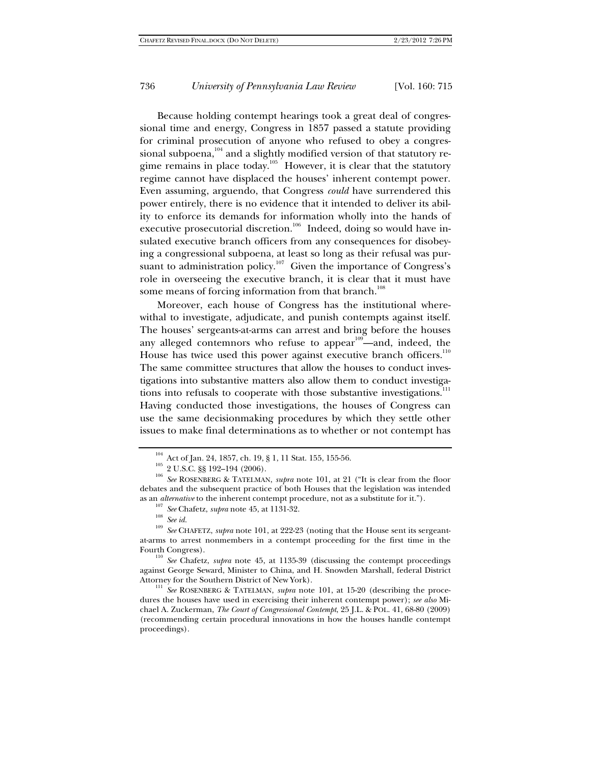Because holding contempt hearings took a great deal of congressional time and energy, Congress in 1857 passed a statute providing for criminal prosecution of anyone who refused to obey a congressional subpoena,[104] and a slightly modified version of that statutory regime remains in place today.[105] However, it is clear that the statutory regime cannot have displaced the houses' inherent contempt power. Even assuming, arguendo, that Congress *could* have surrendered this power entirely, there is no evidence that it intended to deliver its ability to enforce its demands for information wholly into the hands of executive prosecutorial discretion.[106] Indeed, doing so would have insulated executive branch officers from any consequences for disobeying a congressional subpoena, at least so long as their refusal was pursuant to administration policy.[107] Given the importance of Congress's role in overseeing the executive branch, it is clear that it must have some means of forcing information from that branch.[108]

Moreover, each house of Congress has the institutional wherewithal to investigate, adjudicate, and punish contempts against itself. The houses' sergeants-at-arms can arrest and bring before the houses any alleged contemnors who refuse to appear[109]—and, indeed, the House has twice used this power against executive branch officers.[110] The same committee structures that allow the houses to conduct investigations into substantive matters also allow them to conduct investigations into refusals to cooperate with those substantive investigations.[111] Having conducted those investigations, the houses of Congress can use the same decisionmaking procedures by which they settle other issues to make final determinations as to whether or not contempt has

---

[104] Act of Jan. 24, 1857, ch. 19, § 1, 11 Stat. 155, 155-56.

[105] 2 U.S.C. §§ 192–194 (2006).

[106] *See* ROSENBERG & TATELMAN, *supra* note 101, at 21 ("It is clear from the floor debates and the subsequent practice of both Houses that the legislation was intended as an *alternative* to the inherent contempt procedure, not as a substitute for it.").

[107] *See* Chafetz, *supra* note 45, at 1131-32.

[108] *See id.*

[109] *See* CHAFETZ, *supra* note 101, at 222-23 (noting that the House sent its sergeant-at-arms to arrest nonmembers in a contempt proceeding for the first time in the Fourth Congress).

[110] *See* Chafetz, *supra* note 45, at 1135-39 (discussing the contempt proceedings against George Seward, Minister to China, and H. Snowden Marshall, federal District Attorney for the Southern District of New York).

[111] *See* ROSENBERG & TATELMAN, *supra* note 101, at 15-20 (describing the procedures the houses have used in exercising their inherent contempt power); *see also* Michael A. Zuckerman, *The Court of Congressional Contempt*, 25 J.L. & POL. 41, 68-80 (2009) (recommending certain procedural innovations in how the houses handle contempt proceedings).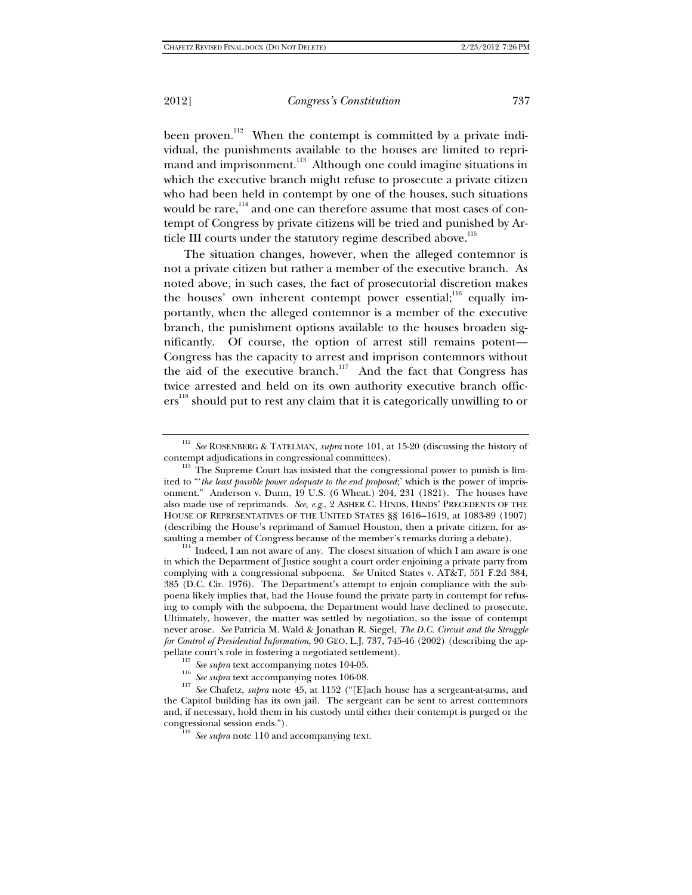been proven.[112] When the contempt is committed by a private individual, the punishments available to the houses are limited to reprimand and imprisonment.[113] Although one could imagine situations in which the executive branch might refuse to prosecute a private citizen who had been held in contempt by one of the houses, such situations would be rare,[114] and one can therefore assume that most cases of contempt of Congress by private citizens will be tried and punished by Article III courts under the statutory regime described above.[115]

The situation changes, however, when the alleged contemnor is not a private citizen but rather a member of the executive branch. As noted above, in such cases, the fact of prosecutorial discretion makes the houses' own inherent contempt power essential;[116] equally importantly, when the alleged contemnor is a member of the executive branch, the punishment options available to the houses broaden significantly. Of course, the option of arrest still remains potent—Congress has the capacity to arrest and imprison contemnors without the aid of the executive branch.[117] And the fact that Congress has twice arrested and held on its own authority executive branch officers[118] should put to rest any claim that it is categorically unwilling to or

---

[112] *See* ROSENBERG & TATELMAN, *supra* note 101, at 15-20 (discussing the history of contempt adjudications in congressional committees).

[113] The Supreme Court has insisted that the congressional power to punish is limited to "'*the least possible power adequate to the end proposed*;' which is the power of imprisonment." Anderson v. Dunn, 19 U.S. (6 Wheat.) 204, 231 (1821). The houses have also made use of reprimands. *See, e.g.*, 2 ASHER C. HINDS, HINDS' PRECEDENTS OF THE HOUSE OF REPRESENTATIVES OF THE UNITED STATES §§ 1616–1619, at 1083-89 (1907) (describing the House's reprimand of Samuel Houston, then a private citizen, for assaulting a member of Congress because of the member's remarks during a debate).

[114] Indeed, I am not aware of any. The closest situation of which I am aware is one in which the Department of Justice sought a court order enjoining a private party from complying with a congressional subpoena. *See* United States v. AT&T, 551 F.2d 384, 385 (D.C. Cir. 1976). The Department's attempt to enjoin compliance with the subpoena likely implies that, had the House found the private party in contempt for refusing to comply with the subpoena, the Department would have declined to prosecute. Ultimately, however, the matter was settled by negotiation, so the issue of contempt never arose. *See* Patricia M. Wald & Jonathan R. Siegel, *The D.C. Circuit and the Struggle for Control of Presidential Information*, 90 GEO. L.J. 737, 745-46 (2002) (describing the appellate court's role in fostering a negotiated settlement).

[115] *See supra* text accompanying notes 104-05.

[116] *See supra* text accompanying notes 106-08.

[117] *See* Chafetz, *supra* note 45, at 1152 ("[E]ach house has a sergeant-at-arms, and the Capitol building has its own jail. The sergeant can be sent to arrest contemnors and, if necessary, hold them in his custody until either their contempt is purged or the congressional session ends.").

[118] *See supra* note 110 and accompanying text.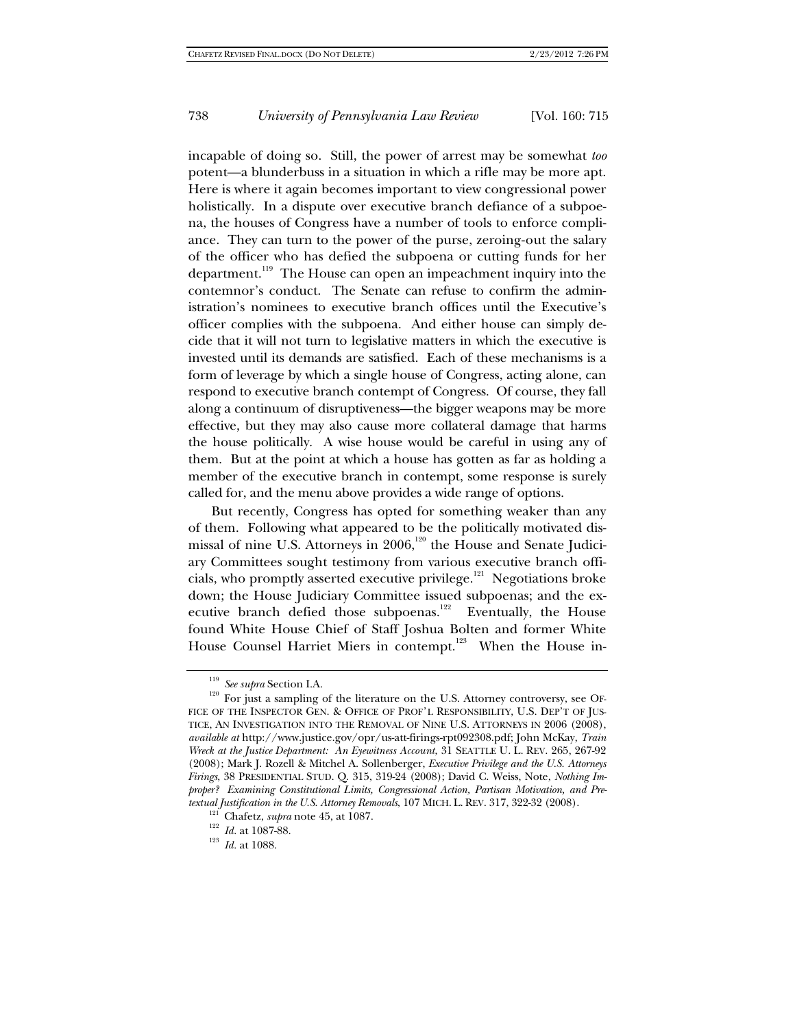incapable of doing so. Still, the power of arrest may be somewhat *too* potent—a blunderbuss in a situation in which a rifle may be more apt. Here is where it again becomes important to view congressional power holistically. In a dispute over executive branch defiance of a subpoena, the houses of Congress have a number of tools to enforce compliance. They can turn to the power of the purse, zeroing-out the salary of the officer who has defied the subpoena or cutting funds for her department.[119] The House can open an impeachment inquiry into the contemnor's conduct. The Senate can refuse to confirm the administration's nominees to executive branch offices until the Executive's officer complies with the subpoena. And either house can simply decide that it will not turn to legislative matters in which the executive is invested until its demands are satisfied. Each of these mechanisms is a form of leverage by which a single house of Congress, acting alone, can respond to executive branch contempt of Congress. Of course, they fall along a continuum of disruptiveness—the bigger weapons may be more effective, but they may also cause more collateral damage that harms the house politically. A wise house would be careful in using any of them. But at the point at which a house has gotten as far as holding a member of the executive branch in contempt, some response is surely called for, and the menu above provides a wide range of options.

But recently, Congress has opted for something weaker than any of them. Following what appeared to be the politically motivated dismissal of nine U.S. Attorneys in 2006,[120] the House and Senate Judiciary Committees sought testimony from various executive branch officials, who promptly asserted executive privilege.[121] Negotiations broke down; the House Judiciary Committee issued subpoenas; and the executive branch defied those subpoenas.[122] Eventually, the House found White House Chief of Staff Joshua Bolten and former White House Counsel Harriet Miers in contempt.[123] When the House in-

---

[119] *See supra* Section I.A.

[120] For just a sampling of the literature on the U.S. Attorney controversy, see OFFICE OF THE INSPECTOR GEN. & OFFICE OF PROF'L RESPONSIBILITY, U.S. DEP'T OF JUSTICE, AN INVESTIGATION INTO THE REMOVAL OF NINE U.S. ATTORNEYS IN 2006 (2008), *available at* http://www.justice.gov/opr/us-att-firings-rpt092308.pdf; John McKay, *Train Wreck at the Justice Department: An Eyewitness Account*, 31 SEATTLE U. L. REV. 265, 267-92 (2008); Mark J. Rozell & Mitchel A. Sollenberger, *Executive Privilege and the U.S. Attorneys Firings*, 38 PRESIDENTIAL STUD. Q. 315, 319-24 (2008); David C. Weiss, Note, *Nothing Improper? Examining Constitutional Limits, Congressional Action, Partisan Motivation, and Pretextual Justification in the U.S. Attorney Removals*, 107 MICH. L. REV. 317, 322-32 (2008).

[121] Chafetz, *supra* note 45, at 1087.

[122] *Id.* at 1087-88.

[123] *Id.* at 1088.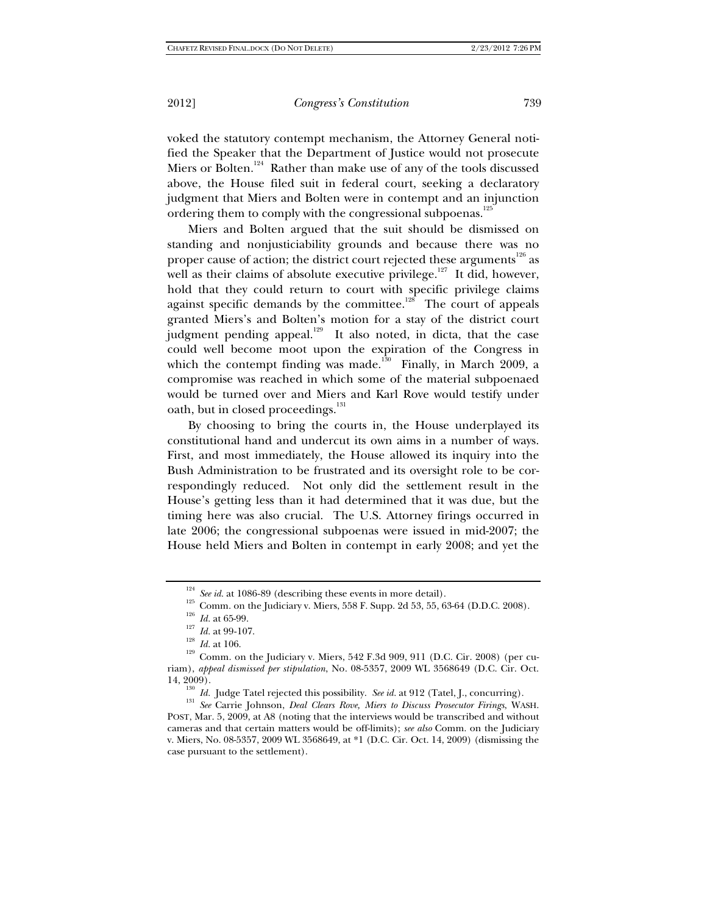voked the statutory contempt mechanism, the Attorney General notified the Speaker that the Department of Justice would not prosecute Miers or Bolten.[124] Rather than make use of any of the tools discussed above, the House filed suit in federal court, seeking a declaratory judgment that Miers and Bolten were in contempt and an injunction ordering them to comply with the congressional subpoenas.[125]

Miers and Bolten argued that the suit should be dismissed on standing and nonjusticiability grounds and because there was no proper cause of action; the district court rejected these arguments[126] as well as their claims of absolute executive privilege.[127] It did, however, hold that they could return to court with specific privilege claims against specific demands by the committee.[128] The court of appeals granted Miers's and Bolten's motion for a stay of the district court judgment pending appeal.[129] It also noted, in dicta, that the case could well become moot upon the expiration of the Congress in which the contempt finding was made.[130] Finally, in March 2009, a compromise was reached in which some of the material subpoenaed would be turned over and Miers and Karl Rove would testify under oath, but in closed proceedings.[131]

By choosing to bring the courts in, the House underplayed its constitutional hand and undercut its own aims in a number of ways. First, and most immediately, the House allowed its inquiry into the Bush Administration to be frustrated and its oversight role to be correspondingly reduced. Not only did the settlement result in the House's getting less than it had determined that it was due, but the timing here was also crucial. The U.S. Attorney firings occurred in late 2006; the congressional subpoenas were issued in mid-2007; the House held Miers and Bolten in contempt in early 2008; and yet the

---

[124] *See id.* at 1086-89 (describing these events in more detail).

[125] Comm. on the Judiciary v. Miers, 558 F. Supp. 2d 53, 55, 63-64 (D.D.C. 2008).

[126] *Id.* at 65-99.

[127] *Id.* at 99-107.

[128] *Id.* at 106.

[129] Comm. on the Judiciary v. Miers, 542 F.3d 909, 911 (D.C. Cir. 2008) (per curiam), *appeal dismissed per stipulation*, No. 08-5357, 2009 WL 3568649 (D.C. Cir. Oct. 14, 2009).

[130] *Id.* Judge Tatel rejected this possibility. *See id.* at 912 (Tatel, J., concurring).

[131] *See* Carrie Johnson, *Deal Clears Rove, Miers to Discuss Prosecutor Firings*, WASH. POST, Mar. 5, 2009, at A8 (noting that the interviews would be transcribed and without cameras and that certain matters would be off-limits); *see also* Comm. on the Judiciary v. Miers, No. 08-5357, 2009 WL 3568649, at *1 (D.C. Cir. Oct. 14, 2009) (dismissing the case pursuant to the settlement).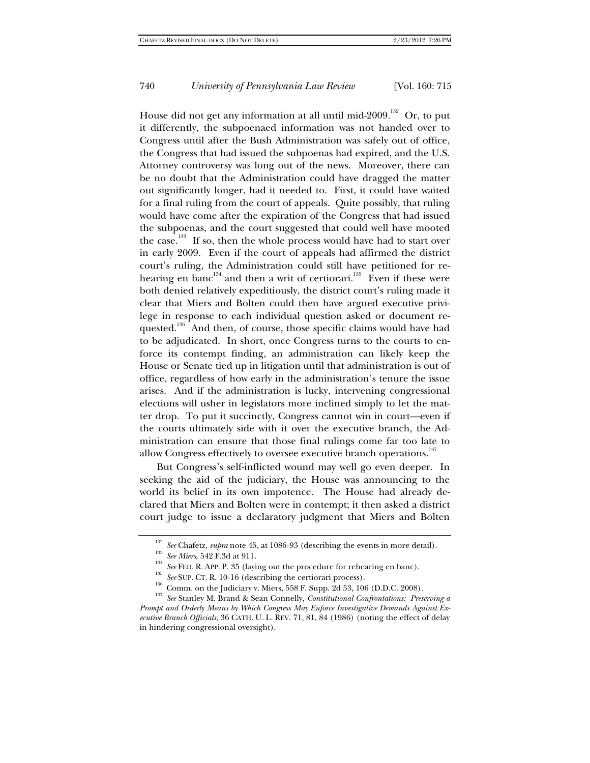House did not get any information at all until mid-2009.[132] Or, to put it differently, the subpoenaed information was not handed over to Congress until after the Bush Administration was safely out of office, the Congress that had issued the subpoenas had expired, and the U.S. Attorney controversy was long out of the news. Moreover, there can be no doubt that the Administration could have dragged the matter out significantly longer, had it needed to. First, it could have waited for a final ruling from the court of appeals. Quite possibly, that ruling would have come after the expiration of the Congress that had issued the subpoenas, and the court suggested that could well have mooted the case.[133] If so, then the whole process would have had to start over in early 2009. Even if the court of appeals had affirmed the district court's ruling, the Administration could still have petitioned for rehearing en banc[134] and then a writ of certiorari.[135] Even if these were both denied relatively expeditiously, the district court's ruling made it clear that Miers and Bolten could then have argued executive privilege in response to each individual question asked or document requested.[136] And then, of course, those specific claims would have had to be adjudicated. In short, once Congress turns to the courts to enforce its contempt finding, an administration can likely keep the House or Senate tied up in litigation until that administration is out of office, regardless of how early in the administration's tenure the issue arises. And if the administration is lucky, intervening congressional elections will usher in legislators more inclined simply to let the matter drop. To put it succinctly, Congress cannot win in court—even if the courts ultimately side with it over the executive branch, the Administration can ensure that those final rulings come far too late to allow Congress effectively to oversee executive branch operations.[137]

But Congress's self-inflicted wound may well go even deeper. In seeking the aid of the judiciary, the House was announcing to the world its belief in its own impotence. The House had already declared that Miers and Bolten were in contempt; it then asked a district court judge to issue a declaratory judgment that Miers and Bolten

---

[132] *See* Chafetz, *supra* note 45, at 1086-93 (describing the events in more detail).

[133] *See Miers*, 542 F.3d at 911.

[134] *See* FED. R. APP. P. 35 (laying out the procedure for rehearing en banc).

[135] *See* SUP. CT. R. 10-16 (describing the certiorari process).

[136] Comm. on the Judiciary v. Miers, 558 F. Supp. 2d 53, 106 (D.D.C. 2008).

[137] *See* Stanley M. Brand & Sean Connelly, *Constitutional Confrontations: Preserving a Prompt and Orderly Means by Which Congress May Enforce Investigative Demands Against Executive Branch Officials*, 36 CATH. U. L. REV. 71, 81, 84 (1986) (noting the effect of delay in hindering congressional oversight).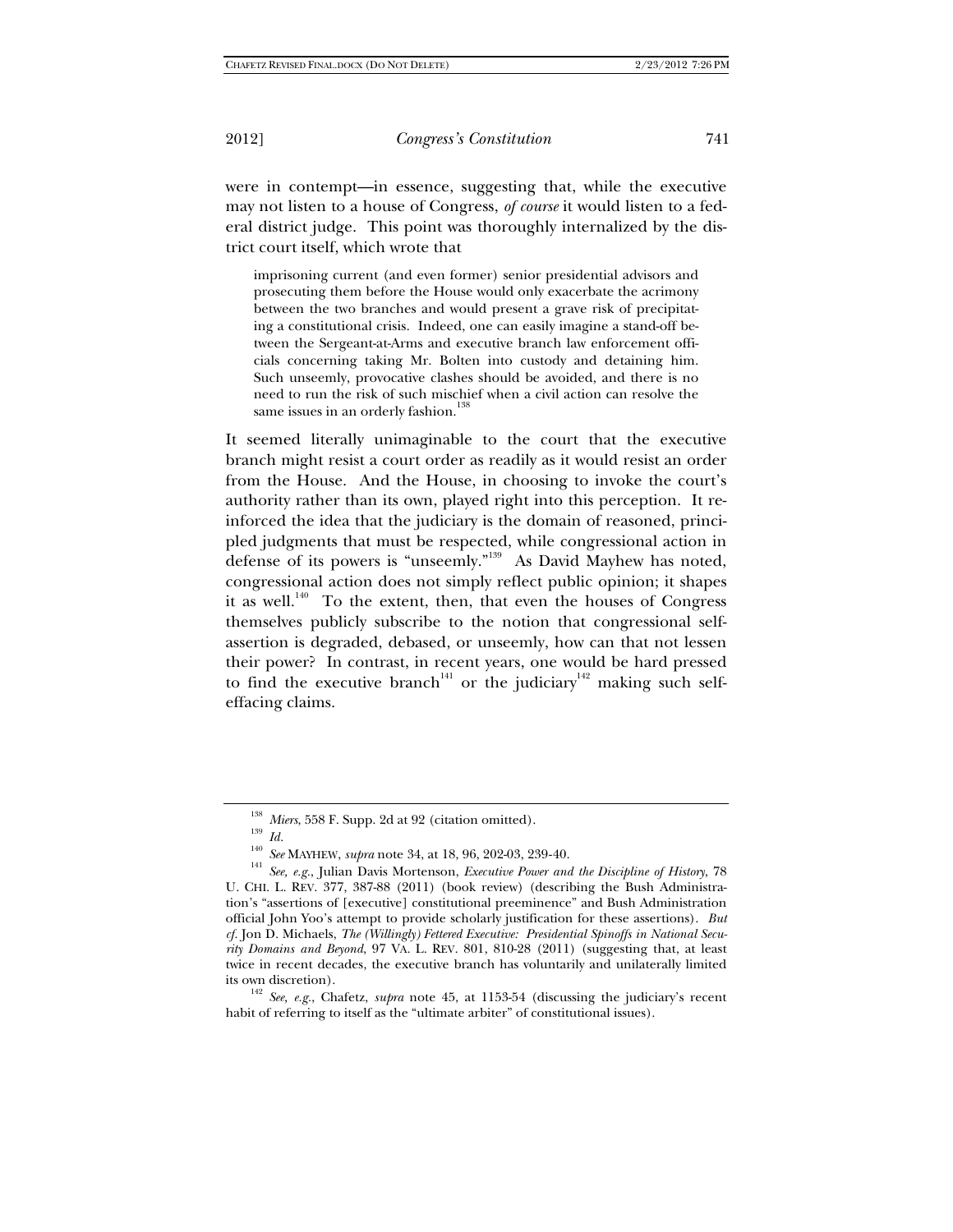were in contempt—in essence, suggesting that, while the executive may not listen to a house of Congress, *of course* it would listen to a federal district judge. This point was thoroughly internalized by the district court itself, which wrote that

> imprisoning current (and even former) senior presidential advisors and prosecuting them before the House would only exacerbate the acrimony between the two branches and would present a grave risk of precipitating a constitutional crisis. Indeed, one can easily imagine a stand-off between the Sergeant-at-Arms and executive branch law enforcement officials concerning taking Mr. Bolten into custody and detaining him. Such unseemly, provocative clashes should be avoided, and there is no need to run the risk of such mischief when a civil action can resolve the same issues in an orderly fashion.[138]

It seemed literally unimaginable to the court that the executive branch might resist a court order as readily as it would resist an order from the House. And the House, in choosing to invoke the court's authority rather than its own, played right into this perception. It reinforced the idea that the judiciary is the domain of reasoned, principled judgments that must be respected, while congressional action in defense of its powers is "unseemly."[139] As David Mayhew has noted, congressional action does not simply reflect public opinion; it shapes it as well.[140] To the extent, then, that even the houses of Congress themselves publicly subscribe to the notion that congressional self-assertion is degraded, debased, or unseemly, how can that not lessen their power? In contrast, in recent years, one would be hard pressed to find the executive branch[141] or the judiciary[142] making such self-effacing claims.

---

[138] *Miers*, 558 F. Supp. 2d at 92 (citation omitted).

[139] *Id.*

[140] *See* MAYHEW, *supra* note 34, at 18, 96, 202-03, 239-40.

[141] *See, e.g.*, Julian Davis Mortenson, *Executive Power and the Discipline of History*, 78 U. CHI. L. REV. 377, 387-88 (2011) (book review) (describing the Bush Administration's "assertions of [executive] constitutional preeminence" and Bush Administration official John Yoo's attempt to provide scholarly justification for these assertions). *But cf.* Jon D. Michaels, *The (Willingly) Fettered Executive: Presidential Spinoffs in National Security Domains and Beyond*, 97 VA. L. REV. 801, 810-28 (2011) (suggesting that, at least twice in recent decades, the executive branch has voluntarily and unilaterally limited its own discretion).

[142] *See, e.g.*, Chafetz, *supra* note 45, at 1153-54 (discussing the judiciary's recent habit of referring to itself as the "ultimate arbiter" of constitutional issues).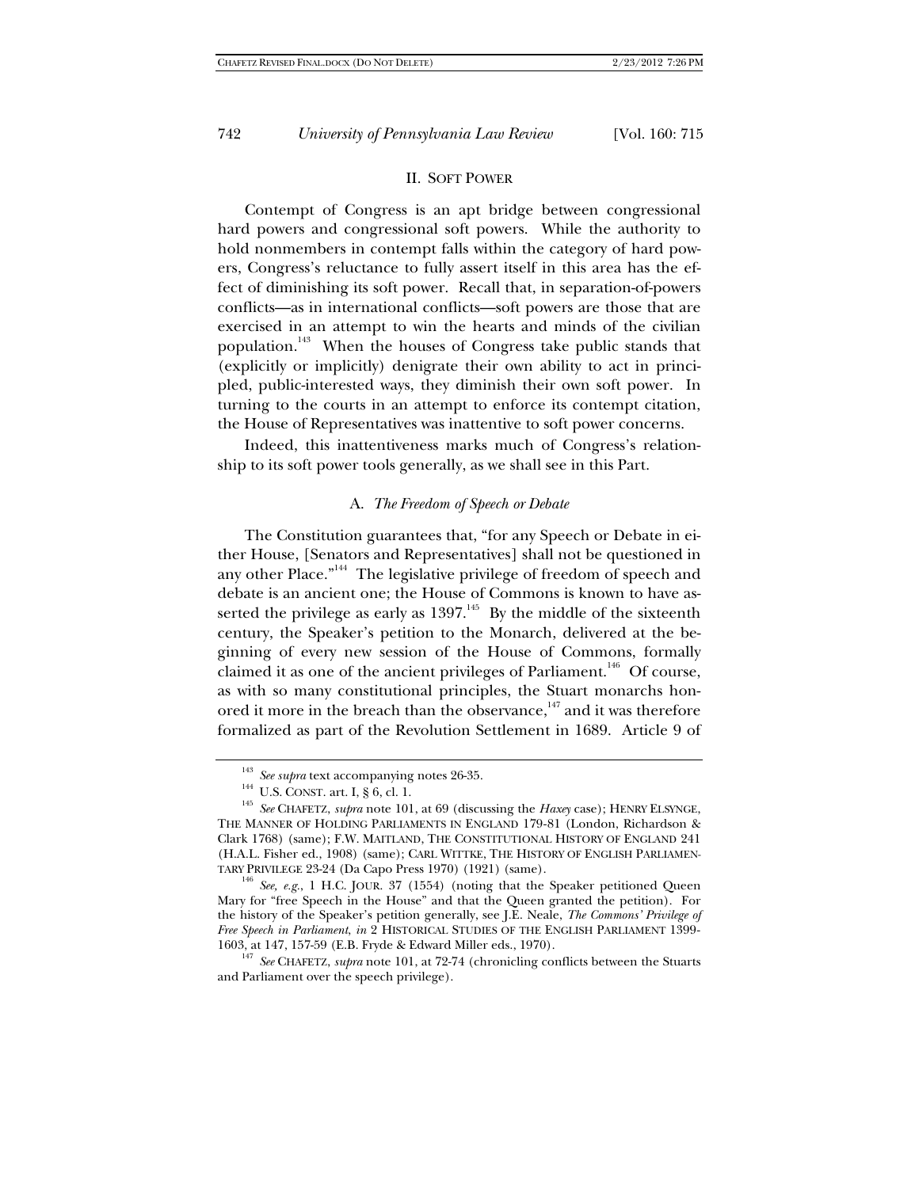## II. SOFT POWER

Contempt of Congress is an apt bridge between congressional hard powers and congressional soft powers. While the authority to hold nonmembers in contempt falls within the category of hard powers, Congress's reluctance to fully assert itself in this area has the effect of diminishing its soft power. Recall that, in separation-of-powers conflicts—as in international conflicts—soft powers are those that are exercised in an attempt to win the hearts and minds of the civilian population.[143] When the houses of Congress take public stands that (explicitly or implicitly) denigrate their own ability to act in principled, public-interested ways, they diminish their own soft power. In turning to the courts in an attempt to enforce its contempt citation, the House of Representatives was inattentive to soft power concerns.

Indeed, this inattentiveness marks much of Congress's relationship to its soft power tools generally, as we shall see in this Part.

### A. *The Freedom of Speech or Debate*

The Constitution guarantees that, "for any Speech or Debate in either House, [Senators and Representatives] shall not be questioned in any other Place."[144] The legislative privilege of freedom of speech and debate is an ancient one; the House of Commons is known to have asserted the privilege as early as 1397.[145] By the middle of the sixteenth century, the Speaker's petition to the Monarch, delivered at the beginning of every new session of the House of Commons, formally claimed it as one of the ancient privileges of Parliament.[146] Of course, as with so many constitutional principles, the Stuart monarchs honored it more in the breach than the observance,[147] and it was therefore formalized as part of the Revolution Settlement in 1689. Article 9 of

---

[143] *See supra* text accompanying notes 26-35.

[144] U.S. CONST. art. I, § 6, cl. 1.

[145] *See* CHAFETZ, *supra* note 101, at 69 (discussing the *Haxey* case); HENRY ELSYNGE, THE MANNER OF HOLDING PARLIAMENTS IN ENGLAND 179-81 (London, Richardson & Clark 1768) (same); F.W. MAITLAND, THE CONSTITUTIONAL HISTORY OF ENGLAND 241 (H.A.L. Fisher ed., 1908) (same); CARL WITTKE, THE HISTORY OF ENGLISH PARLIAMENTARY PRIVILEGE 23-24 (Da Capo Press 1970) (1921) (same).

[146] *See, e.g.*, 1 H.C. JOUR. 37 (1554) (noting that the Speaker petitioned Queen Mary for "free Speech in the House" and that the Queen granted the petition). For the history of the Speaker's petition generally, see J.E. Neale, *The Commons' Privilege of Free Speech in Parliament*, *in* 2 HISTORICAL STUDIES OF THE ENGLISH PARLIAMENT 1399-1603, at 147, 157-59 (E.B. Fryde & Edward Miller eds., 1970).

[147] *See* CHAFETZ, *supra* note 101, at 72-74 (chronicling conflicts between the Stuarts and Parliament over the speech privilege).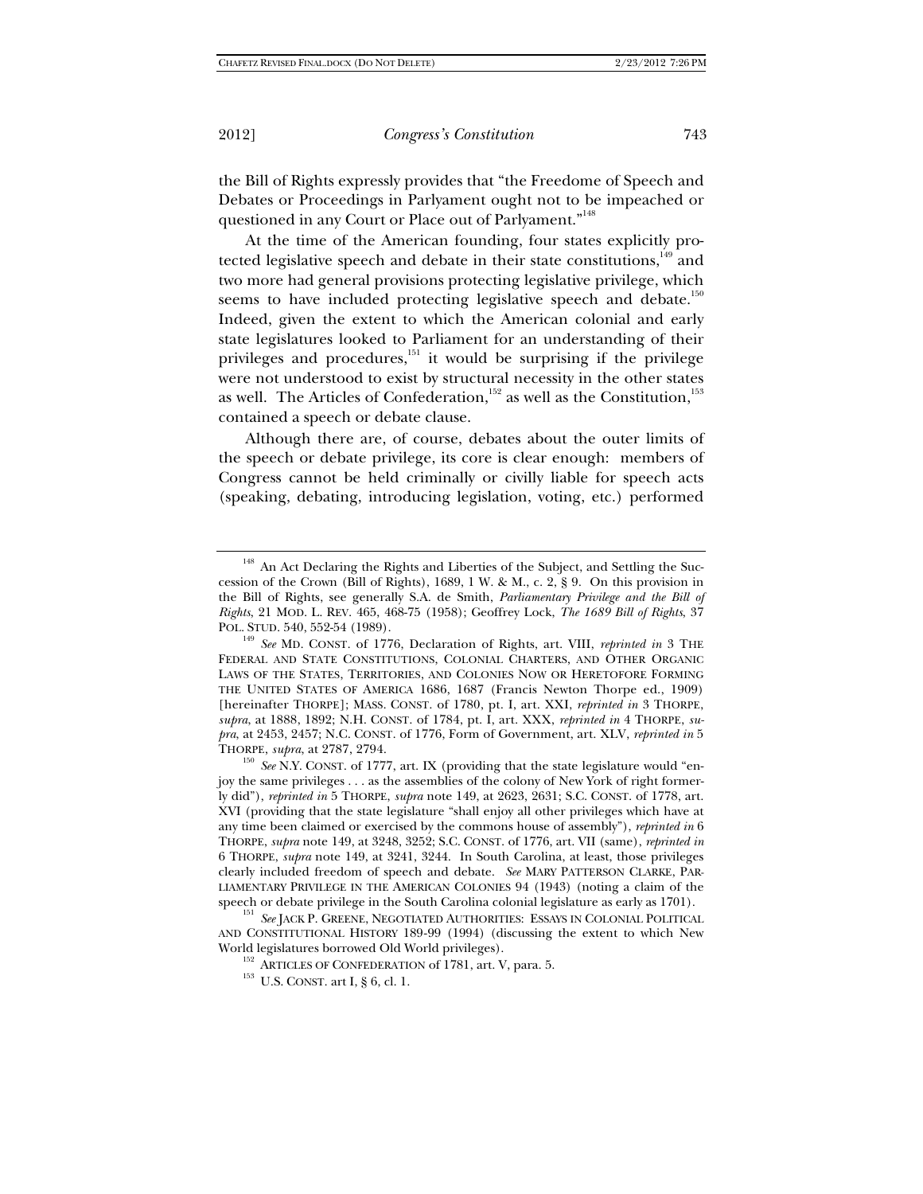the Bill of Rights expressly provides that "the Freedome of Speech and Debates or Proceedings in Parlyament ought not to be impeached or questioned in any Court or Place out of Parlyament."[148]

At the time of the American founding, four states explicitly protected legislative speech and debate in their state constitutions,[149] and two more had general provisions protecting legislative privilege, which seems to have included protecting legislative speech and debate.[150] Indeed, given the extent to which the American colonial and early state legislatures looked to Parliament for an understanding of their privileges and procedures,[151] it would be surprising if the privilege were not understood to exist by structural necessity in the other states as well. The Articles of Confederation,[152] as well as the Constitution,[153] contained a speech or debate clause.

Although there are, of course, debates about the outer limits of the speech or debate privilege, its core is clear enough: members of Congress cannot be held criminally or civilly liable for speech acts (speaking, debating, introducing legislation, voting, etc.) performed

---

[148] An Act Declaring the Rights and Liberties of the Subject, and Settling the Succession of the Crown (Bill of Rights), 1689, 1 W. & M., c. 2, § 9. On this provision in the Bill of Rights, see generally S.A. de Smith, *Parliamentary Privilege and the Bill of Rights*, 21 MOD. L. REV. 465, 468-75 (1958); Geoffrey Lock, *The 1689 Bill of Rights*, 37 POL. STUD. 540, 552-54 (1989).

[149] *See* MD. CONST. of 1776, Declaration of Rights, art. VIII, *reprinted in* 3 THE FEDERAL AND STATE CONSTITUTIONS, COLONIAL CHARTERS, AND OTHER ORGANIC LAWS OF THE STATES, TERRITORIES, AND COLONIES NOW OR HERETOFORE FORMING THE UNITED STATES OF AMERICA 1686, 1687 (Francis Newton Thorpe ed., 1909) [hereinafter THORPE]; MASS. CONST. of 1780, pt. I, art. XXI, *reprinted in* 3 THORPE, *supra*, at 1888, 1892; N.H. CONST. of 1784, pt. I, art. XXX, *reprinted in* 4 THORPE, *supra*, at 2453, 2457; N.C. CONST. of 1776, Form of Government, art. XLV, *reprinted in* 5 THORPE, *supra*, at 2787, 2794.

[150] *See* N.Y. CONST. of 1777, art. IX (providing that the state legislature would "enjoy the same privileges . . . as the assemblies of the colony of New York of right formerly did"), *reprinted in* 5 THORPE, *supra* note 149, at 2623, 2631; S.C. CONST. of 1778, art. XVI (providing that the state legislature "shall enjoy all other privileges which have at any time been claimed or exercised by the commons house of assembly"), *reprinted in* 6 THORPE, *supra* note 149, at 3248, 3252; S.C. CONST. of 1776, art. VII (same), *reprinted in* 6 THORPE, *supra* note 149, at 3241, 3244. In South Carolina, at least, those privileges clearly included freedom of speech and debate. *See* MARY PATTERSON CLARKE, PARLIAMENTARY PRIVILEGE IN THE AMERICAN COLONIES 94 (1943) (noting a claim of the speech or debate privilege in the South Carolina colonial legislature as early as 1701).

[151] *See* JACK P. GREENE, NEGOTIATED AUTHORITIES: ESSAYS IN COLONIAL POLITICAL AND CONSTITUTIONAL HISTORY 189-99 (1994) (discussing the extent to which New World legislatures borrowed Old World privileges).

[152] ARTICLES OF CONFEDERATION of 1781, art. V, para. 5.

[153] U.S. CONST. art I, § 6, cl. 1.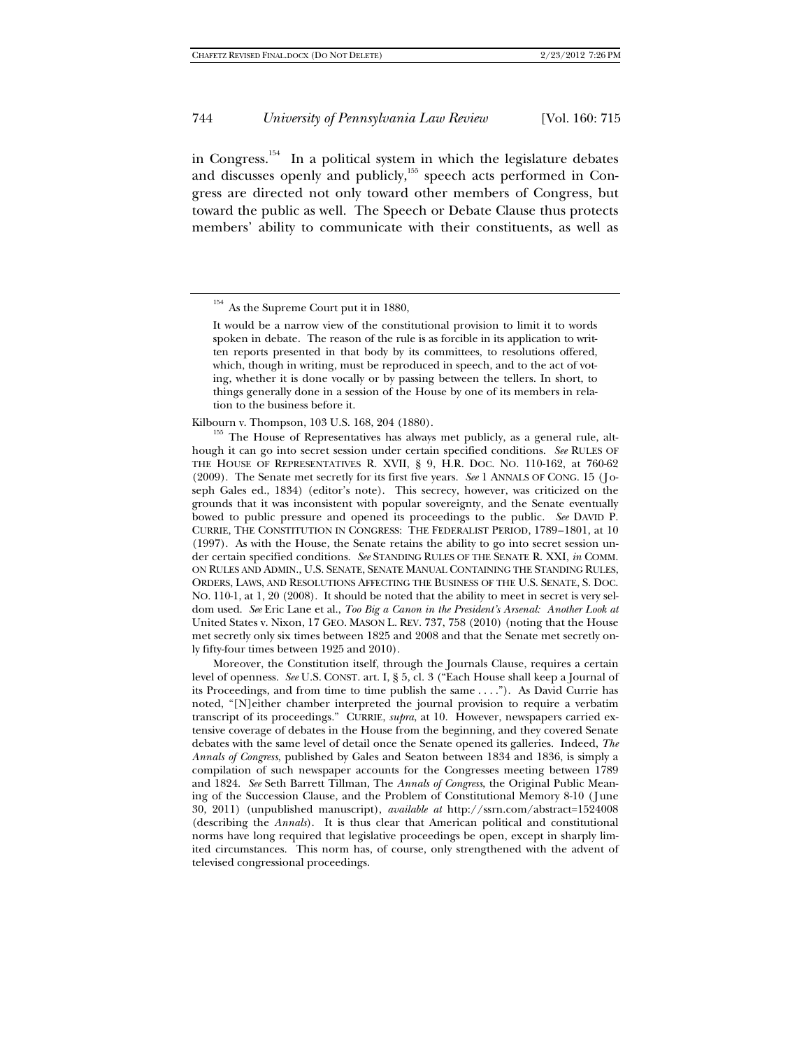in Congress.[154] In a political system in which the legislature debates and discusses openly and publicly,[155] speech acts performed in Congress are directed not only toward other members of Congress, but toward the public as well. The Speech or Debate Clause thus protects members' ability to communicate with their constituents, as well as

---

[154] As the Supreme Court put it in 1880,

> It would be a narrow view of the constitutional provision to limit it to words spoken in debate. The reason of the rule is as forcible in its application to written reports presented in that body by its committees, to resolutions offered, which, though in writing, must be reproduced in speech, and to the act of voting, whether it is done vocally or by passing between the tellers. In short, to things generally done in a session of the House by one of its members in relation to the business before it.

Kilbourn v. Thompson, 103 U.S. 168, 204 (1880).

[155] The House of Representatives has always met publicly, as a general rule, although it can go into secret session under certain specified conditions. *See* RULES OF THE HOUSE OF REPRESENTATIVES R. XVII, § 9, H.R. DOC. NO. 110-162, at 760-62 (2009). The Senate met secretly for its first five years. *See* 1 ANNALS OF CONG. 15 (Joseph Gales ed., 1834) (editor's note). This secrecy, however, was criticized on the grounds that it was inconsistent with popular sovereignty, and the Senate eventually bowed to public pressure and opened its proceedings to the public. *See* DAVID P. CURRIE, THE CONSTITUTION IN CONGRESS: THE FEDERALIST PERIOD, 1789–1801, at 10 (1997). As with the House, the Senate retains the ability to go into secret session under certain specified conditions. *See* STANDING RULES OF THE SENATE R. XXI, *in* COMM. ON RULES AND ADMIN., U.S. SENATE, SENATE MANUAL CONTAINING THE STANDING RULES, ORDERS, LAWS, AND RESOLUTIONS AFFECTING THE BUSINESS OF THE U.S. SENATE, S. DOC. NO. 110-1, at 1, 20 (2008). It should be noted that the ability to meet in secret is very seldom used. *See* Eric Lane et al., *Too Big a Canon in the President's Arsenal: Another Look at* United States v. Nixon, 17 GEO. MASON L. REV. 737, 758 (2010) (noting that the House met secretly only six times between 1825 and 2008 and that the Senate met secretly only fifty-four times between 1925 and 2010).

Moreover, the Constitution itself, through the Journals Clause, requires a certain level of openness. *See* U.S. CONST. art. I, § 5, cl. 3 ("Each House shall keep a Journal of its Proceedings, and from time to time publish the same . . . ."). As David Currie has noted, "[N]either chamber interpreted the journal provision to require a verbatim transcript of its proceedings." CURRIE, *supra*, at 10. However, newspapers carried extensive coverage of debates in the House from the beginning, and they covered Senate debates with the same level of detail once the Senate opened its galleries. Indeed, *The Annals of Congress*, published by Gales and Seaton between 1834 and 1836, is simply a compilation of such newspaper accounts for the Congresses meeting between 1789 and 1824. *See* Seth Barrett Tillman, The *Annals of Congress*, the Original Public Meaning of the Succession Clause, and the Problem of Constitutional Memory 8-10 (June 30, 2011) (unpublished manuscript), *available at* http://ssrn.com/abstract=1524008 (describing the *Annals*). It is thus clear that American political and constitutional norms have long required that legislative proceedings be open, except in sharply limited circumstances. This norm has, of course, only strengthened with the advent of televised congressional proceedings.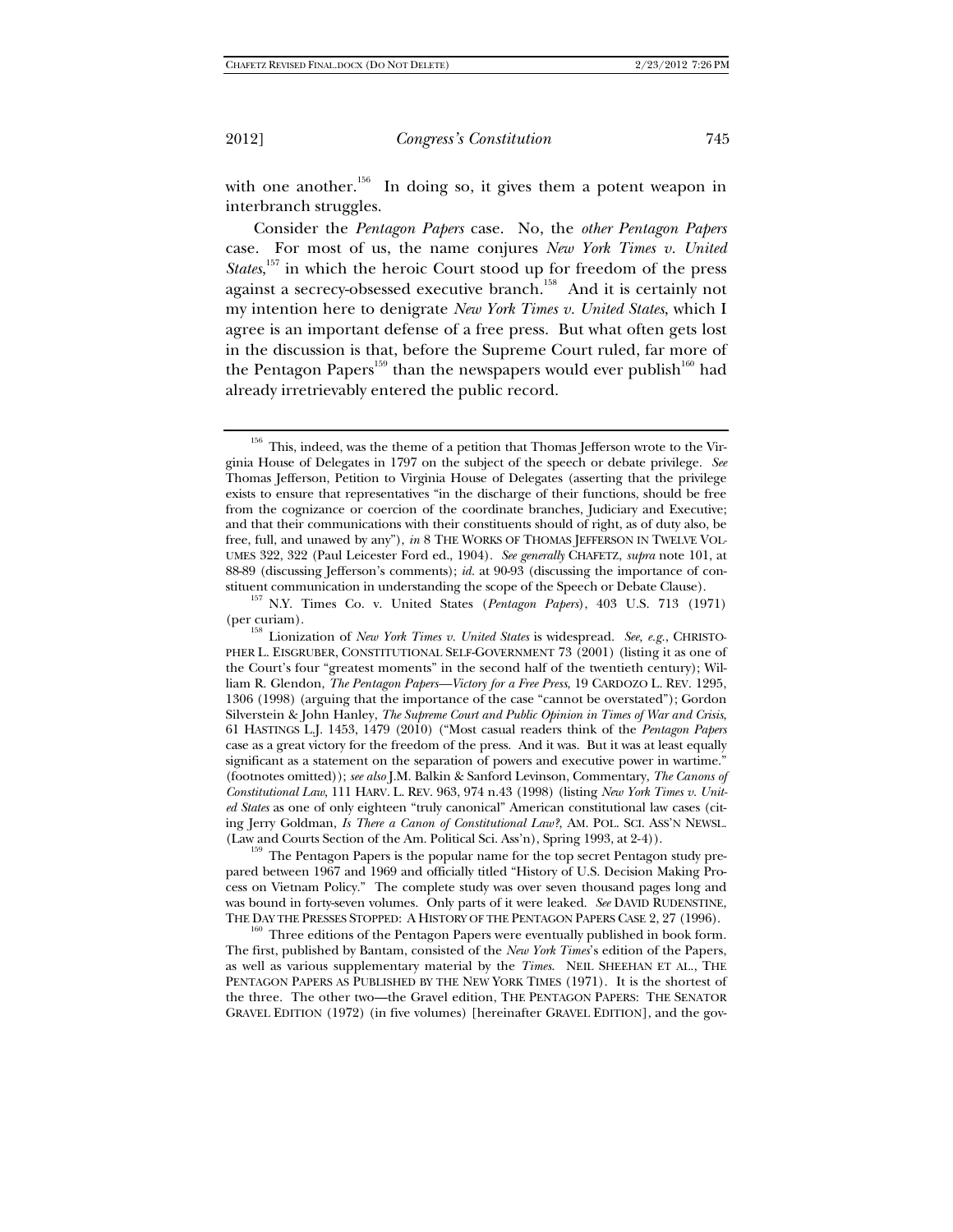with one another.[156] In doing so, it gives them a potent weapon in interbranch struggles.

Consider the *Pentagon Papers* case. No, the *other Pentagon Papers* case. For most of us, the name conjures *New York Times v. United States*,[157] in which the heroic Court stood up for freedom of the press against a secrecy-obsessed executive branch.[158] And it is certainly not my intention here to denigrate *New York Times v. United States*, which I agree is an important defense of a free press. But what often gets lost in the discussion is that, before the Supreme Court ruled, far more of the Pentagon Papers[159] than the newspapers would ever publish[160] had already irretrievably entered the public record.

---

[156] This, indeed, was the theme of a petition that Thomas Jefferson wrote to the Virginia House of Delegates in 1797 on the subject of the speech or debate privilege. *See* Thomas Jefferson, Petition to Virginia House of Delegates (asserting that the privilege exists to ensure that representatives "in the discharge of their functions, should be free from the cognizance or coercion of the coordinate branches, Judiciary and Executive; and that their communications with their constituents should of right, as of duty also, be free, full, and unawed by any"), *in* 8 THE WORKS OF THOMAS JEFFERSON IN TWELVE VOLUMES 322, 322 (Paul Leicester Ford ed., 1904). *See generally* CHAFETZ, *supra* note 101, at 88-89 (discussing Jefferson's comments); *id.* at 90-93 (discussing the importance of constituent communication in understanding the scope of the Speech or Debate Clause).

[157] N.Y. Times Co. v. United States (*Pentagon Papers*), 403 U.S. 713 (1971) (per curiam).

[158] Lionization of *New York Times v. United States* is widespread. *See, e.g.*, CHRISTOPHER L. EISGRUBER, CONSTITUTIONAL SELF-GOVERNMENT 73 (2001) (listing it as one of the Court's four "greatest moments" in the second half of the twentieth century); William R. Glendon, *The Pentagon Papers—Victory for a Free Press*, 19 CARDOZO L. REV. 1295, 1306 (1998) (arguing that the importance of the case "cannot be overstated"); Gordon Silverstein & John Hanley, *The Supreme Court and Public Opinion in Times of War and Crisis*, 61 HASTINGS L.J. 1453, 1479 (2010) ("Most casual readers think of the *Pentagon Papers* case as a great victory for the freedom of the press. And it was. But it was at least equally significant as a statement on the separation of powers and executive power in wartime." (footnotes omitted)); *see also* J.M. Balkin & Sanford Levinson, Commentary, *The Canons of Constitutional Law*, 111 HARV. L. REV. 963, 974 n.43 (1998) (listing *New York Times v. United States* as one of only eighteen "truly canonical" American constitutional law cases (citing Jerry Goldman, *Is There a Canon of Constitutional Law?*, AM. POL. SCI. ASS'N NEWSL. (Law and Courts Section of the Am. Political Sci. Ass'n), Spring 1993, at 2-4)).

[159] The Pentagon Papers is the popular name for the top secret Pentagon study prepared between 1967 and 1969 and officially titled "History of U.S. Decision Making Process on Vietnam Policy." The complete study was over seven thousand pages long and was bound in forty-seven volumes. Only parts of it were leaked. *See* DAVID RUDENSTINE, THE DAY THE PRESSES STOPPED: A HISTORY OF THE PENTAGON PAPERS CASE 2, 27 (1996).

[160] Three editions of the Pentagon Papers were eventually published in book form. The first, published by Bantam, consisted of the *New York Times*'s edition of the Papers, as well as various supplementary material by the *Times*. NEIL SHEEHAN ET AL., THE PENTAGON PAPERS AS PUBLISHED BY THE NEW YORK TIMES (1971). It is the shortest of the three. The other two—the Gravel edition, THE PENTAGON PAPERS: THE SENATOR GRAVEL EDITION (1972) (in five volumes) [hereinafter GRAVEL EDITION], and the gov-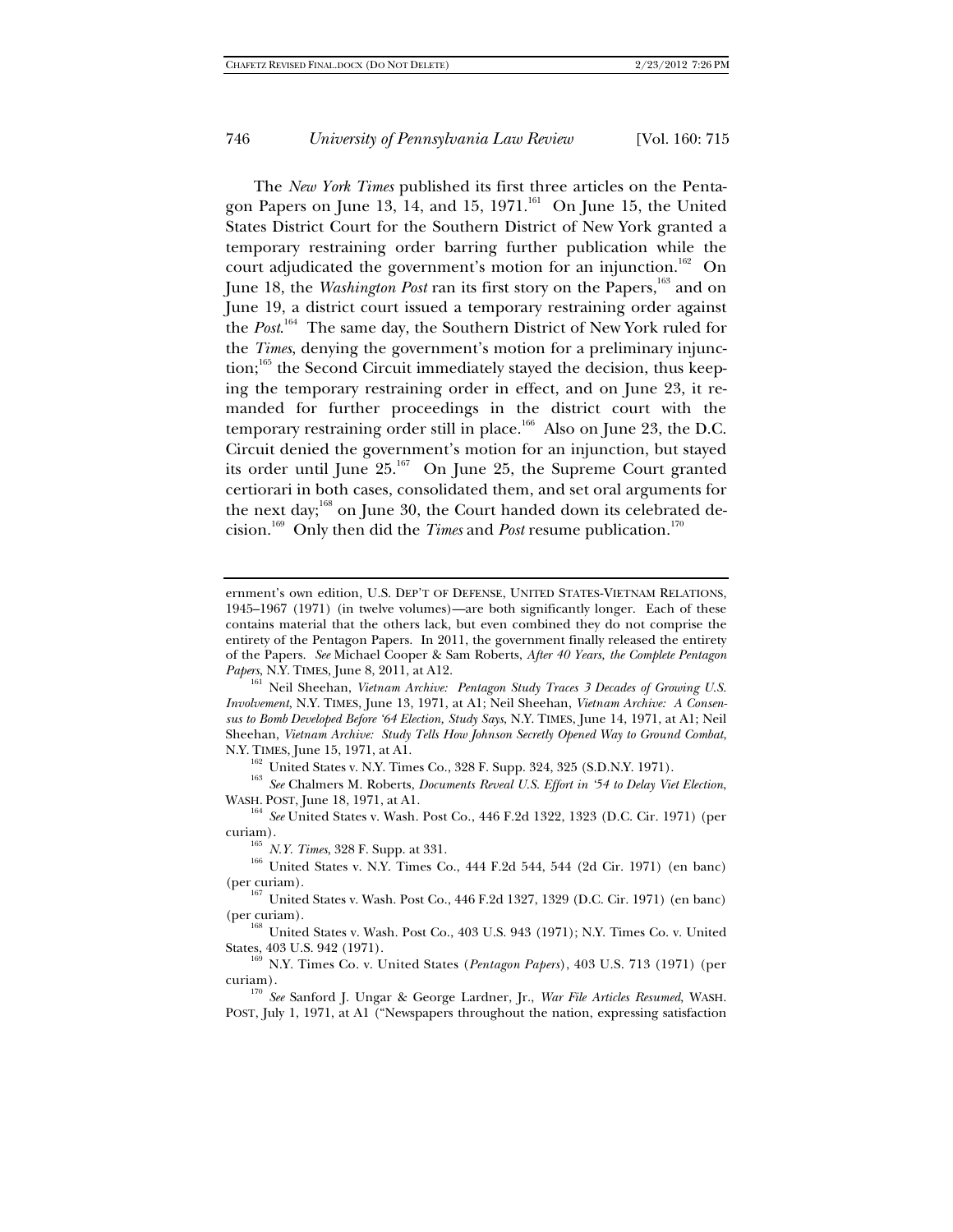The *New York Times* published its first three articles on the Pentagon Papers on June 13, 14, and 15, 1971.[161] On June 15, the United States District Court for the Southern District of New York granted a temporary restraining order barring further publication while the court adjudicated the government's motion for an injunction.[162] On June 18, the *Washington Post* ran its first story on the Papers,[163] and on June 19, a district court issued a temporary restraining order against the *Post*.[164] The same day, the Southern District of New York ruled for the *Times*, denying the government's motion for a preliminary injunction;[165] the Second Circuit immediately stayed the decision, thus keeping the temporary restraining order in effect, and on June 23, it remanded for further proceedings in the district court with the temporary restraining order still in place.[166] Also on June 23, the D.C. Circuit denied the government's motion for an injunction, but stayed its order until June 25.[167] On June 25, the Supreme Court granted certiorari in both cases, consolidated them, and set oral arguments for the next day;[168] on June 30, the Court handed down its celebrated decision.[169] Only then did the *Times* and *Post* resume publication.[170]

---

ernment's own edition, U.S. DEP'T OF DEFENSE, UNITED STATES-VIETNAM RELATIONS, 1945–1967 (1971) (in twelve volumes)—are both significantly longer. Each of these contains material that the others lack, but even combined they do not comprise the entirety of the Pentagon Papers. In 2011, the government finally released the entirety of the Papers. *See* Michael Cooper & Sam Roberts, *After 40 Years, the Complete Pentagon Papers*, N.Y. TIMES, June 8, 2011, at A12.

[161] Neil Sheehan, *Vietnam Archive: Pentagon Study Traces 3 Decades of Growing U.S. Involvement*, N.Y. TIMES, June 13, 1971, at A1; Neil Sheehan, *Vietnam Archive: A Consensus to Bomb Developed Before '64 Election, Study Says*, N.Y. TIMES, June 14, 1971, at A1; Neil Sheehan, *Vietnam Archive: Study Tells How Johnson Secretly Opened Way to Ground Combat*, N.Y. TIMES, June 15, 1971, at A1.

[162] United States v. N.Y. Times Co., 328 F. Supp. 324, 325 (S.D.N.Y. 1971).

[163] *See* Chalmers M. Roberts, *Documents Reveal U.S. Effort in '54 to Delay Viet Election*, WASH. POST, June 18, 1971, at A1.

[164] *See* United States v. Wash. Post Co., 446 F.2d 1322, 1323 (D.C. Cir. 1971) (per curiam).

[165] *N.Y. Times*, 328 F. Supp. at 331.

[166] United States v. N.Y. Times Co., 444 F.2d 544, 544 (2d Cir. 1971) (en banc) (per curiam).

[167] United States v. Wash. Post Co., 446 F.2d 1327, 1329 (D.C. Cir. 1971) (en banc) (per curiam).

[168] United States v. Wash. Post Co., 403 U.S. 943 (1971); N.Y. Times Co. v. United States, 403 U.S. 942 (1971).

[169] N.Y. Times Co. v. United States (*Pentagon Papers*), 403 U.S. 713 (1971) (per curiam).

[170] *See* Sanford J. Ungar & George Lardner, Jr., *War File Articles Resumed*, WASH. POST, July 1, 1971, at A1 ("Newspapers throughout the nation, expressing satisfaction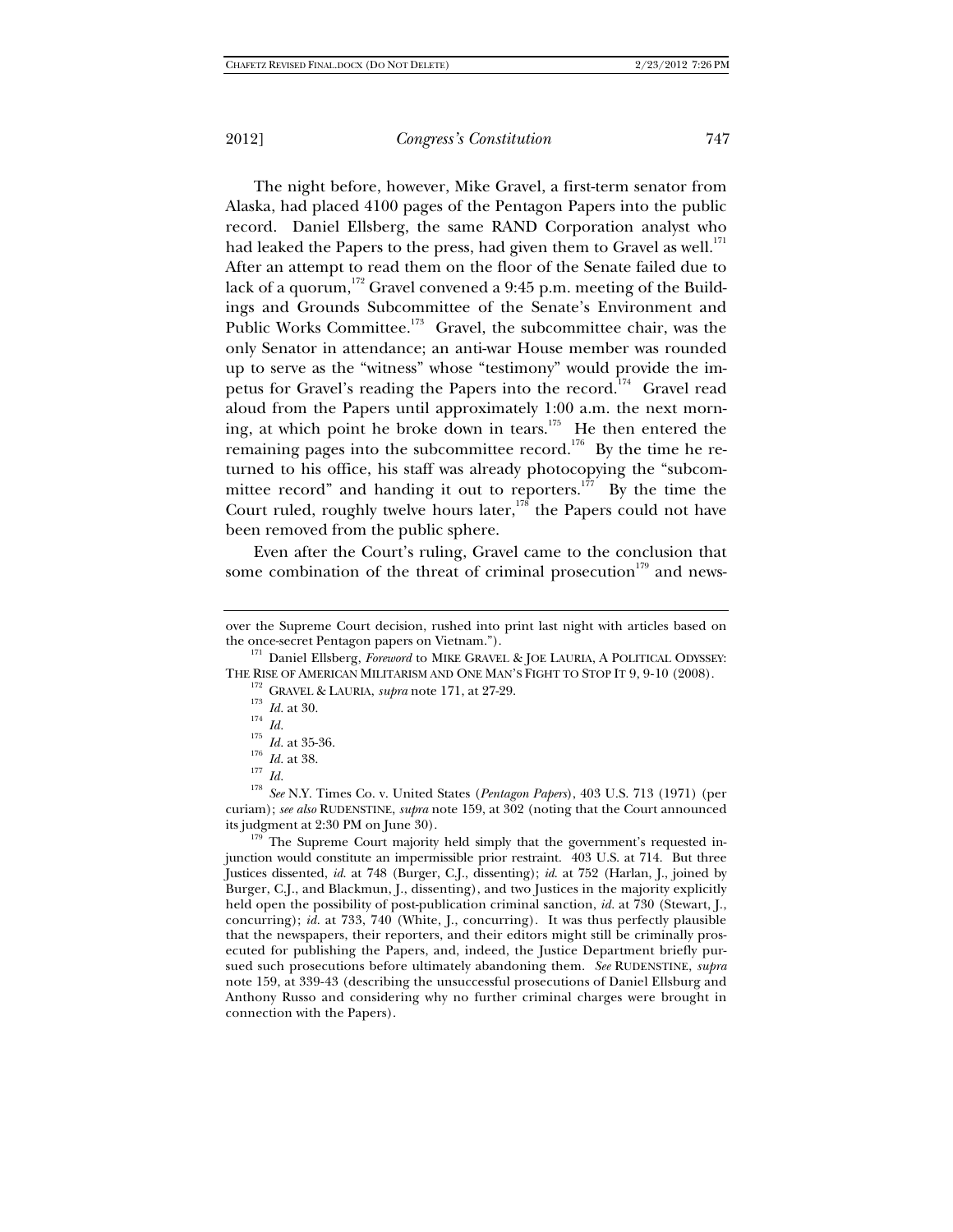The night before, however, Mike Gravel, a first-term senator from Alaska, had placed 4100 pages of the Pentagon Papers into the public record. Daniel Ellsberg, the same RAND Corporation analyst who had leaked the Papers to the press, had given them to Gravel as well.[171] After an attempt to read them on the floor of the Senate failed due to lack of a quorum,[172] Gravel convened a 9:45 p.m. meeting of the Buildings and Grounds Subcommittee of the Senate's Environment and Public Works Committee.[173] Gravel, the subcommittee chair, was the only Senator in attendance; an anti-war House member was rounded up to serve as the "witness" whose "testimony" would provide the impetus for Gravel's reading the Papers into the record.[174] Gravel read aloud from the Papers until approximately 1:00 a.m. the next morning, at which point he broke down in tears.[175] He then entered the remaining pages into the subcommittee record.[176] By the time he returned to his office, his staff was already photocopying the "subcommittee record" and handing it out to reporters.[177] By the time the Court ruled, roughly twelve hours later,[178] the Papers could not have been removed from the public sphere.

Even after the Court's ruling, Gravel came to the conclusion that some combination of the threat of criminal prosecution[179] and news-

---

over the Supreme Court decision, rushed into print last night with articles based on the once-secret Pentagon papers on Vietnam.").

[171] Daniel Ellsberg, *Foreword* to MIKE GRAVEL & JOE LAURIA, A POLITICAL ODYSSEY: THE RISE OF AMERICAN MILITARISM AND ONE MAN'S FIGHT TO STOP IT 9, 9-10 (2008).

[172] GRAVEL & LAURIA, *supra* note 171, at 27-29.

[173] *Id.* at 30.

[174] *Id.*

[175] *Id.* at 35-36.

[176] *Id.* at 38.

[177] *Id.*

[178] *See* N.Y. Times Co. v. United States (*Pentagon Papers*), 403 U.S. 713 (1971) (per curiam); *see also* RUDENSTINE, *supra* note 159, at 302 (noting that the Court announced its judgment at 2:30 PM on June 30).

[179] The Supreme Court majority held simply that the government's requested injunction would constitute an impermissible prior restraint. 403 U.S. at 714. But three Justices dissented, *id.* at 748 (Burger, C.J., dissenting); *id.* at 752 (Harlan, J., joined by Burger, C.J., and Blackmun, J., dissenting), and two Justices in the majority explicitly held open the possibility of post-publication criminal sanction, *id.* at 730 (Stewart, J., concurring); *id.* at 733, 740 (White, J., concurring). It was thus perfectly plausible that the newspapers, their reporters, and their editors might still be criminally prosecuted for publishing the Papers, and, indeed, the Justice Department briefly pursued such prosecutions before ultimately abandoning them. *See* RUDENSTINE, *supra* note 159, at 339-43 (describing the unsuccessful prosecutions of Daniel Ellsburg and Anthony Russo and considering why no further criminal charges were brought in connection with the Papers).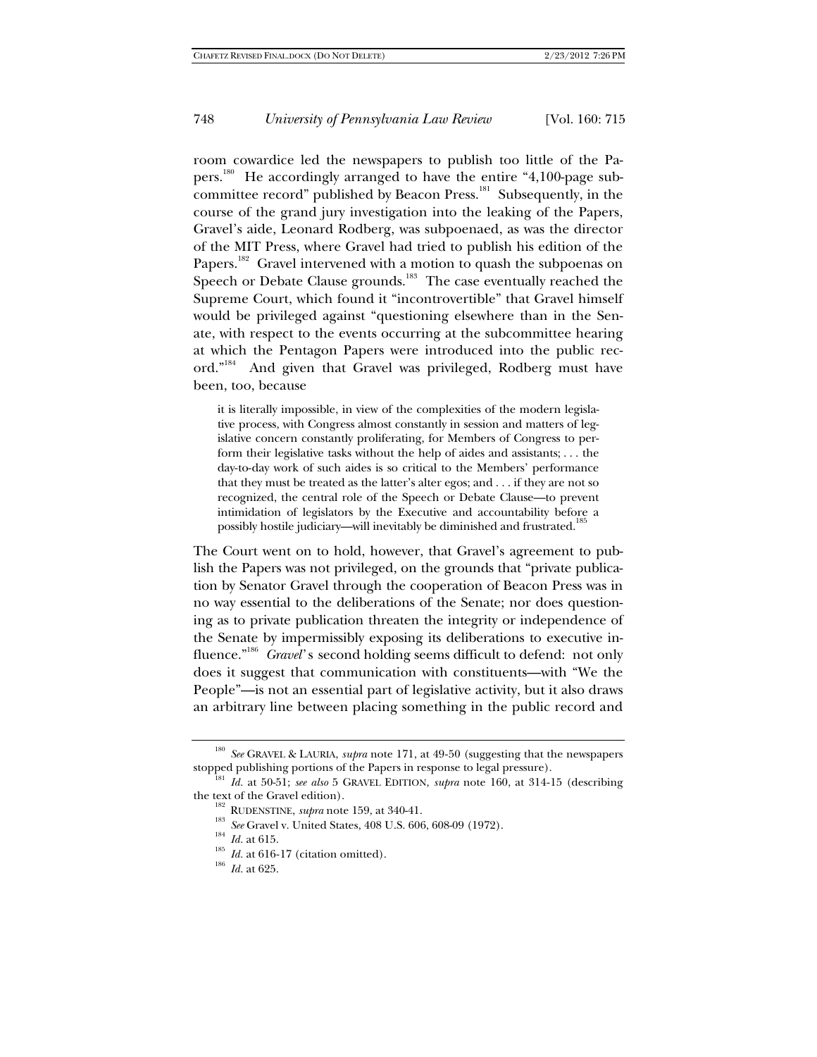room cowardice led the newspapers to publish too little of the Papers.[180] He accordingly arranged to have the entire "4,100-page subcommittee record" published by Beacon Press.[181] Subsequently, in the course of the grand jury investigation into the leaking of the Papers, Gravel's aide, Leonard Rodberg, was subpoenaed, as was the director of the MIT Press, where Gravel had tried to publish his edition of the Papers.[182] Gravel intervened with a motion to quash the subpoenas on Speech or Debate Clause grounds.[183] The case eventually reached the Supreme Court, which found it "incontrovertible" that Gravel himself would be privileged against "questioning elsewhere than in the Senate, with respect to the events occurring at the subcommittee hearing at which the Pentagon Papers were introduced into the public record."[184] And given that Gravel was privileged, Rodberg must have been, too, because

> it is literally impossible, in view of the complexities of the modern legislative process, with Congress almost constantly in session and matters of legislative concern constantly proliferating, for Members of Congress to perform their legislative tasks without the help of aides and assistants; . . . the day-to-day work of such aides is so critical to the Members' performance that they must be treated as the latter's alter egos; and . . . if they are not so recognized, the central role of the Speech or Debate Clause—to prevent intimidation of legislators by the Executive and accountability before a possibly hostile judiciary—will inevitably be diminished and frustrated.[185]

The Court went on to hold, however, that Gravel's agreement to publish the Papers was not privileged, on the grounds that "private publication by Senator Gravel through the cooperation of Beacon Press was in no way essential to the deliberations of the Senate; nor does questioning as to private publication threaten the integrity or independence of the Senate by impermissibly exposing its deliberations to executive influence."[186] *Gravel*'s second holding seems difficult to defend: not only does it suggest that communication with constituents—with "We the People"—is not an essential part of legislative activity, but it also draws an arbitrary line between placing something in the public record and

---

[180] *See* GRAVEL & LAURIA, *supra* note 171, at 49-50 (suggesting that the newspapers stopped publishing portions of the Papers in response to legal pressure).

[181] *Id.* at 50-51; *see also* 5 GRAVEL EDITION, *supra* note 160, at 314-15 (describing the text of the Gravel edition).

[182] RUDENSTINE, *supra* note 159, at 340-41.

[183] *See* Gravel v. United States, 408 U.S. 606, 608-09 (1972).

[184] *Id.* at 615.

[185] *Id.* at 616-17 (citation omitted).

[186] *Id.* at 625.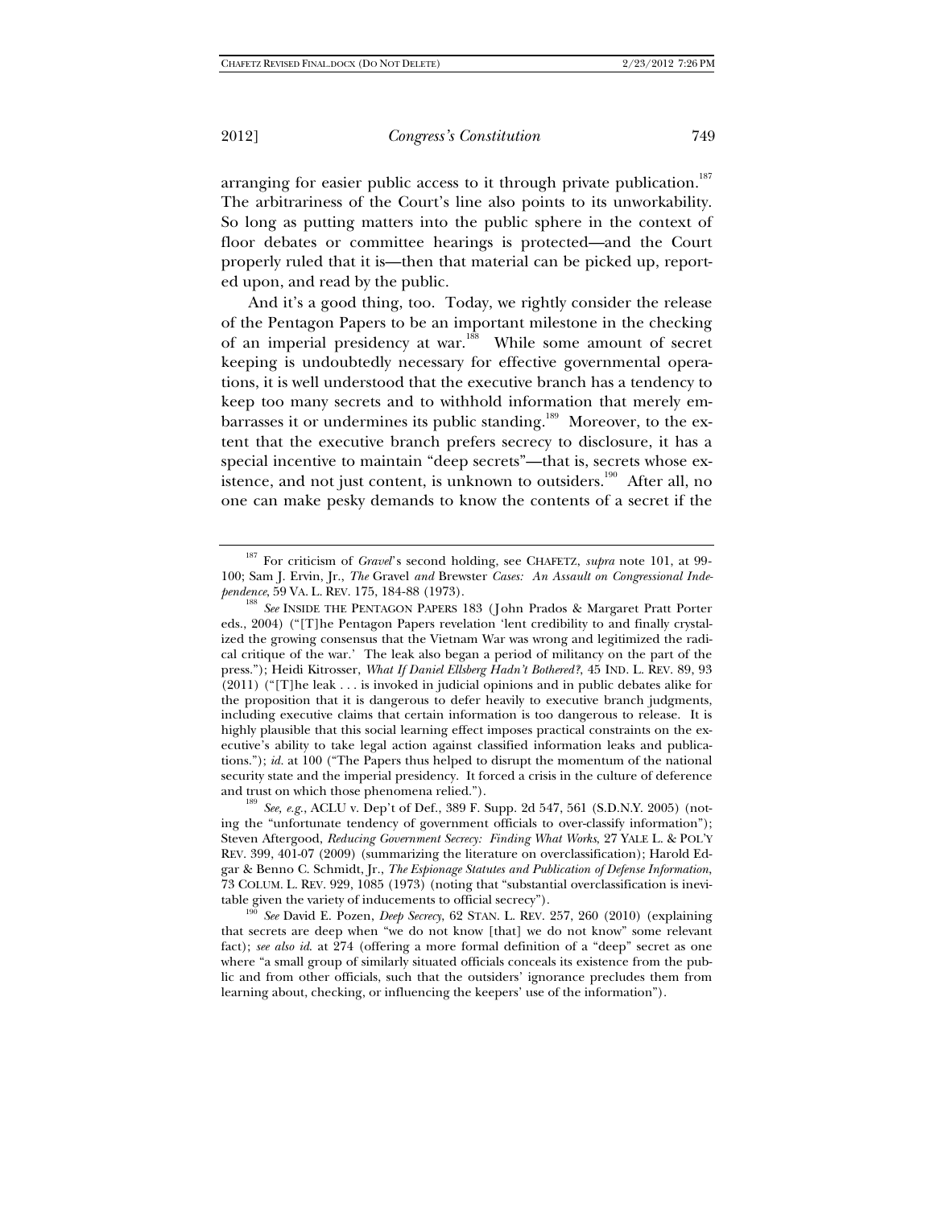arranging for easier public access to it through private publication.[187] The arbitrariness of the Court's line also points to its unworkability. So long as putting matters into the public sphere in the context of floor debates or committee hearings is protected—and the Court properly ruled that it is—then that material can be picked up, reported upon, and read by the public.

And it's a good thing, too. Today, we rightly consider the release of the Pentagon Papers to be an important milestone in the checking of an imperial presidency at war.[188] While some amount of secret keeping is undoubtedly necessary for effective governmental operations, it is well understood that the executive branch has a tendency to keep too many secrets and to withhold information that merely embarrasses it or undermines its public standing.[189] Moreover, to the extent that the executive branch prefers secrecy to disclosure, it has a special incentive to maintain "deep secrets"—that is, secrets whose existence, and not just content, is unknown to outsiders.[190] After all, no one can make pesky demands to know the contents of a secret if the

---

[187] For criticism of *Gravel*'s second holding, see CHAFETZ, *supra* note 101, at 99-100; Sam J. Ervin, Jr., *The* Gravel *and* Brewster *Cases: An Assault on Congressional Independence*, 59 VA. L. REV. 175, 184-88 (1973).

[188] *See* INSIDE THE PENTAGON PAPERS 183 (John Prados & Margaret Pratt Porter eds., 2004) ("[T]he Pentagon Papers revelation 'lent credibility to and finally crystalized the growing consensus that the Vietnam War was wrong and legitimized the radical critique of the war.' The leak also began a period of militancy on the part of the press."); Heidi Kitrosser, *What If Daniel Ellsberg Hadn't Bothered?*, 45 IND. L. REV. 89, 93 (2011) ("[T]he leak . . . is invoked in judicial opinions and in public debates alike for the proposition that it is dangerous to defer heavily to executive branch judgments, including executive claims that certain information is too dangerous to release. It is highly plausible that this social learning effect imposes practical constraints on the executive's ability to take legal action against classified information leaks and publications."); *id.* at 100 ("The Papers thus helped to disrupt the momentum of the national security state and the imperial presidency. It forced a crisis in the culture of deference and trust on which those phenomena relied.").

[189] *See, e.g.*, ACLU v. Dep't of Def., 389 F. Supp. 2d 547, 561 (S.D.N.Y. 2005) (noting the "unfortunate tendency of government officials to over-classify information"); Steven Aftergood, *Reducing Government Secrecy: Finding What Works*, 27 YALE L. & POL'Y REV. 399, 401-07 (2009) (summarizing the literature on overclassification); Harold Edgar & Benno C. Schmidt, Jr., *The Espionage Statutes and Publication of Defense Information*, 73 COLUM. L. REV. 929, 1085 (1973) (noting that "substantial overclassification is inevitable given the variety of inducements to official secrecy").

[190] *See* David E. Pozen, *Deep Secrecy*, 62 STAN. L. REV. 257, 260 (2010) (explaining that secrets are deep when "we do not know [that] we do not know" some relevant fact); *see also id.* at 274 (offering a more formal definition of a "deep" secret as one where "a small group of similarly situated officials conceals its existence from the public and from other officials, such that the outsiders' ignorance precludes them from learning about, checking, or influencing the keepers' use of the information").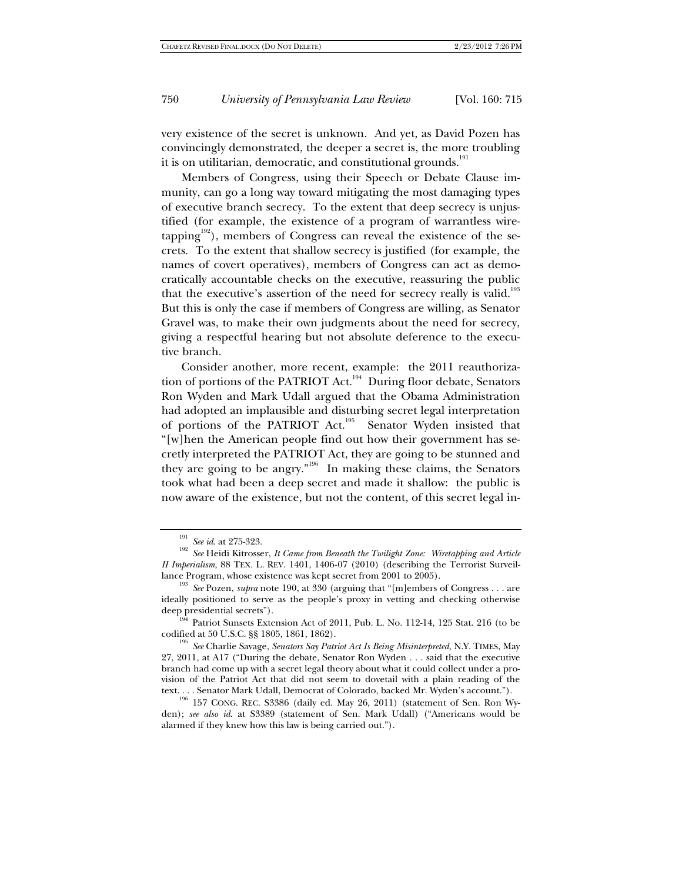very existence of the secret is unknown. And yet, as David Pozen has convincingly demonstrated, the deeper a secret is, the more troubling it is on utilitarian, democratic, and constitutional grounds.[191]

Members of Congress, using their Speech or Debate Clause immunity, can go a long way toward mitigating the most damaging types of executive branch secrecy. To the extent that deep secrecy is unjustified (for example, the existence of a program of warrantless wiretapping[192]), members of Congress can reveal the existence of the secrets. To the extent that shallow secrecy is justified (for example, the names of covert operatives), members of Congress can act as democratically accountable checks on the executive, reassuring the public that the executive's assertion of the need for secrecy really is valid.[193] But this is only the case if members of Congress are willing, as Senator Gravel was, to make their own judgments about the need for secrecy, giving a respectful hearing but not absolute deference to the executive branch.

Consider another, more recent, example: the 2011 reauthorization of portions of the PATRIOT Act.[194] During floor debate, Senators Ron Wyden and Mark Udall argued that the Obama Administration had adopted an implausible and disturbing secret legal interpretation of portions of the PATRIOT Act.[195] Senator Wyden insisted that "[w]hen the American people find out how their government has secretly interpreted the PATRIOT Act, they are going to be stunned and they are going to be angry."[196] In making these claims, the Senators took what had been a deep secret and made it shallow: the public is now aware of the existence, but not the content, of this secret legal in-

---

[191] *See id.* at 275-323.

[192] *See* Heidi Kitrosser, *It Came from Beneath the Twilight Zone: Wiretapping and Article II Imperialism*, 88 TEX. L. REV. 1401, 1406-07 (2010) (describing the Terrorist Surveillance Program, whose existence was kept secret from 2001 to 2005).

[193] *See* Pozen, *supra* note 190, at 330 (arguing that "[m]embers of Congress . . . are ideally positioned to serve as the people's proxy in vetting and checking otherwise deep presidential secrets").

[194] Patriot Sunsets Extension Act of 2011, Pub. L. No. 112-14, 125 Stat. 216 (to be codified at 50 U.S.C. §§ 1805, 1861, 1862).

[195] *See* Charlie Savage, *Senators Say Patriot Act Is Being Misinterpreted*, N.Y. TIMES, May 27, 2011, at A17 ("During the debate, Senator Ron Wyden . . . said that the executive branch had come up with a secret legal theory about what it could collect under a provision of the Patriot Act that did not seem to dovetail with a plain reading of the text. . . . Senator Mark Udall, Democrat of Colorado, backed Mr. Wyden's account.").

[196] 157 CONG. REC. S3386 (daily ed. May 26, 2011) (statement of Sen. Ron Wyden); *see also id.* at S3389 (statement of Sen. Mark Udall) ("Americans would be alarmed if they knew how this law is being carried out.").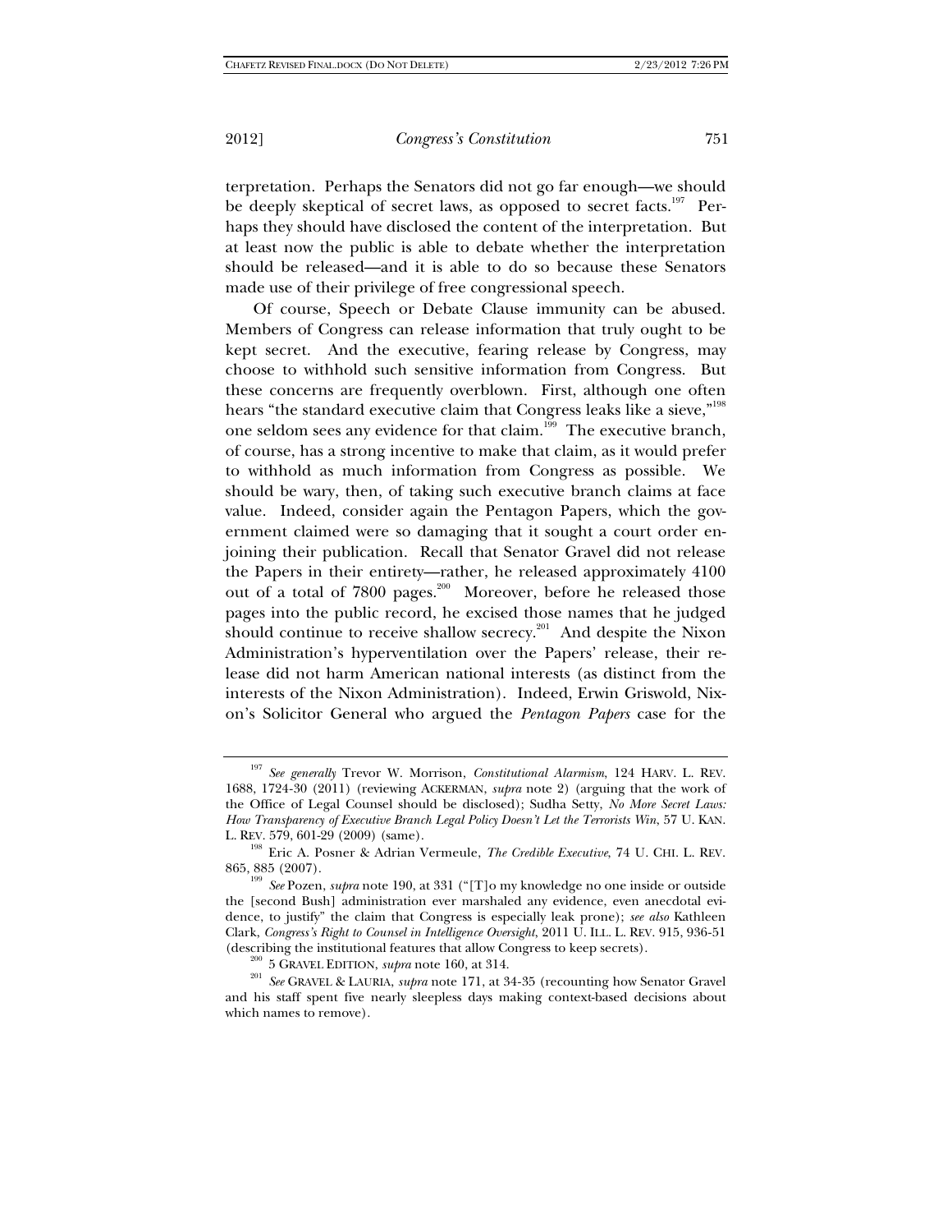terpretation. Perhaps the Senators did not go far enough—we should be deeply skeptical of secret laws, as opposed to secret facts.[197] Perhaps they should have disclosed the content of the interpretation. But at least now the public is able to debate whether the interpretation should be released—and it is able to do so because these Senators made use of their privilege of free congressional speech.

Of course, Speech or Debate Clause immunity can be abused. Members of Congress can release information that truly ought to be kept secret. And the executive, fearing release by Congress, may choose to withhold such sensitive information from Congress. But these concerns are frequently overblown. First, although one often hears "the standard executive claim that Congress leaks like a sieve,"[198] one seldom sees any evidence for that claim.[199] The executive branch, of course, has a strong incentive to make that claim, as it would prefer to withhold as much information from Congress as possible. We should be wary, then, of taking such executive branch claims at face value. Indeed, consider again the Pentagon Papers, which the government claimed were so damaging that it sought a court order enjoining their publication. Recall that Senator Gravel did not release the Papers in their entirety—rather, he released approximately 4100 out of a total of 7800 pages.[200] Moreover, before he released those pages into the public record, he excised those names that he judged should continue to receive shallow secrecy.[201] And despite the Nixon Administration's hyperventilation over the Papers' release, their release did not harm American national interests (as distinct from the interests of the Nixon Administration). Indeed, Erwin Griswold, Nixon's Solicitor General who argued the *Pentagon Papers* case for the

---

[197] *See generally* Trevor W. Morrison, *Constitutional Alarmism*, 124 HARV. L. REV. 1688, 1724-30 (2011) (reviewing ACKERMAN, *supra* note 2) (arguing that the work of the Office of Legal Counsel should be disclosed); Sudha Setty, *No More Secret Laws: How Transparency of Executive Branch Legal Policy Doesn't Let the Terrorists Win*, 57 U. KAN. L. REV. 579, 601-29 (2009) (same).

[198] Eric A. Posner & Adrian Vermeule, *The Credible Executive*, 74 U. CHI. L. REV. 865, 885 (2007).

[199] *See* Pozen, *supra* note 190, at 331 ("[T]o my knowledge no one inside or outside the [second Bush] administration ever marshaled any evidence, even anecdotal evidence, to justify" the claim that Congress is especially leak prone); *see also* Kathleen Clark, *Congress's Right to Counsel in Intelligence Oversight*, 2011 U. ILL. L. REV. 915, 936-51 (describing the institutional features that allow Congress to keep secrets).

[200] 5 GRAVEL EDITION, *supra* note 160, at 314.

[201] *See* GRAVEL & LAURIA, *supra* note 171, at 34-35 (recounting how Senator Gravel and his staff spent five nearly sleepless days making context-based decisions about which names to remove).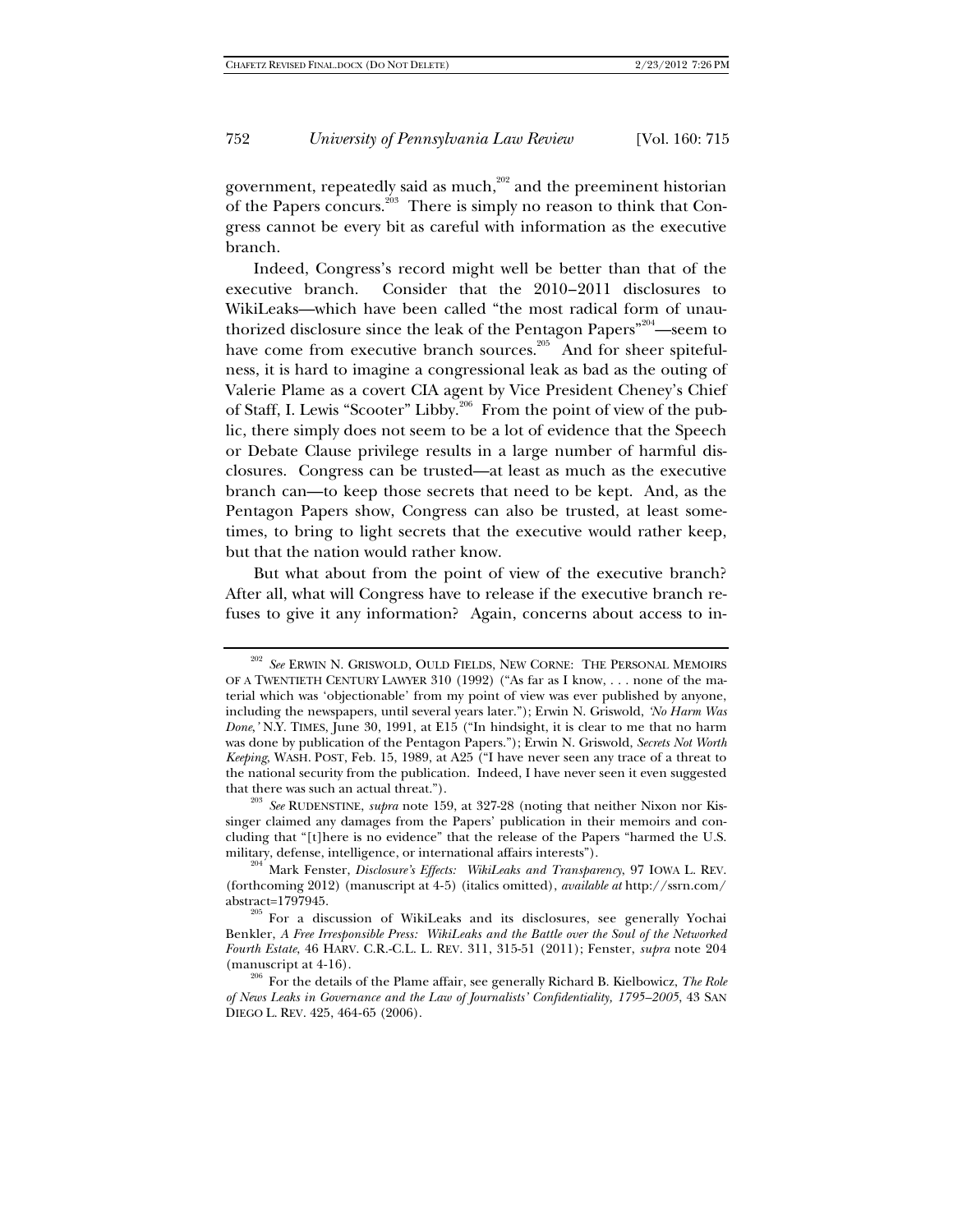government, repeatedly said as much,[202] and the preeminent historian of the Papers concurs.[203] There is simply no reason to think that Congress cannot be every bit as careful with information as the executive branch.

Indeed, Congress's record might well be better than that of the executive branch. Consider that the 2010–2011 disclosures to WikiLeaks—which have been called "the most radical form of unauthorized disclosure since the leak of the Pentagon Papers"[204]—seem to have come from executive branch sources.[205] And for sheer spitefulness, it is hard to imagine a congressional leak as bad as the outing of Valerie Plame as a covert CIA agent by Vice President Cheney's Chief of Staff, I. Lewis "Scooter" Libby.[206] From the point of view of the public, there simply does not seem to be a lot of evidence that the Speech or Debate Clause privilege results in a large number of harmful disclosures. Congress can be trusted—at least as much as the executive branch can—to keep those secrets that need to be kept. And, as the Pentagon Papers show, Congress can also be trusted, at least sometimes, to bring to light secrets that the executive would rather keep, but that the nation would rather know.

But what about from the point of view of the executive branch? After all, what will Congress have to release if the executive branch refuses to give it any information? Again, concerns about access to in-

---

[202] *See* ERWIN N. GRISWOLD, OULD FIELDS, NEW CORNE: THE PERSONAL MEMOIRS OF A TWENTIETH CENTURY LAWYER 310 (1992) ("As far as I know, . . . none of the material which was 'objectionable' from my point of view was ever published by anyone, including the newspapers, until several years later."); Erwin N. Griswold, *'No Harm Was Done,'* N.Y. TIMES, June 30, 1991, at E15 ("In hindsight, it is clear to me that no harm was done by publication of the Pentagon Papers."); Erwin N. Griswold, *Secrets Not Worth Keeping*, WASH. POST, Feb. 15, 1989, at A25 ("I have never seen any trace of a threat to the national security from the publication. Indeed, I have never seen it even suggested that there was such an actual threat.").

[203] *See* RUDENSTINE, *supra* note 159, at 327-28 (noting that neither Nixon nor Kissinger claimed any damages from the Papers' publication in their memoirs and concluding that "[t]here is no evidence" that the release of the Papers "harmed the U.S. military, defense, intelligence, or international affairs interests").

[204] Mark Fenster, *Disclosure's Effects: WikiLeaks and Transparency*, 97 IOWA L. REV. (forthcoming 2012) (manuscript at 4-5) (italics omitted), *available at* http://ssrn.com/abstract=1797945.

[205] For a discussion of WikiLeaks and its disclosures, see generally Yochai Benkler, *A Free Irresponsible Press: WikiLeaks and the Battle over the Soul of the Networked Fourth Estate*, 46 HARV. C.R.-C.L. L. REV. 311, 315-51 (2011); Fenster, *supra* note 204 (manuscript at 4-16).

[206] For the details of the Plame affair, see generally Richard B. Kielbowicz, *The Role of News Leaks in Governance and the Law of Journalists' Confidentiality, 1795–2005*, 43 SAN DIEGO L. REV. 425, 464-65 (2006).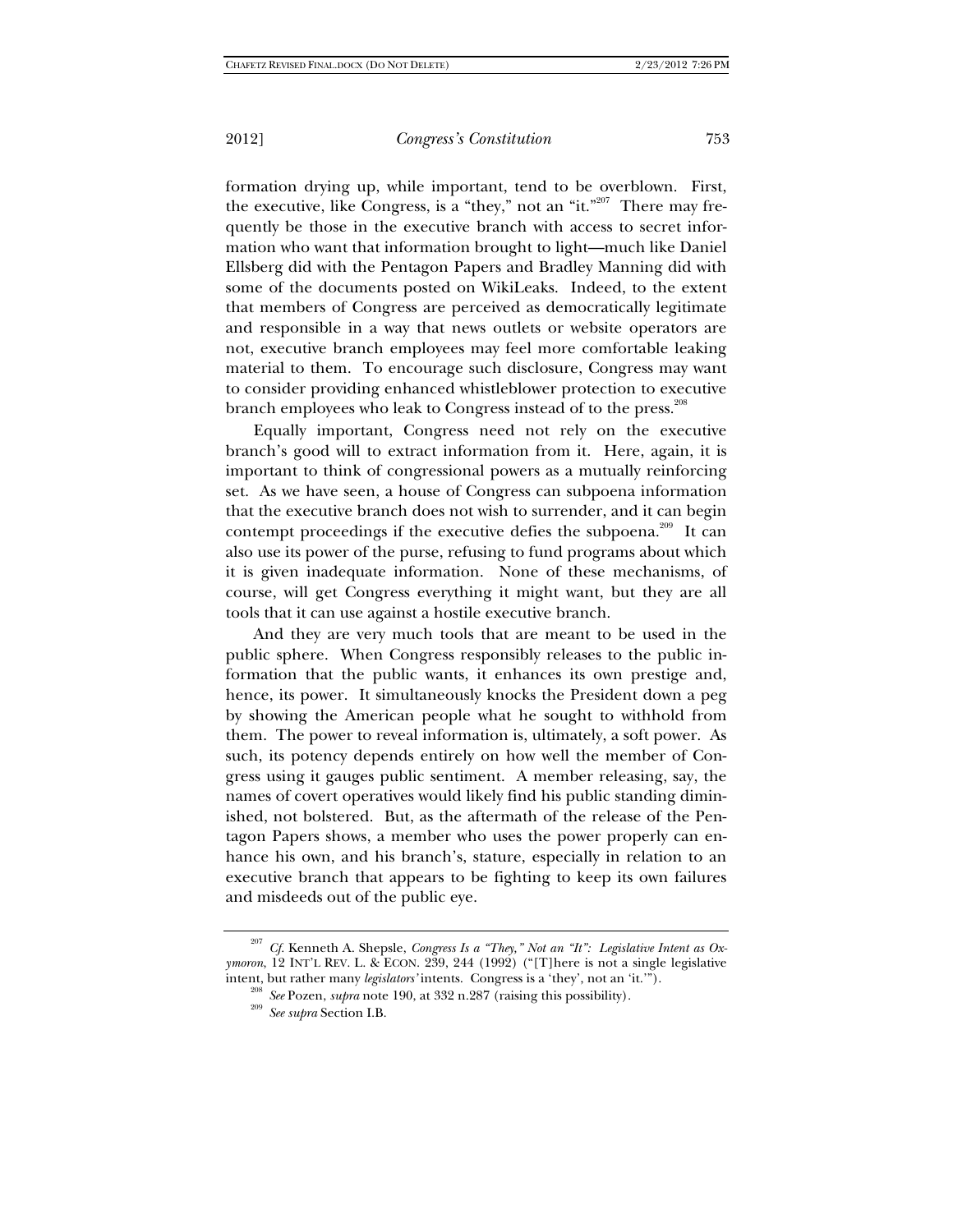formation drying up, while important, tend to be overblown. First, the executive, like Congress, is a "they," not an "it."[207] There may frequently be those in the executive branch with access to secret information who want that information brought to light—much like Daniel Ellsberg did with the Pentagon Papers and Bradley Manning did with some of the documents posted on WikiLeaks. Indeed, to the extent that members of Congress are perceived as democratically legitimate and responsible in a way that news outlets or website operators are not, executive branch employees may feel more comfortable leaking material to them. To encourage such disclosure, Congress may want to consider providing enhanced whistleblower protection to executive branch employees who leak to Congress instead of to the press.[208]

Equally important, Congress need not rely on the executive branch's good will to extract information from it. Here, again, it is important to think of congressional powers as a mutually reinforcing set. As we have seen, a house of Congress can subpoena information that the executive branch does not wish to surrender, and it can begin contempt proceedings if the executive defies the subpoena.[209] It can also use its power of the purse, refusing to fund programs about which it is given inadequate information. None of these mechanisms, of course, will get Congress everything it might want, but they are all tools that it can use against a hostile executive branch.

And they are very much tools that are meant to be used in the public sphere. When Congress responsibly releases to the public information that the public wants, it enhances its own prestige and, hence, its power. It simultaneously knocks the President down a peg by showing the American people what he sought to withhold from them. The power to reveal information is, ultimately, a soft power. As such, its potency depends entirely on how well the member of Congress using it gauges public sentiment. A member releasing, say, the names of covert operatives would likely find his public standing diminished, not bolstered. But, as the aftermath of the release of the Pentagon Papers shows, a member who uses the power properly can enhance his own, and his branch's, stature, especially in relation to an executive branch that appears to be fighting to keep its own failures and misdeeds out of the public eye.

---

[207] *Cf.* Kenneth A. Shepsle, *Congress Is a "They," Not an "It": Legislative Intent as Oxymoron*, 12 INT'L REV. L. & ECON. 239, 244 (1992) ("[T]here is not a single legislative intent, but rather many *legislators'* intents. Congress is a 'they', not an 'it.'").

[208] *See* Pozen, *supra* note 190, at 332 n.287 (raising this possibility).

[209] *See supra* Section I.B.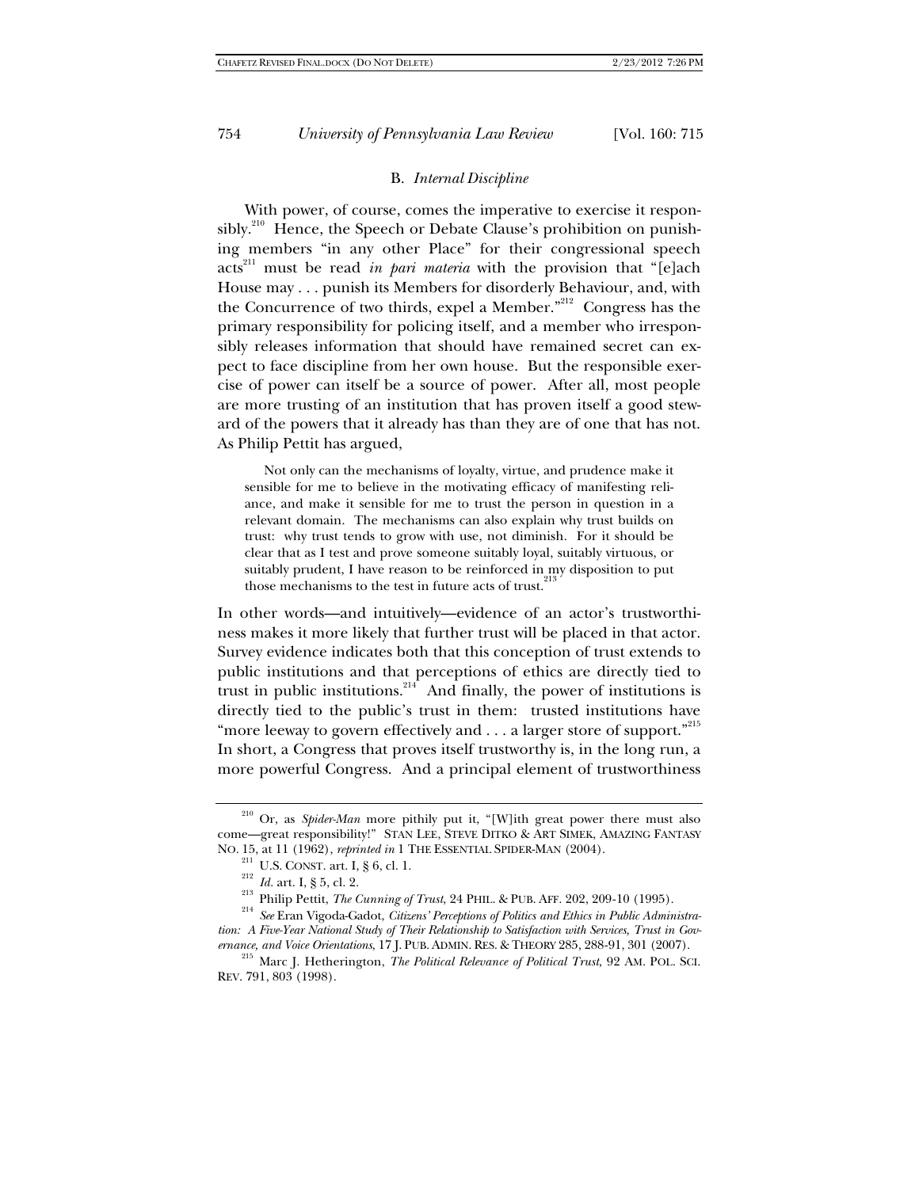### B. *Internal Discipline*

With power, of course, comes the imperative to exercise it responsibly.[210] Hence, the Speech or Debate Clause's prohibition on punishing members "in any other Place" for their congressional speech acts[211] must be read *in pari materia* with the provision that "[e]ach House may . . . punish its Members for disorderly Behaviour, and, with the Concurrence of two thirds, expel a Member."[212] Congress has the primary responsibility for policing itself, and a member who irresponsibly releases information that should have remained secret can expect to face discipline from her own house. But the responsible exercise of power can itself be a source of power. After all, most people are more trusting of an institution that has proven itself a good steward of the powers that it already has than they are of one that has not. As Philip Pettit has argued,

> Not only can the mechanisms of loyalty, virtue, and prudence make it sensible for me to believe in the motivating efficacy of manifesting reliance, and make it sensible for me to trust the person in question in a relevant domain. The mechanisms can also explain why trust builds on trust: why trust tends to grow with use, not diminish. For it should be clear that as I test and prove someone suitably loyal, suitably virtuous, or suitably prudent, I have reason to be reinforced in my disposition to put those mechanisms to the test in future acts of trust.[213]

In other words—and intuitively—evidence of an actor's trustworthiness makes it more likely that further trust will be placed in that actor. Survey evidence indicates both that this conception of trust extends to public institutions and that perceptions of ethics are directly tied to trust in public institutions.[214] And finally, the power of institutions is directly tied to the public's trust in them: trusted institutions have "more leeway to govern effectively and . . . a larger store of support."[215] In short, a Congress that proves itself trustworthy is, in the long run, a more powerful Congress. And a principal element of trustworthiness

---

[210] Or, as *Spider-Man* more pithily put it, "[W]ith great power there must also come—great responsibility!" STAN LEE, STEVE DITKO & ART SIMEK, AMAZING FANTASY NO. 15, at 11 (1962), *reprinted in* 1 THE ESSENTIAL SPIDER-MAN (2004).

[211] U.S. CONST. art. I, § 6, cl. 1.

[212] *Id.* art. I, § 5, cl. 2.

[213] Philip Pettit, *The Cunning of Trust*, 24 PHIL. & PUB. AFF. 202, 209-10 (1995).

[214] *See* Eran Vigoda-Gadot, *Citizens' Perceptions of Politics and Ethics in Public Administration: A Five-Year National Study of Their Relationship to Satisfaction with Services, Trust in Governance, and Voice Orientations*, 17 J. PUB. ADMIN. RES. & THEORY 285, 288-91, 301 (2007).

[215] Marc J. Hetherington, *The Political Relevance of Political Trust*, 92 AM. POL. SCI. REV. 791, 803 (1998).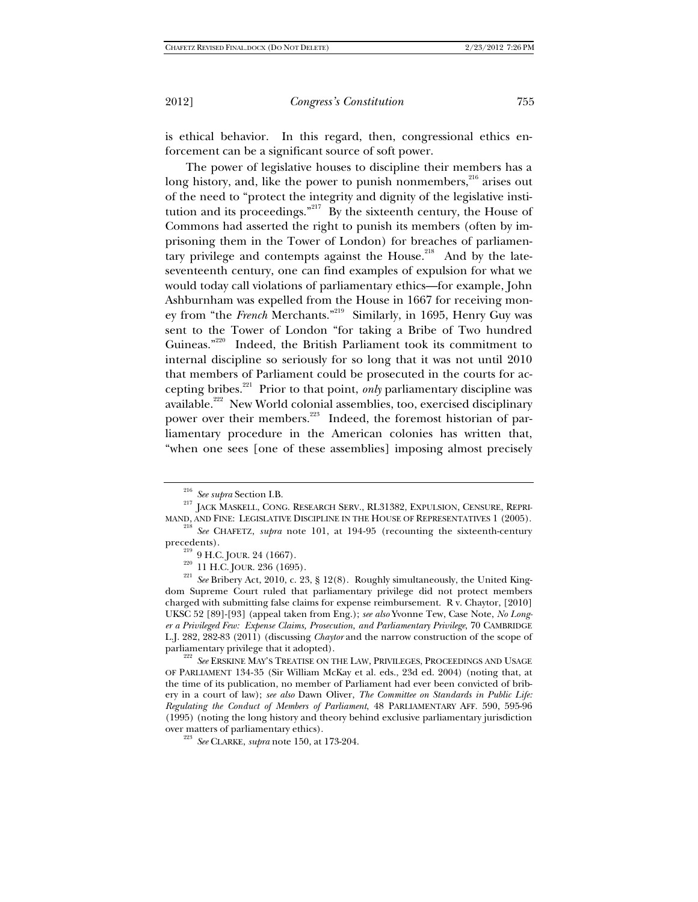is ethical behavior. In this regard, then, congressional ethics enforcement can be a significant source of soft power.

The power of legislative houses to discipline their members has a long history, and, like the power to punish nonmembers,[216] arises out of the need to "protect the integrity and dignity of the legislative institution and its proceedings."[217] By the sixteenth century, the House of Commons had asserted the right to punish its members (often by imprisoning them in the Tower of London) for breaches of parliamentary privilege and contempts against the House.[218] And by the late-seventeenth century, one can find examples of expulsion for what we would today call violations of parliamentary ethics—for example, John Ashburnham was expelled from the House in 1667 for receiving money from "the *French* Merchants."[219] Similarly, in 1695, Henry Guy was sent to the Tower of London "for taking a Bribe of Two hundred Guineas."[220] Indeed, the British Parliament took its commitment to internal discipline so seriously for so long that it was not until 2010 that members of Parliament could be prosecuted in the courts for accepting bribes.[221] Prior to that point, *only* parliamentary discipline was available.[222] New World colonial assemblies, too, exercised disciplinary power over their members.[223] Indeed, the foremost historian of parliamentary procedure in the American colonies has written that, "when one sees [one of these assemblies] imposing almost precisely

---

[216] *See supra* Section I.B.

[217] JACK MASKELL, CONG. RESEARCH SERV., RL31382, EXPULSION, CENSURE, REPRIMAND, AND FINE: LEGISLATIVE DISCIPLINE IN THE HOUSE OF REPRESENTATIVES 1 (2005).

[218] *See* CHAFETZ, *supra* note 101, at 194-95 (recounting the sixteenth-century precedents).

[219] 9 H.C. JOUR. 24 (1667).

[220] 11 H.C. JOUR. 236 (1695).

[221] *See* Bribery Act, 2010, c. 23, § 12(8). Roughly simultaneously, the United Kingdom Supreme Court ruled that parliamentary privilege did not protect members charged with submitting false claims for expense reimbursement. R v. Chaytor, [2010] UKSC 52 [89]-[93] (appeal taken from Eng.); *see also* Yvonne Tew, Case Note, *No Longer a Privileged Few: Expense Claims, Prosecution, and Parliamentary Privilege*, 70 CAMBRIDGE L.J. 282, 282-83 (2011) (discussing *Chaytor* and the narrow construction of the scope of parliamentary privilege that it adopted).

[222] *See* ERSKINE MAY'S TREATISE ON THE LAW, PRIVILEGES, PROCEEDINGS AND USAGE OF PARLIAMENT 134-35 (Sir William McKay et al. eds., 23d ed. 2004) (noting that, at the time of its publication, no member of Parliament had ever been convicted of bribery in a court of law); *see also* Dawn Oliver, *The Committee on Standards in Public Life: Regulating the Conduct of Members of Parliament*, 48 PARLIAMENTARY AFF. 590, 595-96 (1995) (noting the long history and theory behind exclusive parliamentary jurisdiction over matters of parliamentary ethics).

[223] *See* CLARKE, *supra* note 150, at 173-204.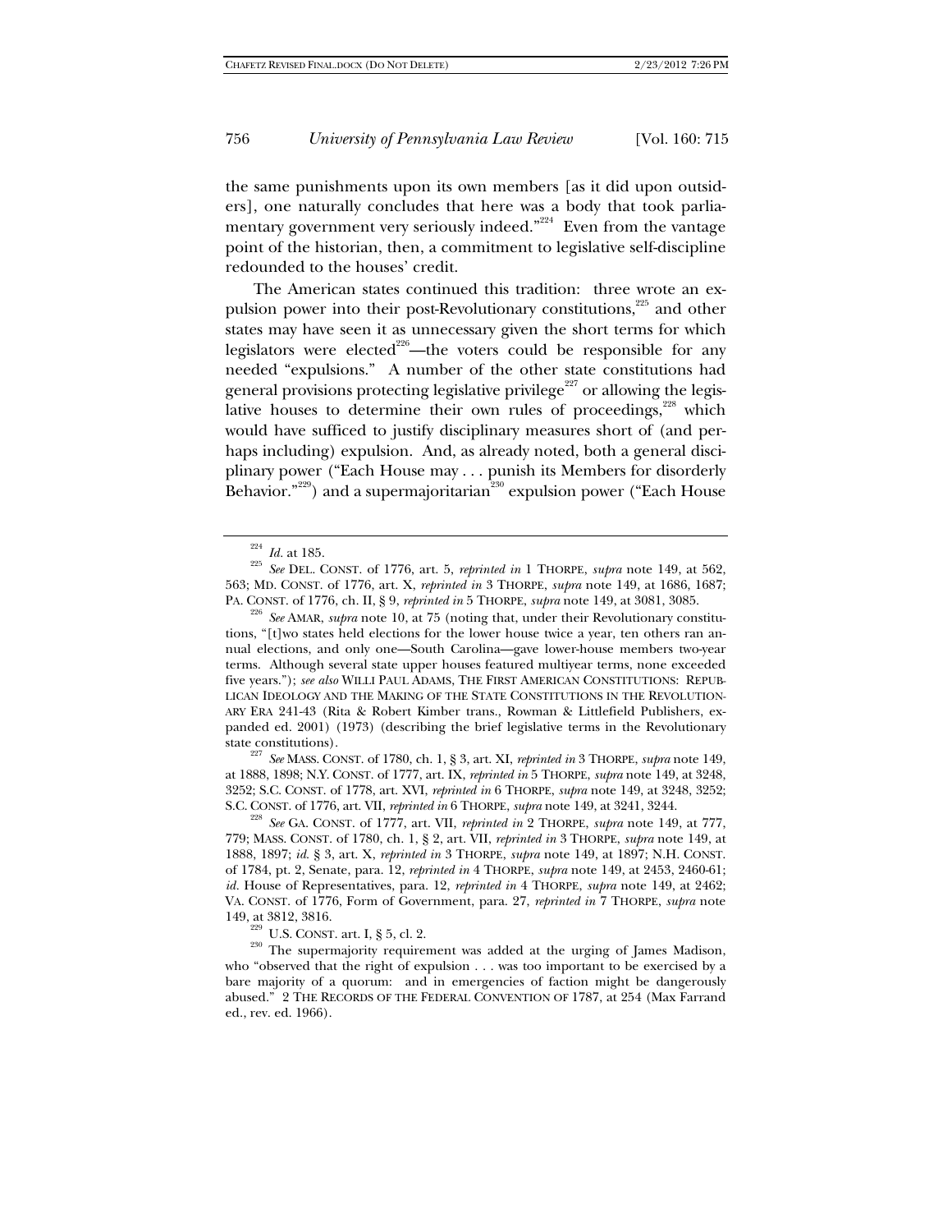the same punishments upon its own members [as it did upon outsiders], one naturally concludes that here was a body that took parliamentary government very seriously indeed."[224] Even from the vantage point of the historian, then, a commitment to legislative self-discipline redounded to the houses' credit.

The American states continued this tradition: three wrote an expulsion power into their post-Revolutionary constitutions,[225] and other states may have seen it as unnecessary given the short terms for which legislators were elected[226]—the voters could be responsible for any needed "expulsions." A number of the other state constitutions had general provisions protecting legislative privilege[227] or allowing the legislative houses to determine their own rules of proceedings,[228] which would have sufficed to justify disciplinary measures short of (and perhaps including) expulsion. And, as already noted, both a general disciplinary power ("Each House may . . . punish its Members for disorderly Behavior."[229]) and a supermajoritarian[230] expulsion power ("Each House

---

[224] *Id.* at 185.

[225] *See* DEL. CONST. of 1776, art. 5, *reprinted in* 1 THORPE, *supra* note 149, at 562, 563; MD. CONST. of 1776, art. X, *reprinted in* 3 THORPE, *supra* note 149, at 1686, 1687; PA. CONST. of 1776, ch. II, § 9, *reprinted in* 5 THORPE, *supra* note 149, at 3081, 3085.

[226] *See* AMAR, *supra* note 10, at 75 (noting that, under their Revolutionary constitutions, "[t]wo states held elections for the lower house twice a year, ten others ran annual elections, and only one—South Carolina—gave lower-house members two-year terms. Although several state upper houses featured multiyear terms, none exceeded five years."); *see also* WILLI PAUL ADAMS, THE FIRST AMERICAN CONSTITUTIONS: REPUBLICAN IDEOLOGY AND THE MAKING OF THE STATE CONSTITUTIONS IN THE REVOLUTIONARY ERA 241-43 (Rita & Robert Kimber trans., Rowman & Littlefield Publishers, expanded ed. 2001) (1973) (describing the brief legislative terms in the Revolutionary state constitutions).

[227] *See* MASS. CONST. of 1780, ch. 1, § 3, art. XI, *reprinted in* 3 THORPE, *supra* note 149, at 1888, 1898; N.Y. CONST. of 1777, art. IX, *reprinted in* 5 THORPE, *supra* note 149, at 3248, 3252; S.C. CONST. of 1778, art. XVI, *reprinted in* 6 THORPE, *supra* note 149, at 3248, 3252; S.C. CONST. of 1776, art. VII, *reprinted in* 6 THORPE, *supra* note 149, at 3241, 3244.

[228] *See* GA. CONST. of 1777, art. VII, *reprinted in* 2 THORPE, *supra* note 149, at 777, 779; MASS. CONST. of 1780, ch. 1, § 2, art. VII, *reprinted in* 3 THORPE, *supra* note 149, at 1888, 1897; *id.* § 3, art. X, *reprinted in* 3 THORPE, *supra* note 149, at 1897; N.H. CONST. of 1784, pt. 2, Senate, para. 12, *reprinted in* 4 THORPE, *supra* note 149, at 2453, 2460-61; *id.* House of Representatives, para. 12, *reprinted in* 4 THORPE, *supra* note 149, at 2462; VA. CONST. of 1776, Form of Government, para. 27, *reprinted in* 7 THORPE, *supra* note 149, at 3812, 3816.

[229] U.S. CONST. art. I, § 5, cl. 2.

[230] The supermajority requirement was added at the urging of James Madison, who "observed that the right of expulsion . . . was too important to be exercised by a bare majority of a quorum: and in emergencies of faction might be dangerously abused." 2 THE RECORDS OF THE FEDERAL CONVENTION OF 1787, at 254 (Max Farrand ed., rev. ed. 1966).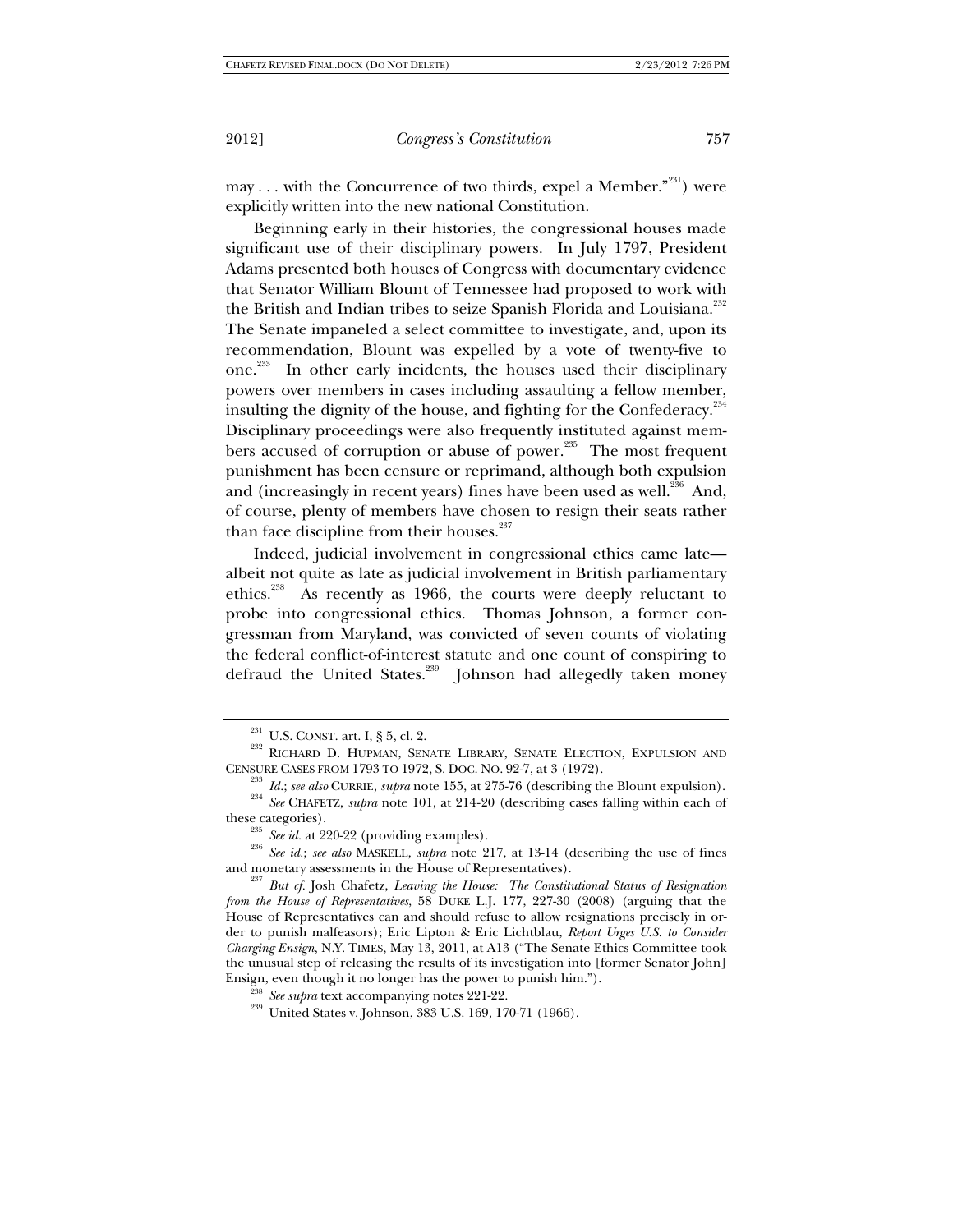may . . . with the Concurrence of two thirds, expel a Member."[231]) were explicitly written into the new national Constitution.

Beginning early in their histories, the congressional houses made significant use of their disciplinary powers. In July 1797, President Adams presented both houses of Congress with documentary evidence that Senator William Blount of Tennessee had proposed to work with the British and Indian tribes to seize Spanish Florida and Louisiana.[232] The Senate impaneled a select committee to investigate, and, upon its recommendation, Blount was expelled by a vote of twenty-five to one.[233] In other early incidents, the houses used their disciplinary powers over members in cases including assaulting a fellow member, insulting the dignity of the house, and fighting for the Confederacy.[234] Disciplinary proceedings were also frequently instituted against members accused of corruption or abuse of power.[235] The most frequent punishment has been censure or reprimand, although both expulsion and (increasingly in recent years) fines have been used as well.[236] And, of course, plenty of members have chosen to resign their seats rather than face discipline from their houses.[237]

Indeed, judicial involvement in congressional ethics came late—albeit not quite as late as judicial involvement in British parliamentary ethics.[238] As recently as 1966, the courts were deeply reluctant to probe into congressional ethics. Thomas Johnson, a former congressman from Maryland, was convicted of seven counts of violating the federal conflict-of-interest statute and one count of conspiring to defraud the United States.[239] Johnson had allegedly taken money

---

[231] U.S. CONST. art. I, § 5, cl. 2.

[232] RICHARD D. HUPMAN, SENATE LIBRARY, SENATE ELECTION, EXPULSION AND CENSURE CASES FROM 1793 TO 1972, S. DOC. NO. 92-7, at 3 (1972).

[233] *Id.*; *see also* CURRIE, *supra* note 155, at 275-76 (describing the Blount expulsion).

[234] *See* CHAFETZ, *supra* note 101, at 214-20 (describing cases falling within each of these categories).

[235] *See id.* at 220-22 (providing examples).

[236] *See id.*; *see also* MASKELL, *supra* note 217, at 13-14 (describing the use of fines and monetary assessments in the House of Representatives).

[237] *But cf.* Josh Chafetz, *Leaving the House: The Constitutional Status of Resignation from the House of Representatives*, 58 DUKE L.J. 177, 227-30 (2008) (arguing that the House of Representatives can and should refuse to allow resignations precisely in order to punish malfeasors); Eric Lipton & Eric Lichtblau, *Report Urges U.S. to Consider Charging Ensign*, N.Y. TIMES, May 13, 2011, at A13 ("The Senate Ethics Committee took the unusual step of releasing the results of its investigation into [former Senator John] Ensign, even though it no longer has the power to punish him.").

[238] *See supra* text accompanying notes 221-22.

[239] United States v. Johnson, 383 U.S. 169, 170-71 (1966).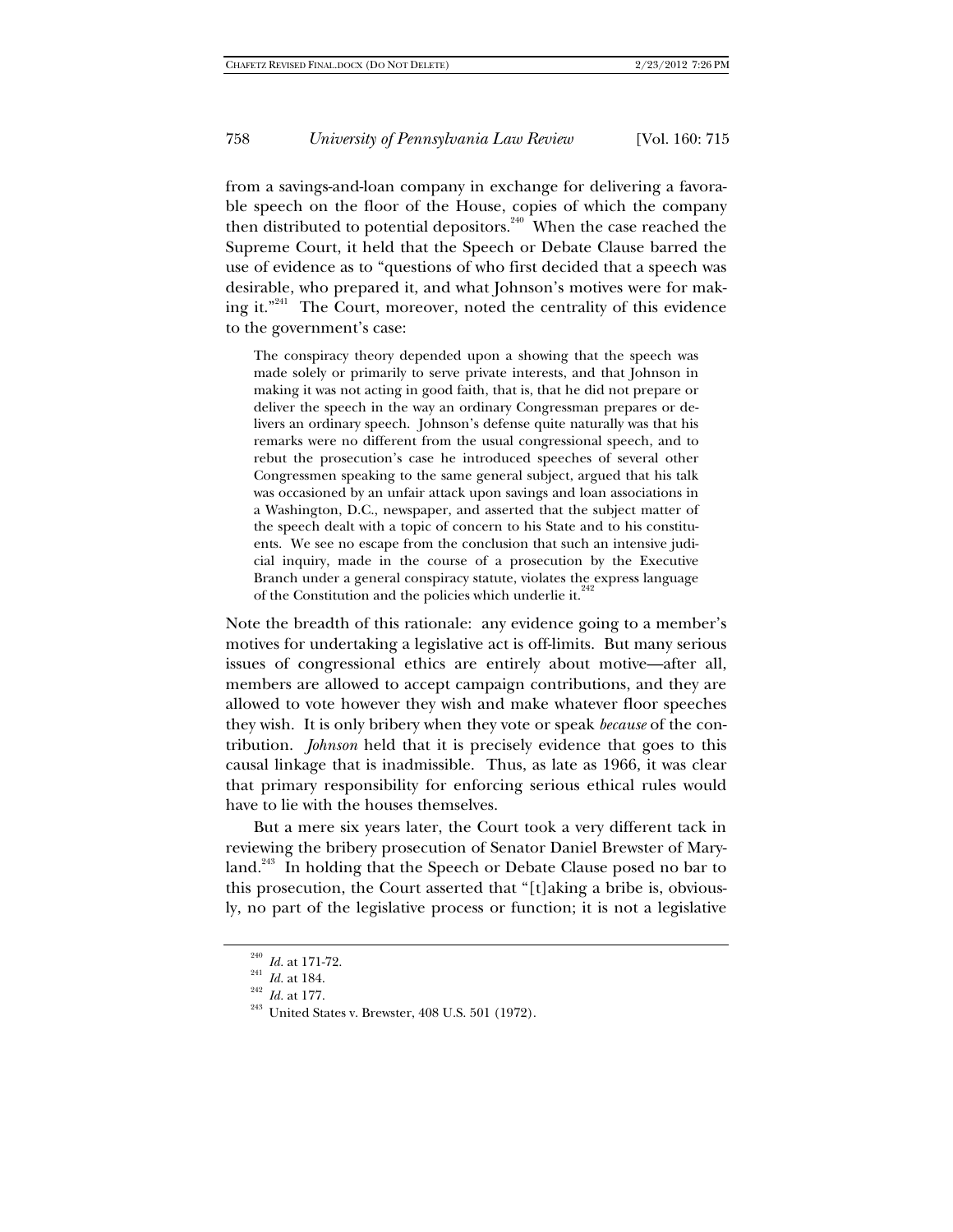from a savings-and-loan company in exchange for delivering a favorable speech on the floor of the House, copies of which the company then distributed to potential depositors.[240] When the case reached the Supreme Court, it held that the Speech or Debate Clause barred the use of evidence as to "questions of who first decided that a speech was desirable, who prepared it, and what Johnson's motives were for making it."[241] The Court, moreover, noted the centrality of this evidence to the government's case:

> The conspiracy theory depended upon a showing that the speech was made solely or primarily to serve private interests, and that Johnson in making it was not acting in good faith, that is, that he did not prepare or deliver the speech in the way an ordinary Congressman prepares or delivers an ordinary speech. Johnson's defense quite naturally was that his remarks were no different from the usual congressional speech, and to rebut the prosecution's case he introduced speeches of several other Congressmen speaking to the same general subject, argued that his talk was occasioned by an unfair attack upon savings and loan associations in a Washington, D.C., newspaper, and asserted that the subject matter of the speech dealt with a topic of concern to his State and to his constituents. We see no escape from the conclusion that such an intensive judicial inquiry, made in the course of a prosecution by the Executive Branch under a general conspiracy statute, violates the express language of the Constitution and the policies which underlie it.[242]

Note the breadth of this rationale: any evidence going to a member's motives for undertaking a legislative act is off-limits. But many serious issues of congressional ethics are entirely about motive—after all, members are allowed to accept campaign contributions, and they are allowed to vote however they wish and make whatever floor speeches they wish. It is only bribery when they vote or speak *because* of the contribution. *Johnson* held that it is precisely evidence that goes to this causal linkage that is inadmissible. Thus, as late as 1966, it was clear that primary responsibility for enforcing serious ethical rules would have to lie with the houses themselves.

But a mere six years later, the Court took a very different tack in reviewing the bribery prosecution of Senator Daniel Brewster of Maryland.[243] In holding that the Speech or Debate Clause posed no bar to this prosecution, the Court asserted that "[t]aking a bribe is, obviously, no part of the legislative process or function; it is not a legislative

---

[240] *Id.* at 171-72.

[241] *Id.* at 184.

[242] *Id.* at 177.

[243] United States v. Brewster, 408 U.S. 501 (1972).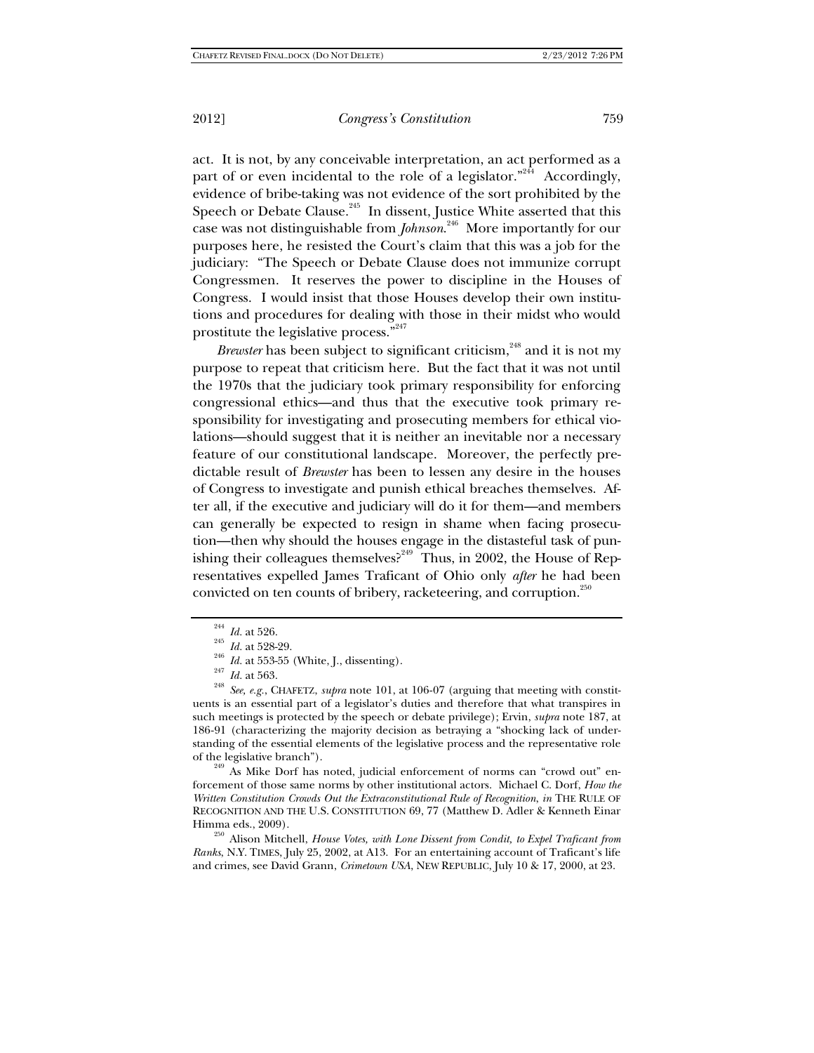act. It is not, by any conceivable interpretation, an act performed as a part of or even incidental to the role of a legislator."[244] Accordingly, evidence of bribe-taking was not evidence of the sort prohibited by the Speech or Debate Clause.[245] In dissent, Justice White asserted that this case was not distinguishable from *Johnson*.[246] More importantly for our purposes here, he resisted the Court's claim that this was a job for the judiciary: "The Speech or Debate Clause does not immunize corrupt Congressmen. It reserves the power to discipline in the Houses of Congress. I would insist that those Houses develop their own institutions and procedures for dealing with those in their midst who would prostitute the legislative process."[247]

*Brewster* has been subject to significant criticism,[248] and it is not my purpose to repeat that criticism here. But the fact that it was not until the 1970s that the judiciary took primary responsibility for enforcing congressional ethics—and thus that the executive took primary responsibility for investigating and prosecuting members for ethical violations—should suggest that it is neither an inevitable nor a necessary feature of our constitutional landscape. Moreover, the perfectly predictable result of *Brewster* has been to lessen any desire in the houses of Congress to investigate and punish ethical breaches themselves. After all, if the executive and judiciary will do it for them—and members can generally be expected to resign in shame when facing prosecution—then why should the houses engage in the distasteful task of punishing their colleagues themselves?[249] Thus, in 2002, the House of Representatives expelled James Traficant of Ohio only *after* he had been convicted on ten counts of bribery, racketeering, and corruption.[250]

---

[244] *Id.* at 526.

[245] *Id.* at 528-29.

[246] *Id.* at 553-55 (White, J., dissenting).

[247] *Id.* at 563.

[248] *See, e.g.*, CHAFETZ, *supra* note 101, at 106-07 (arguing that meeting with constituents is an essential part of a legislator's duties and therefore that what transpires in such meetings is protected by the speech or debate privilege); Ervin, *supra* note 187, at 186-91 (characterizing the majority decision as betraying a "shocking lack of understanding of the essential elements of the legislative process and the representative role of the legislative branch").

[249] As Mike Dorf has noted, judicial enforcement of norms can "crowd out" enforcement of those same norms by other institutional actors. Michael C. Dorf, *How the Written Constitution Crowds Out the Extraconstitutional Rule of Recognition*, *in* THE RULE OF RECOGNITION AND THE U.S. CONSTITUTION 69, 77 (Matthew D. Adler & Kenneth Einar Himma eds., 2009).

[250] Alison Mitchell, *House Votes, with Lone Dissent from Condit, to Expel Traficant from Ranks*, N.Y. TIMES, July 25, 2002, at A13. For an entertaining account of Traficant's life and crimes, see David Grann, *Crimetown USA*, NEW REPUBLIC, July 10 & 17, 2000, at 23.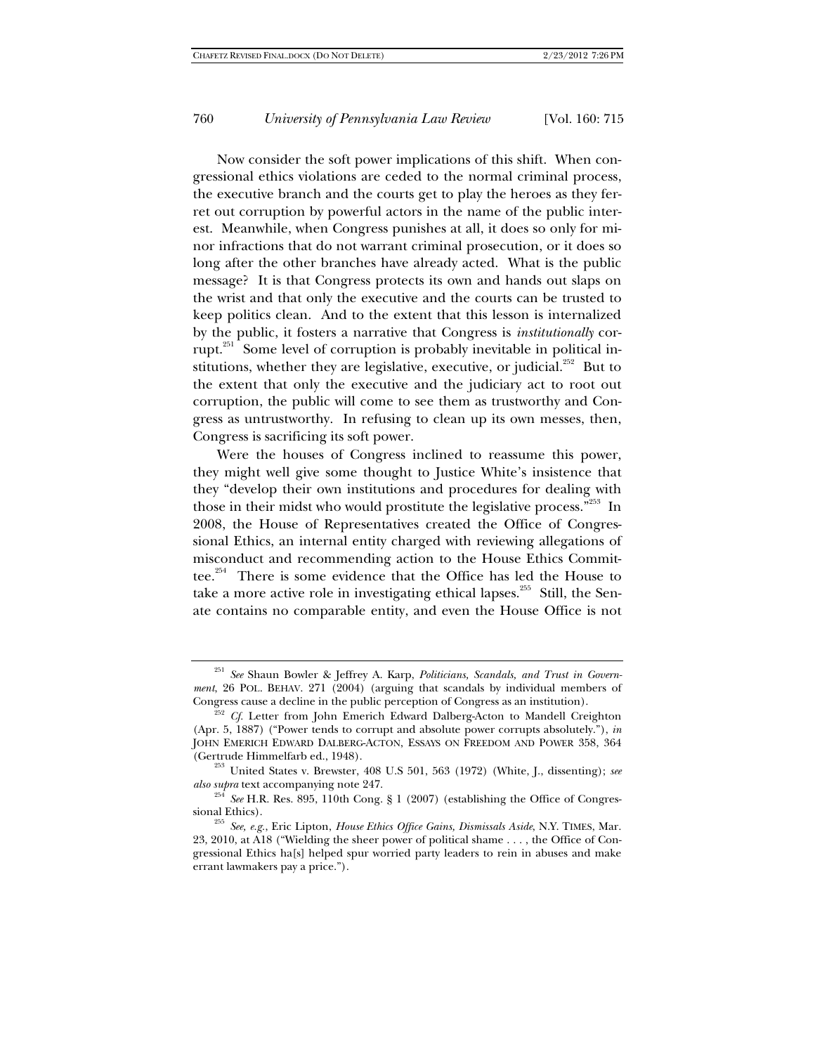Now consider the soft power implications of this shift. When congressional ethics violations are ceded to the normal criminal process, the executive branch and the courts get to play the heroes as they ferret out corruption by powerful actors in the name of the public interest. Meanwhile, when Congress punishes at all, it does so only for minor infractions that do not warrant criminal prosecution, or it does so long after the other branches have already acted. What is the public message? It is that Congress protects its own and hands out slaps on the wrist and that only the executive and the courts can be trusted to keep politics clean. And to the extent that this lesson is internalized by the public, it fosters a narrative that Congress is *institutionally* corrupt.[251] Some level of corruption is probably inevitable in political institutions, whether they are legislative, executive, or judicial.[252] But to the extent that only the executive and the judiciary act to root out corruption, the public will come to see them as trustworthy and Congress as untrustworthy. In refusing to clean up its own messes, then, Congress is sacrificing its soft power.

Were the houses of Congress inclined to reassume this power, they might well give some thought to Justice White's insistence that they "develop their own institutions and procedures for dealing with those in their midst who would prostitute the legislative process."[253] In 2008, the House of Representatives created the Office of Congressional Ethics, an internal entity charged with reviewing allegations of misconduct and recommending action to the House Ethics Committee.[254] There is some evidence that the Office has led the House to take a more active role in investigating ethical lapses.[255] Still, the Senate contains no comparable entity, and even the House Office is not

---

[251] *See* Shaun Bowler & Jeffrey A. Karp, *Politicians, Scandals, and Trust in Government*, 26 POL. BEHAV. 271 (2004) (arguing that scandals by individual members of Congress cause a decline in the public perception of Congress as an institution).

[252] *Cf.* Letter from John Emerich Edward Dalberg-Acton to Mandell Creighton (Apr. 5, 1887) ("Power tends to corrupt and absolute power corrupts absolutely."), *in* JOHN EMERICH EDWARD DALBERG-ACTON, ESSAYS ON FREEDOM AND POWER 358, 364 (Gertrude Himmelfarb ed., 1948).

[253] United States v. Brewster, 408 U.S 501, 563 (1972) (White, J., dissenting); *see also supra* text accompanying note 247.

[254] *See* H.R. Res. 895, 110th Cong. § 1 (2007) (establishing the Office of Congressional Ethics).

[255] *See, e.g.*, Eric Lipton, *House Ethics Office Gains, Dismissals Aside*, N.Y. TIMES, Mar. 23, 2010, at A18 ("Wielding the sheer power of political shame . . . , the Office of Congressional Ethics ha[s] helped spur worried party leaders to rein in abuses and make errant lawmakers pay a price.").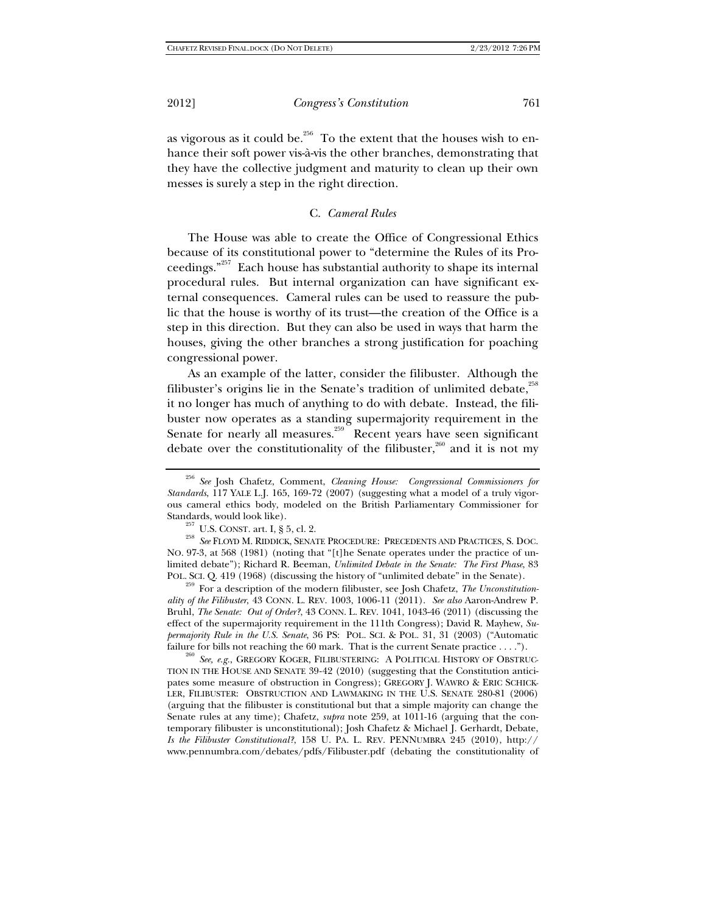as vigorous as it could be.[256] To the extent that the houses wish to enhance their soft power vis-à-vis the other branches, demonstrating that they have the collective judgment and maturity to clean up their own messes is surely a step in the right direction.

### C. *Cameral Rules*

The House was able to create the Office of Congressional Ethics because of its constitutional power to "determine the Rules of its Proceedings."[257] Each house has substantial authority to shape its internal procedural rules. But internal organization can have significant external consequences. Cameral rules can be used to reassure the public that the house is worthy of its trust—the creation of the Office is a step in this direction. But they can also be used in ways that harm the houses, giving the other branches a strong justification for poaching congressional power.

As an example of the latter, consider the filibuster. Although the filibuster's origins lie in the Senate's tradition of unlimited debate,[258] it no longer has much of anything to do with debate. Instead, the filibuster now operates as a standing supermajority requirement in the Senate for nearly all measures.[259] Recent years have seen significant debate over the constitutionality of the filibuster,[260] and it is not my

---

[256] *See* Josh Chafetz, Comment, *Cleaning House: Congressional Commissioners for Standards*, 117 YALE L.J. 165, 169-72 (2007) (suggesting what a model of a truly vigorous cameral ethics body, modeled on the British Parliamentary Commissioner for Standards, would look like).

[257] U.S. CONST. art. I, § 5, cl. 2.

[258] *See* FLOYD M. RIDDICK, SENATE PROCEDURE: PRECEDENTS AND PRACTICES, S. DOC. NO. 97-3, at 568 (1981) (noting that "[t]he Senate operates under the practice of unlimited debate"); Richard R. Beeman, *Unlimited Debate in the Senate: The First Phase*, 83 POL. SCI. Q. 419 (1968) (discussing the history of "unlimited debate" in the Senate).

[259] For a description of the modern filibuster, see Josh Chafetz, *The Unconstitutionality of the Filibuster*, 43 CONN. L. REV. 1003, 1006-11 (2011). *See also* Aaron-Andrew P. Bruhl, *The Senate: Out of Order?*, 43 CONN. L. REV. 1041, 1043-46 (2011) (discussing the effect of the supermajority requirement in the 111th Congress); David R. Mayhew, *Supermajority Rule in the U.S. Senate*, 36 PS: POL. SCI. & POL. 31, 31 (2003) ("Automatic failure for bills not reaching the 60 mark. That is the current Senate practice . . . .").

[260] *See, e.g.*, GREGORY KOGER, FILIBUSTERING: A POLITICAL HISTORY OF OBSTRUCTION IN THE HOUSE AND SENATE 39-42 (2010) (suggesting that the Constitution anticipates some measure of obstruction in Congress); GREGORY J. WAWRO & ERIC SCHICKLER, FILIBUSTER: OBSTRUCTION AND LAWMAKING IN THE U.S. SENATE 280-81 (2006) (arguing that the filibuster is constitutional but that a simple majority can change the Senate rules at any time); Chafetz, *supra* note 259, at 1011-16 (arguing that the contemporary filibuster is unconstitutional); Josh Chafetz & Michael J. Gerhardt, Debate, *Is the Filibuster Constitutional?*, 158 U. PA. L. REV. PENNUMBRA 245 (2010), http://www.pennumbra.com/debates/pdfs/Filibuster.pdf (debating the constitutionality of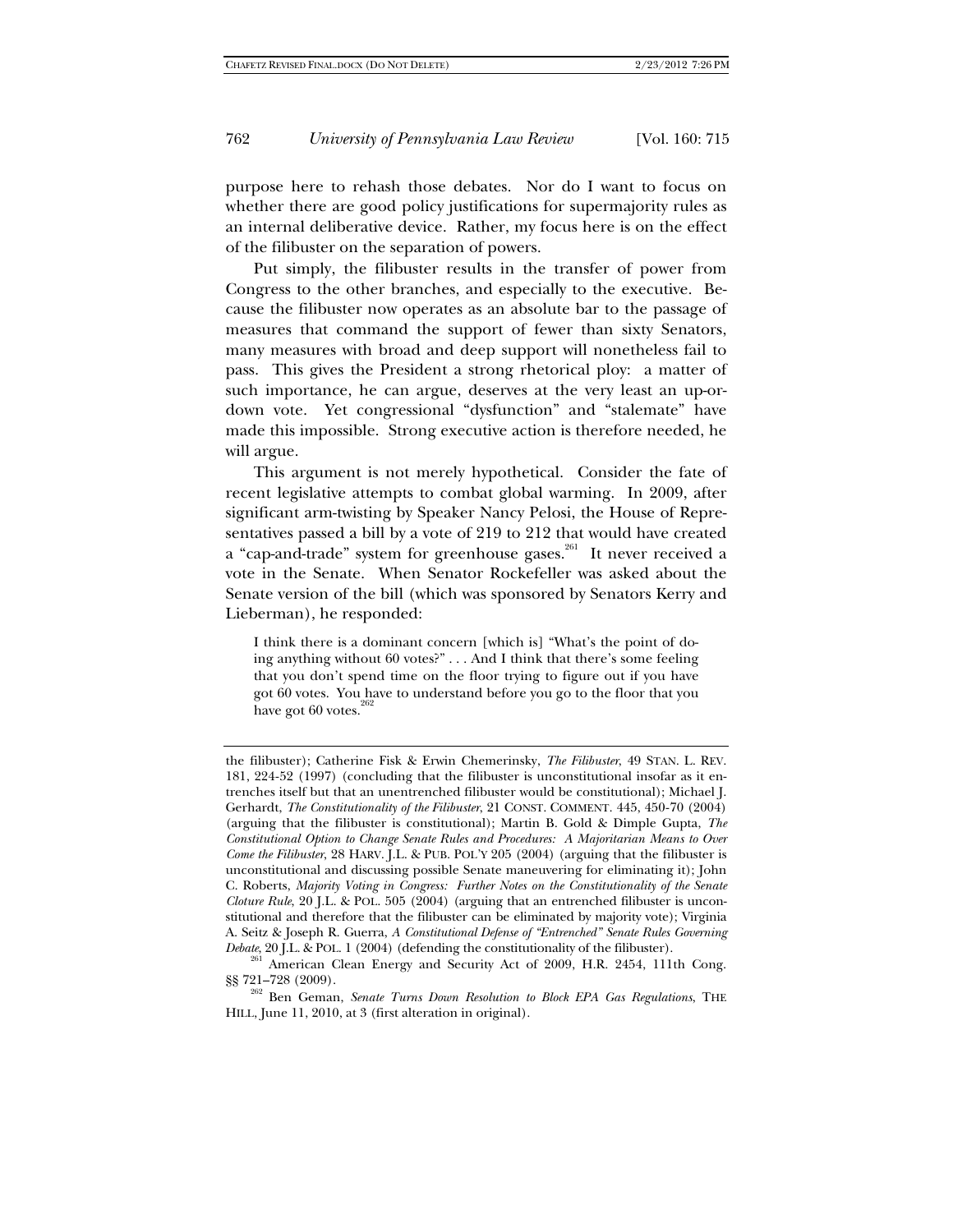purpose here to rehash those debates. Nor do I want to focus on whether there are good policy justifications for supermajority rules as an internal deliberative device. Rather, my focus here is on the effect of the filibuster on the separation of powers.

Put simply, the filibuster results in the transfer of power from Congress to the other branches, and especially to the executive. Because the filibuster now operates as an absolute bar to the passage of measures that command the support of fewer than sixty Senators, many measures with broad and deep support will nonetheless fail to pass. This gives the President a strong rhetorical ploy: a matter of such importance, he can argue, deserves at the very least an up-or-down vote. Yet congressional "dysfunction" and "stalemate" have made this impossible. Strong executive action is therefore needed, he will argue.

This argument is not merely hypothetical. Consider the fate of recent legislative attempts to combat global warming. In 2009, after significant arm-twisting by Speaker Nancy Pelosi, the House of Representatives passed a bill by a vote of 219 to 212 that would have created a "cap-and-trade" system for greenhouse gases.[261] It never received a vote in the Senate. When Senator Rockefeller was asked about the Senate version of the bill (which was sponsored by Senators Kerry and Lieberman), he responded:

> I think there is a dominant concern [which is] "What's the point of doing anything without 60 votes?" . . . And I think that there's some feeling that you don't spend time on the floor trying to figure out if you have got 60 votes. You have to understand before you go to the floor that you have got 60 votes.[262]

---

the filibuster); Catherine Fisk & Erwin Chemerinsky, *The Filibuster*, 49 STAN. L. REV. 181, 224-52 (1997) (concluding that the filibuster is unconstitutional insofar as it entrenches itself but that an unentrenched filibuster would be constitutional); Michael J. Gerhardt, *The Constitutionality of the Filibuster*, 21 CONST. COMMENT. 445, 450-70 (2004) (arguing that the filibuster is constitutional); Martin B. Gold & Dimple Gupta, *The Constitutional Option to Change Senate Rules and Procedures: A Majoritarian Means to Over Come the Filibuster*, 28 HARV. J.L. & PUB. POL'Y 205 (2004) (arguing that the filibuster is unconstitutional and discussing possible Senate maneuvering for eliminating it); John C. Roberts, *Majority Voting in Congress: Further Notes on the Constitutionality of the Senate Cloture Rule*, 20 J.L. & POL. 505 (2004) (arguing that an entrenched filibuster is unconstitutional and therefore that the filibuster can be eliminated by majority vote); Virginia A. Seitz & Joseph R. Guerra, *A Constitutional Defense of "Entrenched" Senate Rules Governing Debate*, 20 J.L. & POL. 1 (2004) (defending the constitutionality of the filibuster).

[261] American Clean Energy and Security Act of 2009, H.R. 2454, 111th Cong. §§ 721–728 (2009).

[262] Ben Geman, *Senate Turns Down Resolution to Block EPA Gas Regulations*, THE HILL, June 11, 2010, at 3 (first alteration in original).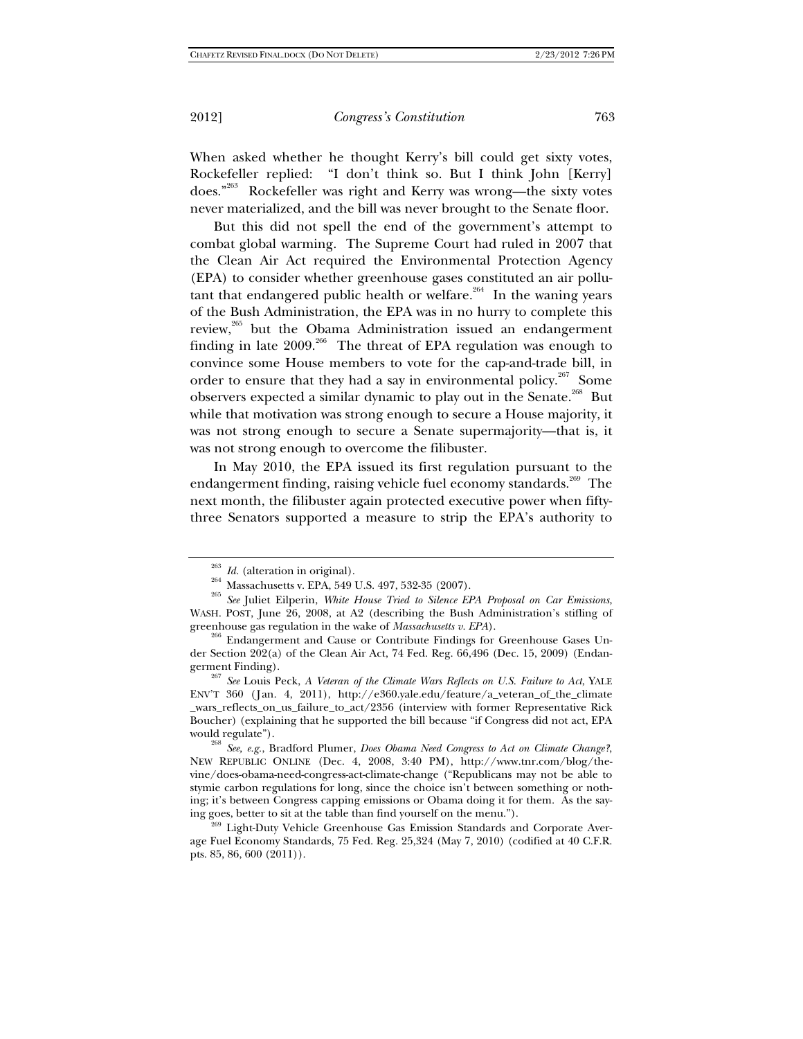When asked whether he thought Kerry's bill could get sixty votes, Rockefeller replied: "I don't think so. But I think John [Kerry] does."[263] Rockefeller was right and Kerry was wrong—the sixty votes never materialized, and the bill was never brought to the Senate floor.

But this did not spell the end of the government's attempt to combat global warming. The Supreme Court had ruled in 2007 that the Clean Air Act required the Environmental Protection Agency (EPA) to consider whether greenhouse gases constituted an air pollutant that endangered public health or welfare.[264] In the waning years of the Bush Administration, the EPA was in no hurry to complete this review,[265] but the Obama Administration issued an endangerment finding in late 2009.[266] The threat of EPA regulation was enough to convince some House members to vote for the cap-and-trade bill, in order to ensure that they had a say in environmental policy.[267] Some observers expected a similar dynamic to play out in the Senate.[268] But while that motivation was strong enough to secure a House majority, it was not strong enough to secure a Senate supermajority—that is, it was not strong enough to overcome the filibuster.

In May 2010, the EPA issued its first regulation pursuant to the endangerment finding, raising vehicle fuel economy standards.[269] The next month, the filibuster again protected executive power when fifty-three Senators supported a measure to strip the EPA's authority to

---

[263] *Id.* (alteration in original).

[264] Massachusetts v. EPA, 549 U.S. 497, 532-35 (2007).

[265] *See* Juliet Eilperin, *White House Tried to Silence EPA Proposal on Car Emissions*, WASH. POST, June 26, 2008, at A2 (describing the Bush Administration's stifling of greenhouse gas regulation in the wake of *Massachusetts v. EPA*).

[266] Endangerment and Cause or Contribute Findings for Greenhouse Gases Under Section 202(a) of the Clean Air Act, 74 Fed. Reg. 66,496 (Dec. 15, 2009) (Endangerment Finding).

[267] *See* Louis Peck, *A Veteran of the Climate Wars Reflects on U.S. Failure to Act*, YALE ENV'T 360 (Jan. 4, 2011), http://e360.yale.edu/feature/a_veteran_of_the_climate_wars_reflects_on_us_failure_to_act/2356 (interview with former Representative Rick Boucher) (explaining that he supported the bill because "if Congress did not act, EPA would regulate").

[268] *See, e.g.*, Bradford Plumer, *Does Obama Need Congress to Act on Climate Change?*, NEW REPUBLIC ONLINE (Dec. 4, 2008, 3:40 PM), http://www.tnr.com/blog/the-vine/does-obama-need-congress-act-climate-change ("Republicans may not be able to stymie carbon regulations for long, since the choice isn't between something or nothing; it's between Congress capping emissions or Obama doing it for them. As the saying goes, better to sit at the table than find yourself on the menu.").

[269] Light-Duty Vehicle Greenhouse Gas Emission Standards and Corporate Average Fuel Economy Standards, 75 Fed. Reg. 25,324 (May 7, 2010) (codified at 40 C.F.R. pts. 85, 86, 600 (2011)).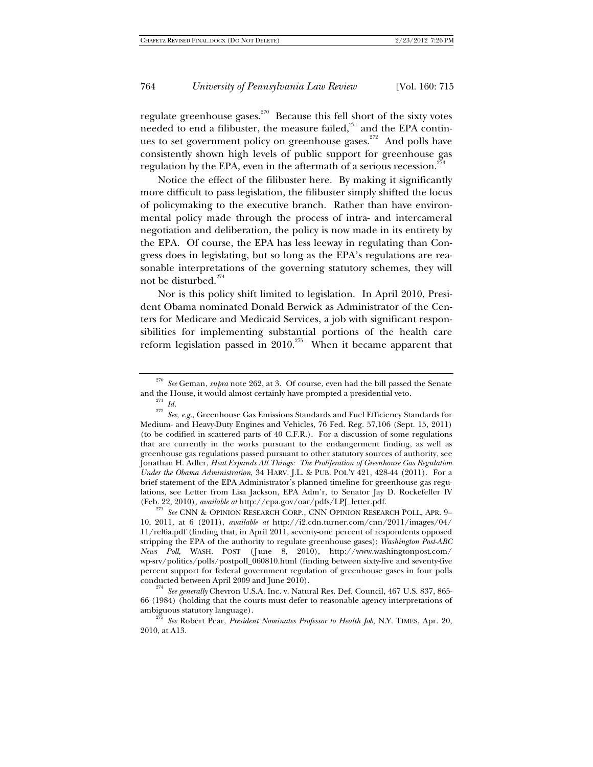regulate greenhouse gases.[270] Because this fell short of the sixty votes needed to end a filibuster, the measure failed,[271] and the EPA continues to set government policy on greenhouse gases.[272] And polls have consistently shown high levels of public support for greenhouse gas regulation by the EPA, even in the aftermath of a serious recession.[273]

Notice the effect of the filibuster here. By making it significantly more difficult to pass legislation, the filibuster simply shifted the locus of policymaking to the executive branch. Rather than have environmental policy made through the process of intra- and intercameral negotiation and deliberation, the policy is now made in its entirety by the EPA. Of course, the EPA has less leeway in regulating than Congress does in legislating, but so long as the EPA's regulations are reasonable interpretations of the governing statutory schemes, they will not be disturbed.[274]

Nor is this policy shift limited to legislation. In April 2010, President Obama nominated Donald Berwick as Administrator of the Centers for Medicare and Medicaid Services, a job with significant responsibilities for implementing substantial portions of the health care reform legislation passed in 2010.[275] When it became apparent that

---

[270] *See* Geman, *supra* note 262, at 3. Of course, even had the bill passed the Senate and the House, it would almost certainly have prompted a presidential veto.

[271] *Id.*

[272] *See, e.g.*, Greenhouse Gas Emissions Standards and Fuel Efficiency Standards for Medium- and Heavy-Duty Engines and Vehicles, 76 Fed. Reg. 57,106 (Sept. 15, 2011) (to be codified in scattered parts of 40 C.F.R.). For a discussion of some regulations that are currently in the works pursuant to the endangerment finding, as well as greenhouse gas regulations passed pursuant to other statutory sources of authority, see Jonathan H. Adler, *Heat Expands All Things: The Proliferation of Greenhouse Gas Regulation Under the Obama Administration*, 34 HARV. J.L. & PUB. POL'Y 421, 428-44 (2011). For a brief statement of the EPA Administrator's planned timeline for greenhouse gas regulations, see Letter from Lisa Jackson, EPA Adm'r, to Senator Jay D. Rockefeller IV (Feb. 22, 2010), *available at* http://epa.gov/oar/pdfs/LPJ_letter.pdf.

[273] *See* CNN & OPINION RESEARCH CORP., CNN OPINION RESEARCH POLL, APR. 9–10, 2011, at 6 (2011), *available at* http://i2.cdn.turner.com/cnn/2011/images/04/11/rel6a.pdf (finding that, in April 2011, seventy-one percent of respondents opposed stripping the EPA of the authority to regulate greenhouse gases); *Washington Post-ABC News Poll*, WASH. POST (June 8, 2010), http://www.washingtonpost.com/wp-srv/politics/polls/postpoll_060810.html (finding between sixty-five and seventy-five percent support for federal government regulation of greenhouse gases in four polls conducted between April 2009 and June 2010).

[274] *See generally* Chevron U.S.A. Inc. v. Natural Res. Def. Council, 467 U.S. 837, 865-66 (1984) (holding that the courts must defer to reasonable agency interpretations of ambiguous statutory language).

[275] *See* Robert Pear, *President Nominates Professor to Health Job*, N.Y. TIMES, Apr. 20, 2010, at A13.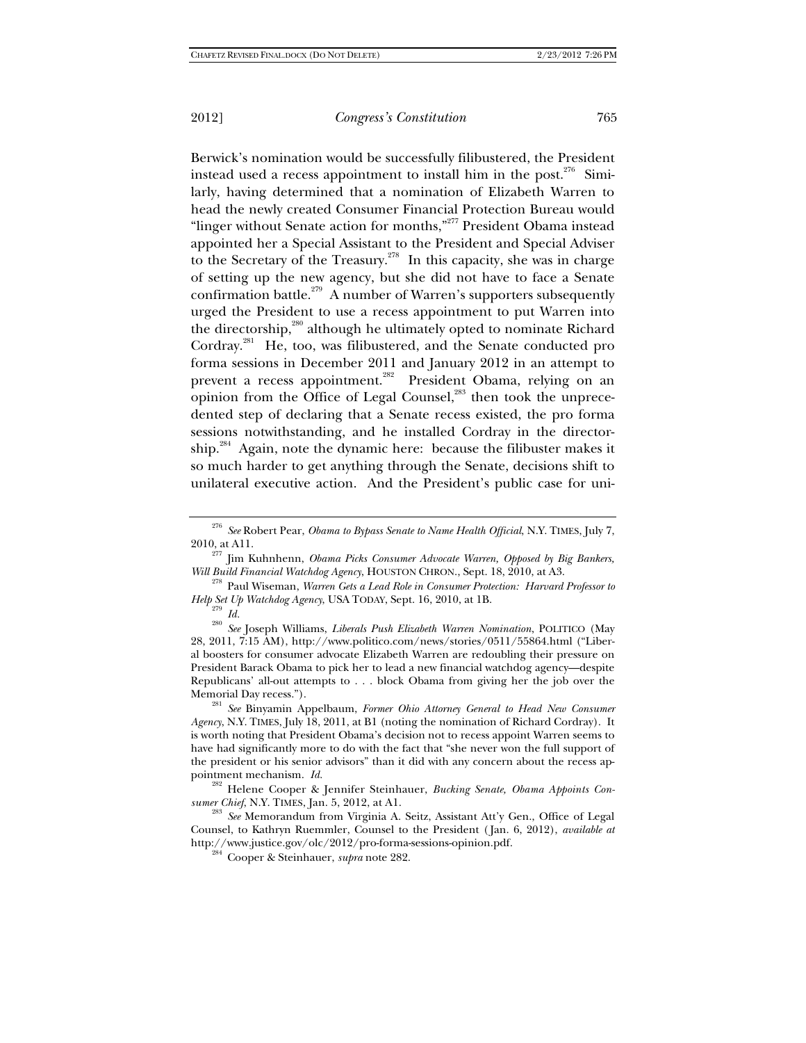Berwick's nomination would be successfully filibustered, the President instead used a recess appointment to install him in the post.[276] Similarly, having determined that a nomination of Elizabeth Warren to head the newly created Consumer Financial Protection Bureau would "linger without Senate action for months,"[277] President Obama instead appointed her a Special Assistant to the President and Special Adviser to the Secretary of the Treasury.[278] In this capacity, she was in charge of setting up the new agency, but she did not have to face a Senate confirmation battle.[279] A number of Warren's supporters subsequently urged the President to use a recess appointment to put Warren into the directorship,[280] although he ultimately opted to nominate Richard Cordray.[281] He, too, was filibustered, and the Senate conducted pro forma sessions in December 2011 and January 2012 in an attempt to prevent a recess appointment.[282] President Obama, relying on an opinion from the Office of Legal Counsel,[283] then took the unprecedented step of declaring that a Senate recess existed, the pro forma sessions notwithstanding, and he installed Cordray in the directorship.[284] Again, note the dynamic here: because the filibuster makes it so much harder to get anything through the Senate, decisions shift to unilateral executive action. And the President's public case for uni-

---

[276] *See* Robert Pear, *Obama to Bypass Senate to Name Health Official*, N.Y. TIMES, July 7, 2010, at A11.

[277] Jim Kuhnhenn, *Obama Picks Consumer Advocate Warren, Opposed by Big Bankers, Will Build Financial Watchdog Agency*, HOUSTON CHRON., Sept. 18, 2010, at A3.

[278] Paul Wiseman, *Warren Gets a Lead Role in Consumer Protection: Harvard Professor to Help Set Up Watchdog Agency*, USA TODAY, Sept. 16, 2010, at 1B.

[279] *Id.*

[280] *See* Joseph Williams, *Liberals Push Elizabeth Warren Nomination*, POLITICO (May 28, 2011, 7:15 AM), http://www.politico.com/news/stories/0511/55864.html ("Liberal boosters for consumer advocate Elizabeth Warren are redoubling their pressure on President Barack Obama to pick her to lead a new financial watchdog agency—despite Republicans' all-out attempts to . . . block Obama from giving her the job over the Memorial Day recess.").

[281] *See* Binyamin Appelbaum, *Former Ohio Attorney General to Head New Consumer Agency*, N.Y. TIMES, July 18, 2011, at B1 (noting the nomination of Richard Cordray). It is worth noting that President Obama's decision not to recess appoint Warren seems to have had significantly more to do with the fact that "she never won the full support of the president or his senior advisors" than it did with any concern about the recess appointment mechanism. *Id.*

[282] Helene Cooper & Jennifer Steinhauer, *Bucking Senate, Obama Appoints Consumer Chief*, N.Y. TIMES, Jan. 5, 2012, at A1.

[283] *See* Memorandum from Virginia A. Seitz, Assistant Att'y Gen., Office of Legal Counsel, to Kathryn Ruemmler, Counsel to the President (Jan. 6, 2012), *available at* http://www.justice.gov/olc/2012/pro-forma-sessions-opinion.pdf.

[284] Cooper & Steinhauer, *supra* note 282.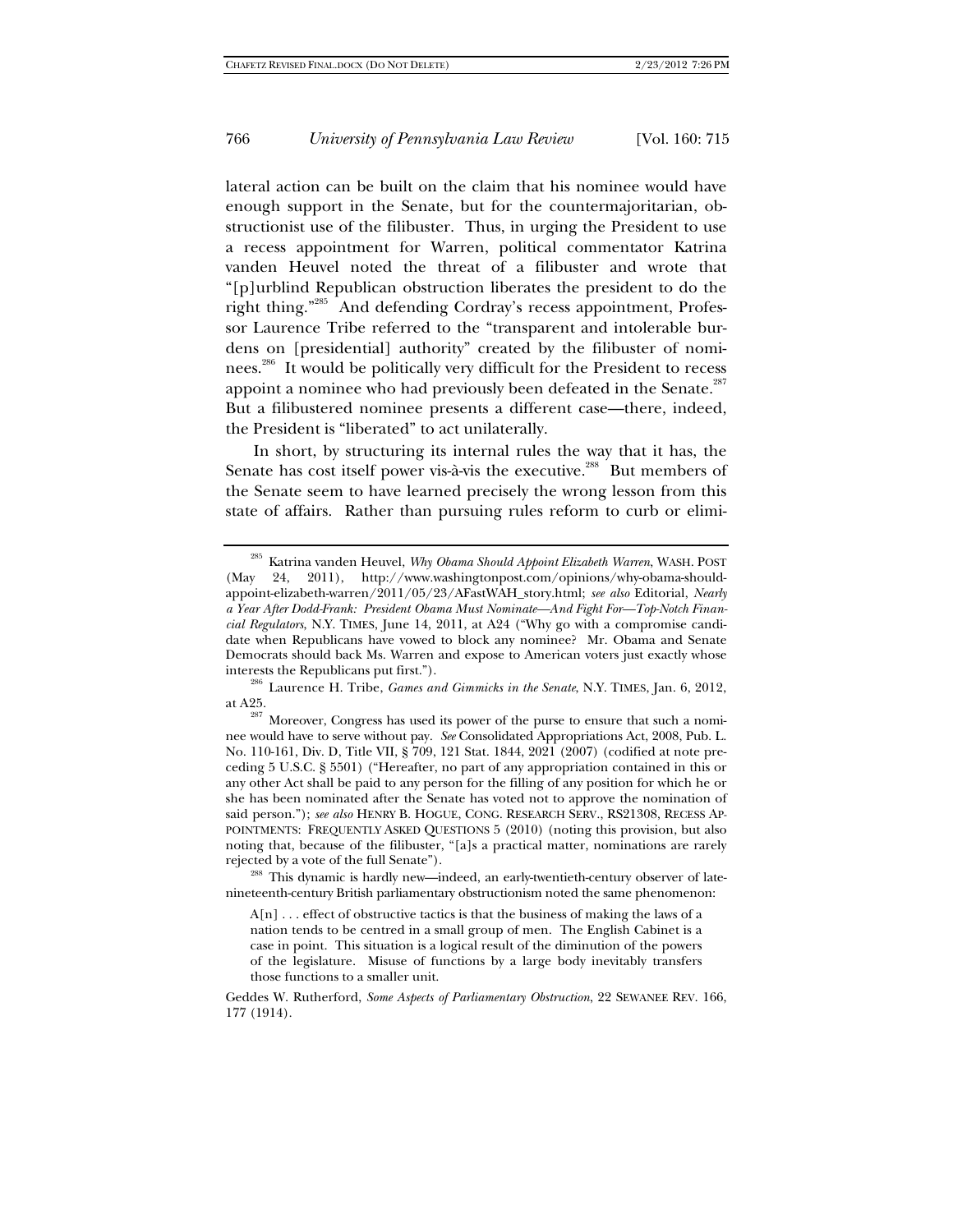lateral action can be built on the claim that his nominee would have enough support in the Senate, but for the countermajoritarian, obstructionist use of the filibuster. Thus, in urging the President to use a recess appointment for Warren, political commentator Katrina vanden Heuvel noted the threat of a filibuster and wrote that "[p]urblind Republican obstruction liberates the president to do the right thing."[285] And defending Cordray's recess appointment, Professor Laurence Tribe referred to the "transparent and intolerable burdens on [presidential] authority" created by the filibuster of nominees.[286] It would be politically very difficult for the President to recess appoint a nominee who had previously been defeated in the Senate.[287] But a filibustered nominee presents a different case—there, indeed, the President is "liberated" to act unilaterally.

In short, by structuring its internal rules the way that it has, the Senate has cost itself power vis-à-vis the executive.[288] But members of the Senate seem to have learned precisely the wrong lesson from this state of affairs. Rather than pursuing rules reform to curb or elimi-

---

[285] Katrina vanden Heuvel, *Why Obama Should Appoint Elizabeth Warren*, WASH. POST (May 24, 2011), http://www.washingtonpost.com/opinions/why-obama-should-appoint-elizabeth-warren/2011/05/23/AFastWAH_story.html; *see also* Editorial, *Nearly a Year After Dodd-Frank: President Obama Must Nominate—And Fight For—Top-Notch Financial Regulators*, N.Y. TIMES, June 14, 2011, at A24 ("Why go with a compromise candidate when Republicans have vowed to block any nominee? Mr. Obama and Senate Democrats should back Ms. Warren and expose to American voters just exactly whose interests the Republicans put first.").

[286] Laurence H. Tribe, *Games and Gimmicks in the Senate*, N.Y. TIMES, Jan. 6, 2012, at A25.

[287] Moreover, Congress has used its power of the purse to ensure that such a nominee would have to serve without pay. *See* Consolidated Appropriations Act, 2008, Pub. L. No. 110-161, Div. D, Title VII, § 709, 121 Stat. 1844, 2021 (2007) (codified at note preceding 5 U.S.C. § 5501) ("Hereafter, no part of any appropriation contained in this or any other Act shall be paid to any person for the filling of any position for which he or she has been nominated after the Senate has voted not to approve the nomination of said person."); *see also* HENRY B. HOGUE, CONG. RESEARCH SERV., RS21308, RECESS APPOINTMENTS: FREQUENTLY ASKED QUESTIONS 5 (2010) (noting this provision, but also noting that, because of the filibuster, "[a]s a practical matter, nominations are rarely rejected by a vote of the full Senate").

[288] This dynamic is hardly new—indeed, an early-twentieth-century observer of late-nineteenth-century British parliamentary obstructionism noted the same phenomenon:

> A[n] . . . effect of obstructive tactics is that the business of making the laws of a nation tends to be centred in a small group of men. The English Cabinet is a case in point. This situation is a logical result of the diminution of the powers of the legislature. Misuse of functions by a large body inevitably transfers those functions to a smaller unit.

Geddes W. Rutherford, *Some Aspects of Parliamentary Obstruction*, 22 SEWANEE REV. 166, 177 (1914).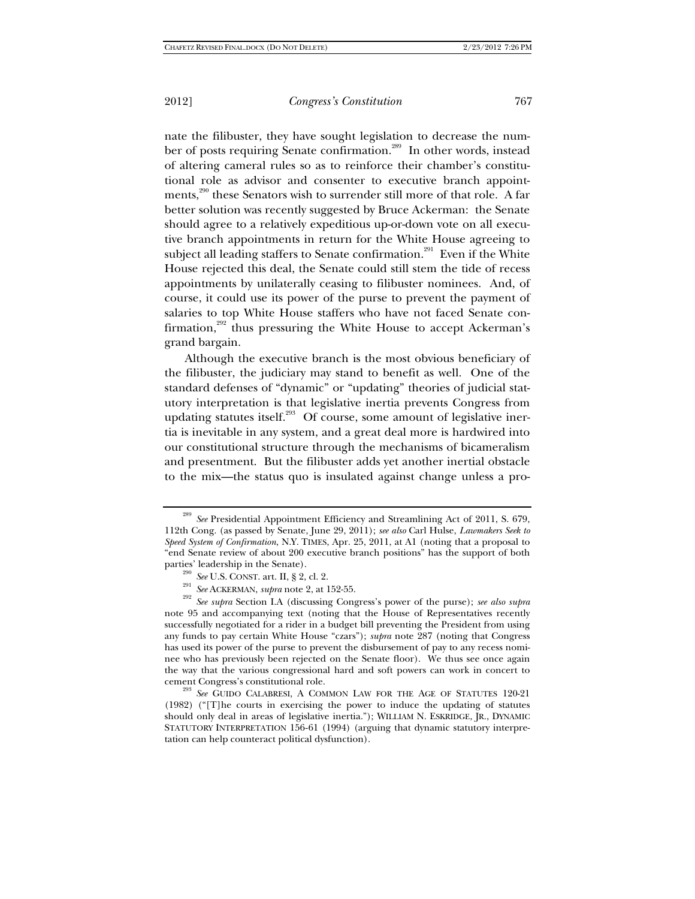nate the filibuster, they have sought legislation to decrease the number of posts requiring Senate confirmation.[289] In other words, instead of altering cameral rules so as to reinforce their chamber's constitutional role as advisor and consenter to executive branch appointments,[290] these Senators wish to surrender still more of that role. A far better solution was recently suggested by Bruce Ackerman: the Senate should agree to a relatively expeditious up-or-down vote on all executive branch appointments in return for the White House agreeing to subject all leading staffers to Senate confirmation.[291] Even if the White House rejected this deal, the Senate could still stem the tide of recess appointments by unilaterally ceasing to filibuster nominees. And, of course, it could use its power of the purse to prevent the payment of salaries to top White House staffers who have not faced Senate confirmation,[292] thus pressuring the White House to accept Ackerman's grand bargain.

Although the executive branch is the most obvious beneficiary of the filibuster, the judiciary may stand to benefit as well. One of the standard defenses of "dynamic" or "updating" theories of judicial statutory interpretation is that legislative inertia prevents Congress from updating statutes itself.[293] Of course, some amount of legislative inertia is inevitable in any system, and a great deal more is hardwired into our constitutional structure through the mechanisms of bicameralism and presentment. But the filibuster adds yet another inertial obstacle to the mix—the status quo is insulated against change unless a pro-

---

[289] *See* Presidential Appointment Efficiency and Streamlining Act of 2011, S. 679, 112th Cong. (as passed by Senate, June 29, 2011); *see also* Carl Hulse, *Lawmakers Seek to Speed System of Confirmation*, N.Y. TIMES, Apr. 25, 2011, at A1 (noting that a proposal to "end Senate review of about 200 executive branch positions" has the support of both parties' leadership in the Senate).

[290] *See* U.S. CONST. art. II, § 2, cl. 2.

[291] *See* ACKERMAN, *supra* note 2, at 152-55.

[292] *See supra* Section I.A (discussing Congress's power of the purse); *see also supra* note 95 and accompanying text (noting that the House of Representatives recently successfully negotiated for a rider in a budget bill preventing the President from using any funds to pay certain White House "czars"); *supra* note 287 (noting that Congress has used its power of the purse to prevent the disbursement of pay to any recess nominee who has previously been rejected on the Senate floor). We thus see once again the way that the various congressional hard and soft powers can work in concert to cement Congress's constitutional role.

[293] *See* GUIDO CALABRESI, A COMMON LAW FOR THE AGE OF STATUTES 120-21 (1982) ("[T]he courts in exercising the power to induce the updating of statutes should only deal in areas of legislative inertia."); WILLIAM N. ESKRIDGE, JR., DYNAMIC STATUTORY INTERPRETATION 156-61 (1994) (arguing that dynamic statutory interpretation can help counteract political dysfunction).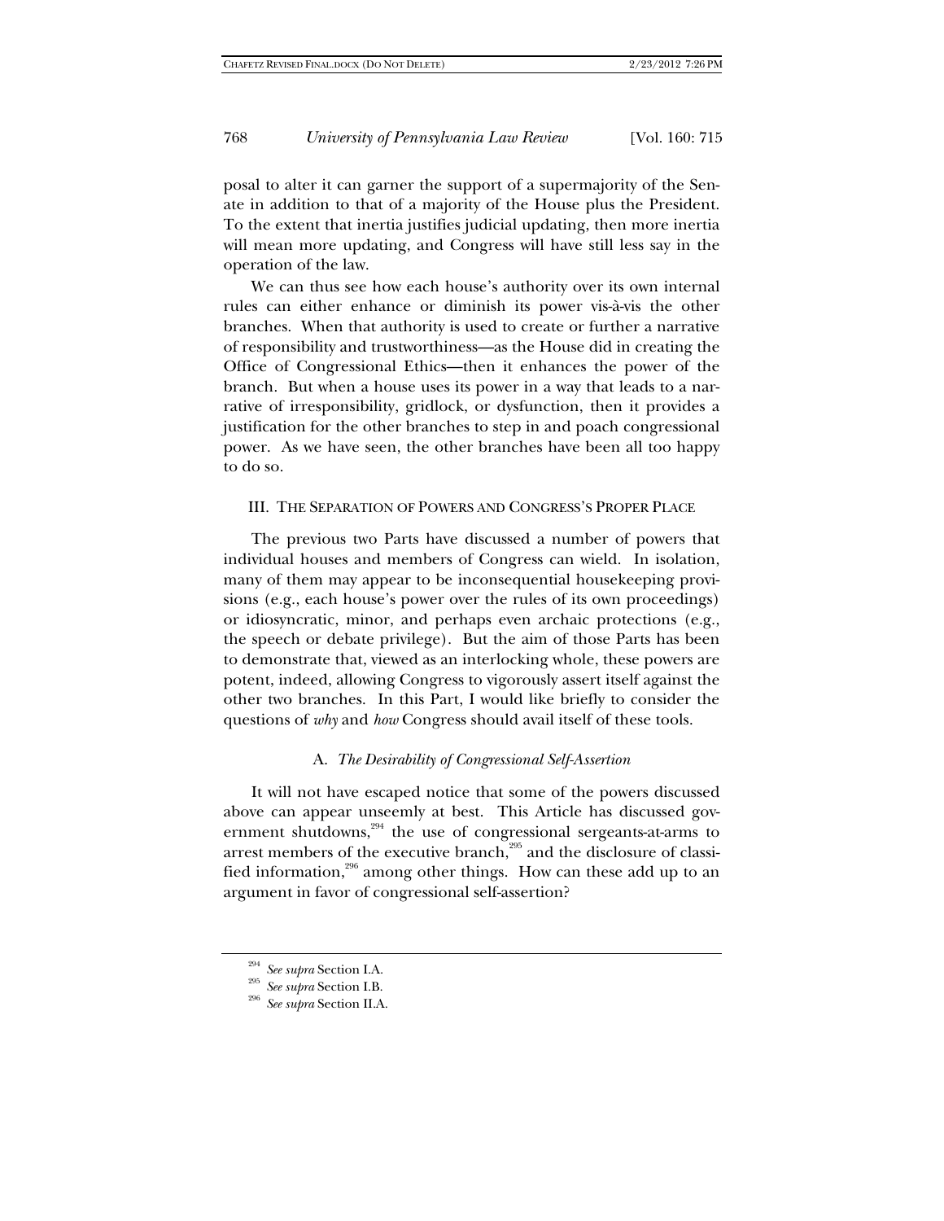posal to alter it can garner the support of a supermajority of the Senate in addition to that of a majority of the House plus the President. To the extent that inertia justifies judicial updating, then more inertia will mean more updating, and Congress will have still less say in the operation of the law.

We can thus see how each house's authority over its own internal rules can either enhance or diminish its power vis-à-vis the other branches. When that authority is used to create or further a narrative of responsibility and trustworthiness—as the House did in creating the Office of Congressional Ethics—then it enhances the power of the branch. But when a house uses its power in a way that leads to a narrative of irresponsibility, gridlock, or dysfunction, then it provides a justification for the other branches to step in and poach congressional power. As we have seen, the other branches have been all too happy to do so.

## III. The Separation of Powers and Congress's Proper Place

The previous two Parts have discussed a number of powers that individual houses and members of Congress can wield. In isolation, many of them may appear to be inconsequential housekeeping provisions (e.g., each house's power over the rules of its own proceedings) or idiosyncratic, minor, and perhaps even archaic protections (e.g., the speech or debate privilege). But the aim of those Parts has been to demonstrate that, viewed as an interlocking whole, these powers are potent, indeed, allowing Congress to vigorously assert itself against the other two branches. In this Part, I would like briefly to consider the questions of *why* and *how* Congress should avail itself of these tools.

### A. *The Desirability of Congressional Self-Assertion*

It will not have escaped notice that some of the powers discussed above can appear unseemly at best. This Article has discussed government shutdowns,[294] the use of congressional sergeants-at-arms to arrest members of the executive branch,[295] and the disclosure of classified information,[296] among other things. How can these add up to an argument in favor of congressional self-assertion?

---

[294] *See supra* Section I.A.

[295] *See supra* Section I.B.

[296] *See supra* Section II.A.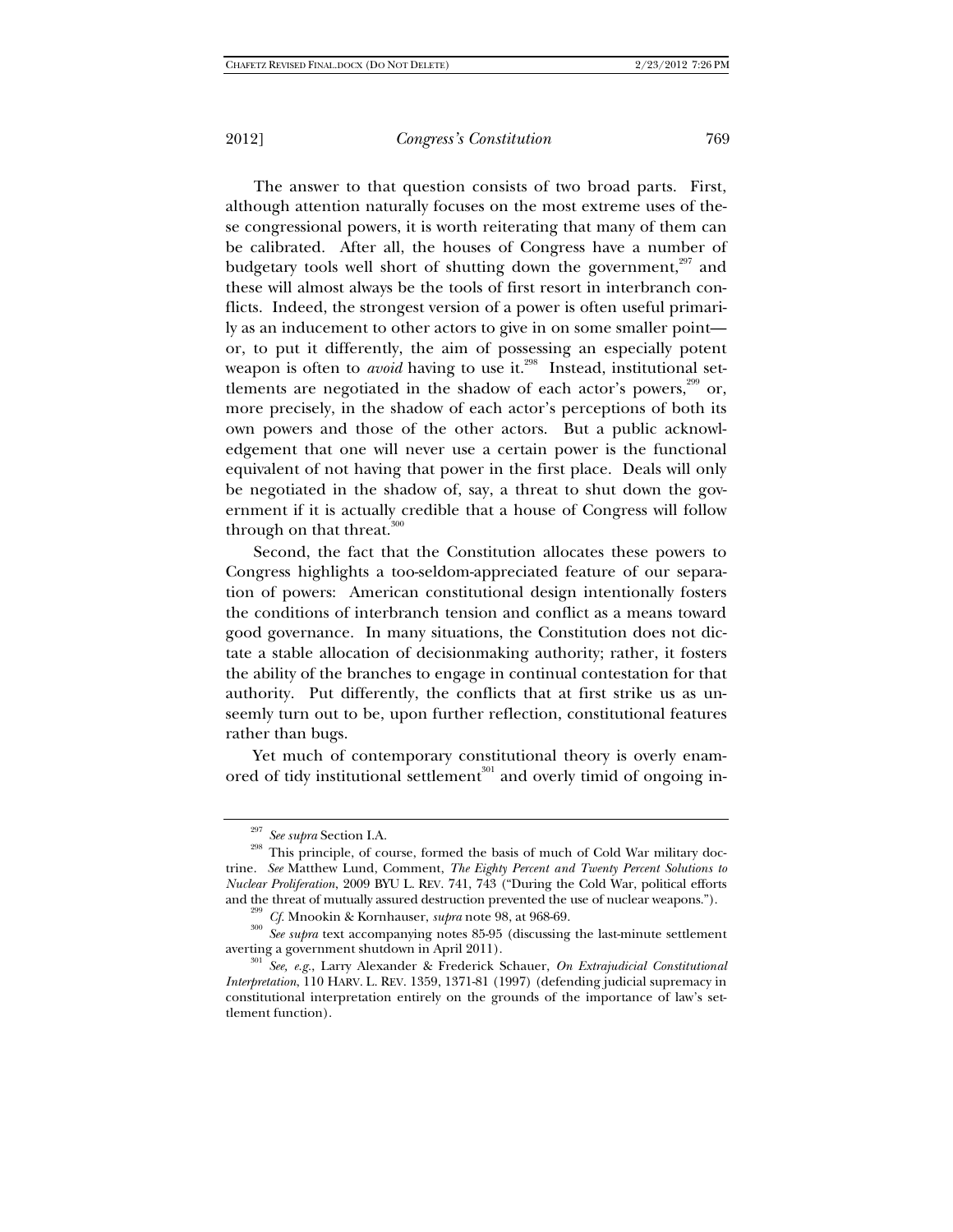The answer to that question consists of two broad parts. First, although attention naturally focuses on the most extreme uses of these congressional powers, it is worth reiterating that many of them can be calibrated. After all, the houses of Congress have a number of budgetary tools well short of shutting down the government,[297] and these will almost always be the tools of first resort in interbranch conflicts. Indeed, the strongest version of a power is often useful primarily as an inducement to other actors to give in on some smaller point—or, to put it differently, the aim of possessing an especially potent weapon is often to *avoid* having to use it.[298] Instead, institutional settlements are negotiated in the shadow of each actor's powers,[299] or, more precisely, in the shadow of each actor's perceptions of both its own powers and those of the other actors. But a public acknowledgement that one will never use a certain power is the functional equivalent of not having that power in the first place. Deals will only be negotiated in the shadow of, say, a threat to shut down the government if it is actually credible that a house of Congress will follow through on that threat.[300]

Second, the fact that the Constitution allocates these powers to Congress highlights a too-seldom-appreciated feature of our separation of powers: American constitutional design intentionally fosters the conditions of interbranch tension and conflict as a means toward good governance. In many situations, the Constitution does not dictate a stable allocation of decisionmaking authority; rather, it fosters the ability of the branches to engage in continual contestation for that authority. Put differently, the conflicts that at first strike us as unseemly turn out to be, upon further reflection, constitutional features rather than bugs.

Yet much of contemporary constitutional theory is overly enamored of tidy institutional settlement[301] and overly timid of ongoing in-

---

[297] *See supra* Section I.A.

[298] This principle, of course, formed the basis of much of Cold War military doctrine. *See* Matthew Lund, Comment, *The Eighty Percent and Twenty Percent Solutions to Nuclear Proliferation*, 2009 BYU L. REV. 741, 743 ("During the Cold War, political efforts and the threat of mutually assured destruction prevented the use of nuclear weapons.").

[299] *Cf.* Mnookin & Kornhauser, *supra* note 98, at 968-69.

[300] *See supra* text accompanying notes 85-95 (discussing the last-minute settlement averting a government shutdown in April 2011).

[301] *See, e.g.*, Larry Alexander & Frederick Schauer, *On Extrajudicial Constitutional Interpretation*, 110 HARV. L. REV. 1359, 1371-81 (1997) (defending judicial supremacy in constitutional interpretation entirely on the grounds of the importance of law's settlement function).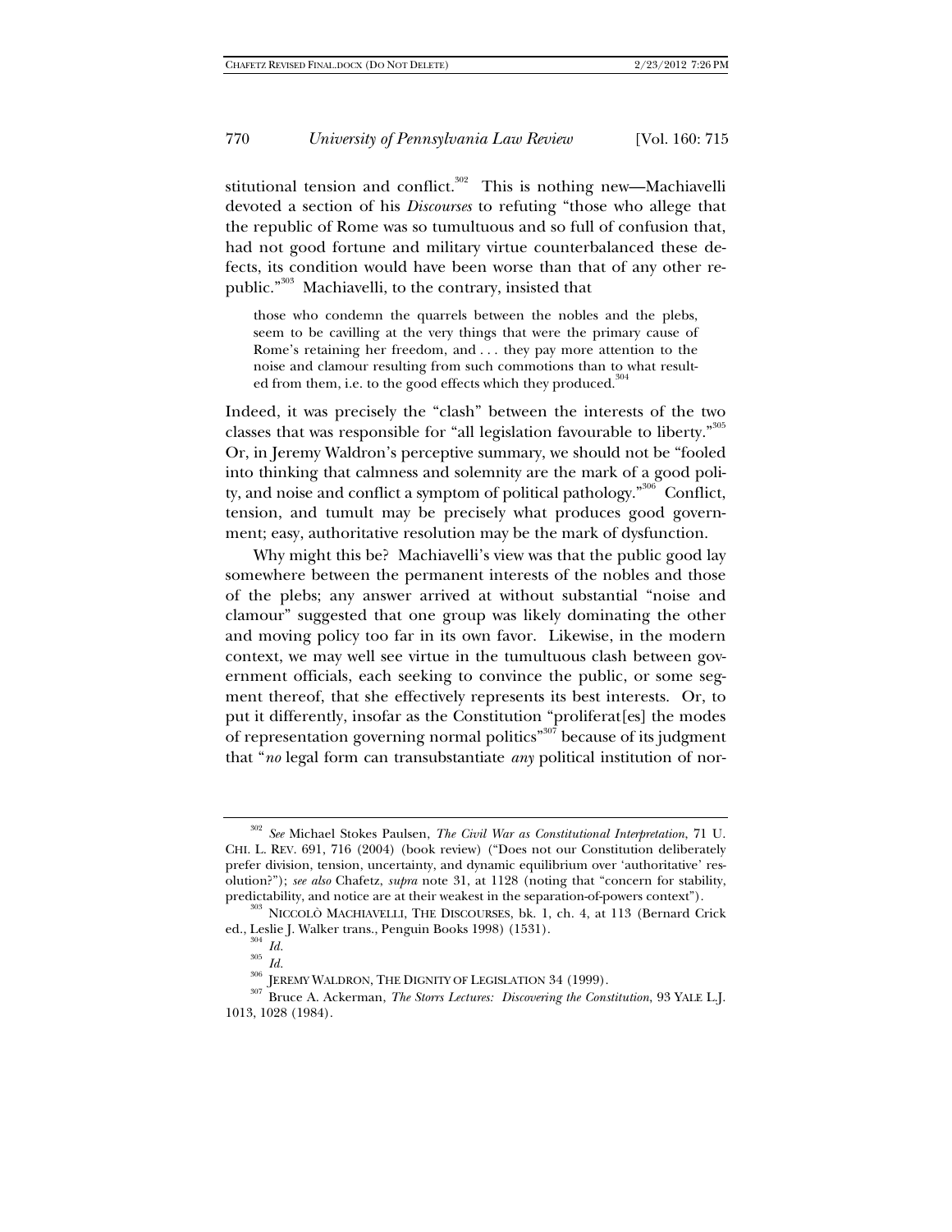stitutional tension and conflict.[302] This is nothing new—Machiavelli devoted a section of his *Discourses* to refuting "those who allege that the republic of Rome was so tumultuous and so full of confusion that, had not good fortune and military virtue counterbalanced these defects, its condition would have been worse than that of any other republic."[303] Machiavelli, to the contrary, insisted that

> those who condemn the quarrels between the nobles and the plebs, seem to be cavilling at the very things that were the primary cause of Rome's retaining her freedom, and . . . they pay more attention to the noise and clamour resulting from such commotions than to what resulted from them, i.e. to the good effects which they produced.[304]

Indeed, it was precisely the "clash" between the interests of the two classes that was responsible for "all legislation favourable to liberty."[305] Or, in Jeremy Waldron's perceptive summary, we should not be "fooled into thinking that calmness and solemnity are the mark of a good polity, and noise and conflict a symptom of political pathology."[306] Conflict, tension, and tumult may be precisely what produces good government; easy, authoritative resolution may be the mark of dysfunction.

Why might this be? Machiavelli's view was that the public good lay somewhere between the permanent interests of the nobles and those of the plebs; any answer arrived at without substantial "noise and clamour" suggested that one group was likely dominating the other and moving policy too far in its own favor. Likewise, in the modern context, we may well see virtue in the tumultuous clash between government officials, each seeking to convince the public, or some segment thereof, that she effectively represents its best interests. Or, to put it differently, insofar as the Constitution "proliferat[es] the modes of representation governing normal politics"[307] because of its judgment that "*no* legal form can transubstantiate *any* political institution of nor-

---

[302] *See* Michael Stokes Paulsen, *The Civil War as Constitutional Interpretation*, 71 U. CHI. L. REV. 691, 716 (2004) (book review) ("Does not our Constitution deliberately prefer division, tension, uncertainty, and dynamic equilibrium over 'authoritative' resolution?"); *see also* Chafetz, *supra* note 31, at 1128 (noting that "concern for stability, predictability, and notice are at their weakest in the separation-of-powers context").

[303] NICCOLÒ MACHIAVELLI, THE DISCOURSES, bk. 1, ch. 4, at 113 (Bernard Crick ed., Leslie J. Walker trans., Penguin Books 1998) (1531).

[304] *Id.*

[305] *Id.*

[306] JEREMY WALDRON, THE DIGNITY OF LEGISLATION 34 (1999).

[307] Bruce A. Ackerman, *The Storrs Lectures: Discovering the Constitution*, 93 YALE L.J. 1013, 1028 (1984).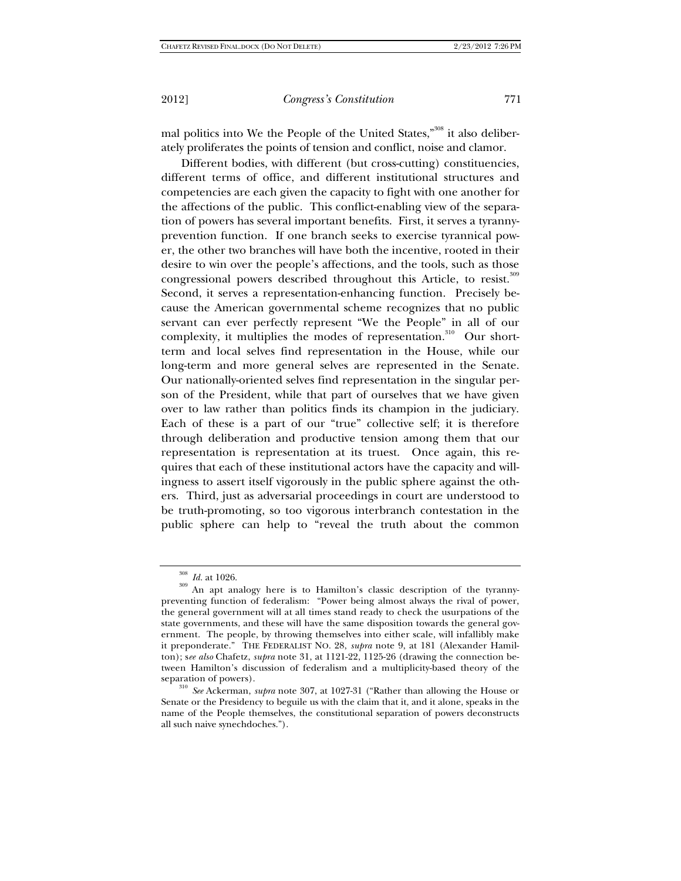mal politics into We the People of the United States,"[308] it also deliberately proliferates the points of tension and conflict, noise and clamor.

Different bodies, with different (but cross-cutting) constituencies, different terms of office, and different institutional structures and competencies are each given the capacity to fight with one another for the affections of the public. This conflict-enabling view of the separation of powers has several important benefits. First, it serves a tyranny-prevention function. If one branch seeks to exercise tyrannical power, the other two branches will have both the incentive, rooted in their desire to win over the people's affections, and the tools, such as those congressional powers described throughout this Article, to resist.[309] Second, it serves a representation-enhancing function. Precisely because the American governmental scheme recognizes that no public servant can ever perfectly represent "We the People" in all of our complexity, it multiplies the modes of representation.[310] Our short-term and local selves find representation in the House, while our long-term and more general selves are represented in the Senate. Our nationally-oriented selves find representation in the singular person of the President, while that part of ourselves that we have given over to law rather than politics finds its champion in the judiciary. Each of these is a part of our "true" collective self; it is therefore through deliberation and productive tension among them that our representation is representation at its truest. Once again, this requires that each of these institutional actors have the capacity and willingness to assert itself vigorously in the public sphere against the others. Third, just as adversarial proceedings in court are understood to be truth-promoting, so too vigorous interbranch contestation in the public sphere can help to "reveal the truth about the common

---

[308] *Id.* at 1026.

[309] An apt analogy here is to Hamilton's classic description of the tyranny-preventing function of federalism: "Power being almost always the rival of power, the general government will at all times stand ready to check the usurpations of the state governments, and these will have the same disposition towards the general government. The people, by throwing themselves into either scale, will infallibly make it preponderate." THE FEDERALIST NO. 28, *supra* note 9, at 181 (Alexander Hamilton); s*ee also* Chafetz, *supra* note 31, at 1121-22, 1125-26 (drawing the connection between Hamilton's discussion of federalism and a multiplicity-based theory of the separation of powers).

[310] *See* Ackerman, *supra* note 307, at 1027-31 ("Rather than allowing the House or Senate or the Presidency to beguile us with the claim that it, and it alone, speaks in the name of the People themselves, the constitutional separation of powers deconstructs all such naive synechdoches.").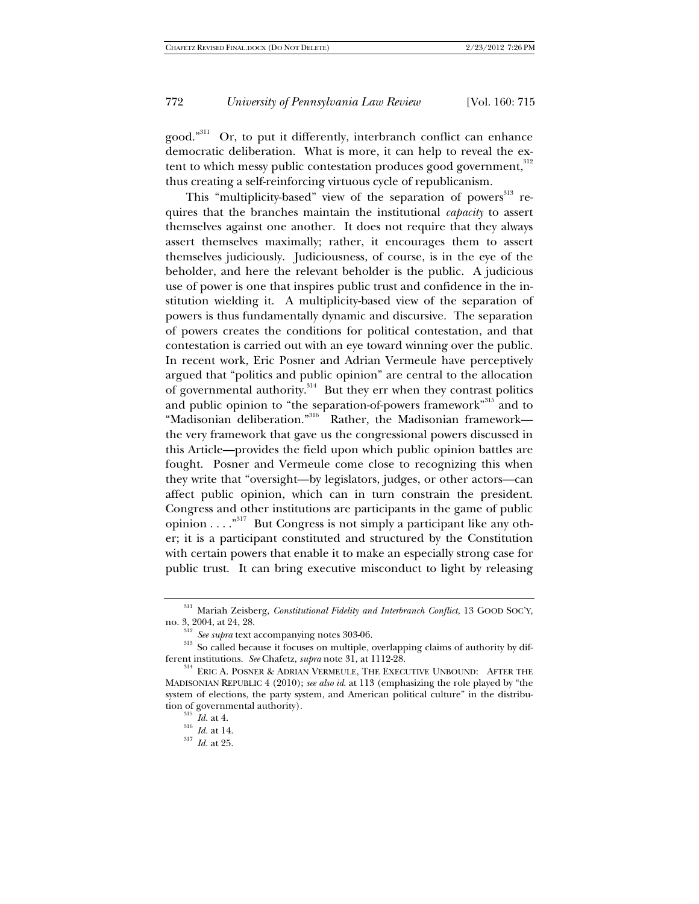good."[311] Or, to put it differently, interbranch conflict can enhance democratic deliberation. What is more, it can help to reveal the extent to which messy public contestation produces good government,[312] thus creating a self-reinforcing virtuous cycle of republicanism.

This "multiplicity-based" view of the separation of powers[313] requires that the branches maintain the institutional *capacity* to assert themselves against one another. It does not require that they always assert themselves maximally; rather, it encourages them to assert themselves judiciously. Judiciousness, of course, is in the eye of the beholder, and here the relevant beholder is the public. A judicious use of power is one that inspires public trust and confidence in the institution wielding it. A multiplicity-based view of the separation of powers is thus fundamentally dynamic and discursive. The separation of powers creates the conditions for political contestation, and that contestation is carried out with an eye toward winning over the public. In recent work, Eric Posner and Adrian Vermeule have perceptively argued that "politics and public opinion" are central to the allocation of governmental authority.[314] But they err when they contrast politics and public opinion to "the separation-of-powers framework"[315] and to "Madisonian deliberation."[316] Rather, the Madisonian framework—the very framework that gave us the congressional powers discussed in this Article—provides the field upon which public opinion battles are fought. Posner and Vermeule come close to recognizing this when they write that "oversight—by legislators, judges, or other actors—can affect public opinion, which can in turn constrain the president. Congress and other institutions are participants in the game of public opinion . . . ."[317] But Congress is not simply a participant like any other; it is a participant constituted and structured by the Constitution with certain powers that enable it to make an especially strong case for public trust. It can bring executive misconduct to light by releasing

---

[311] Mariah Zeisberg, *Constitutional Fidelity and Interbranch Conflict*, 13 GOOD SOC'Y, no. 3, 2004, at 24, 28.

[312] *See supra* text accompanying notes 303-06.

[313] So called because it focuses on multiple, overlapping claims of authority by different institutions. *See* Chafetz, *supra* note 31, at 1112-28.

[314] ERIC A. POSNER & ADRIAN VERMEULE, THE EXECUTIVE UNBOUND: AFTER THE MADISONIAN REPUBLIC 4 (2010); *see also id.* at 113 (emphasizing the role played by "the system of elections, the party system, and American political culture" in the distribution of governmental authority).

[315] *Id.* at 4.

[316] *Id.* at 14.

[317] *Id.* at 25.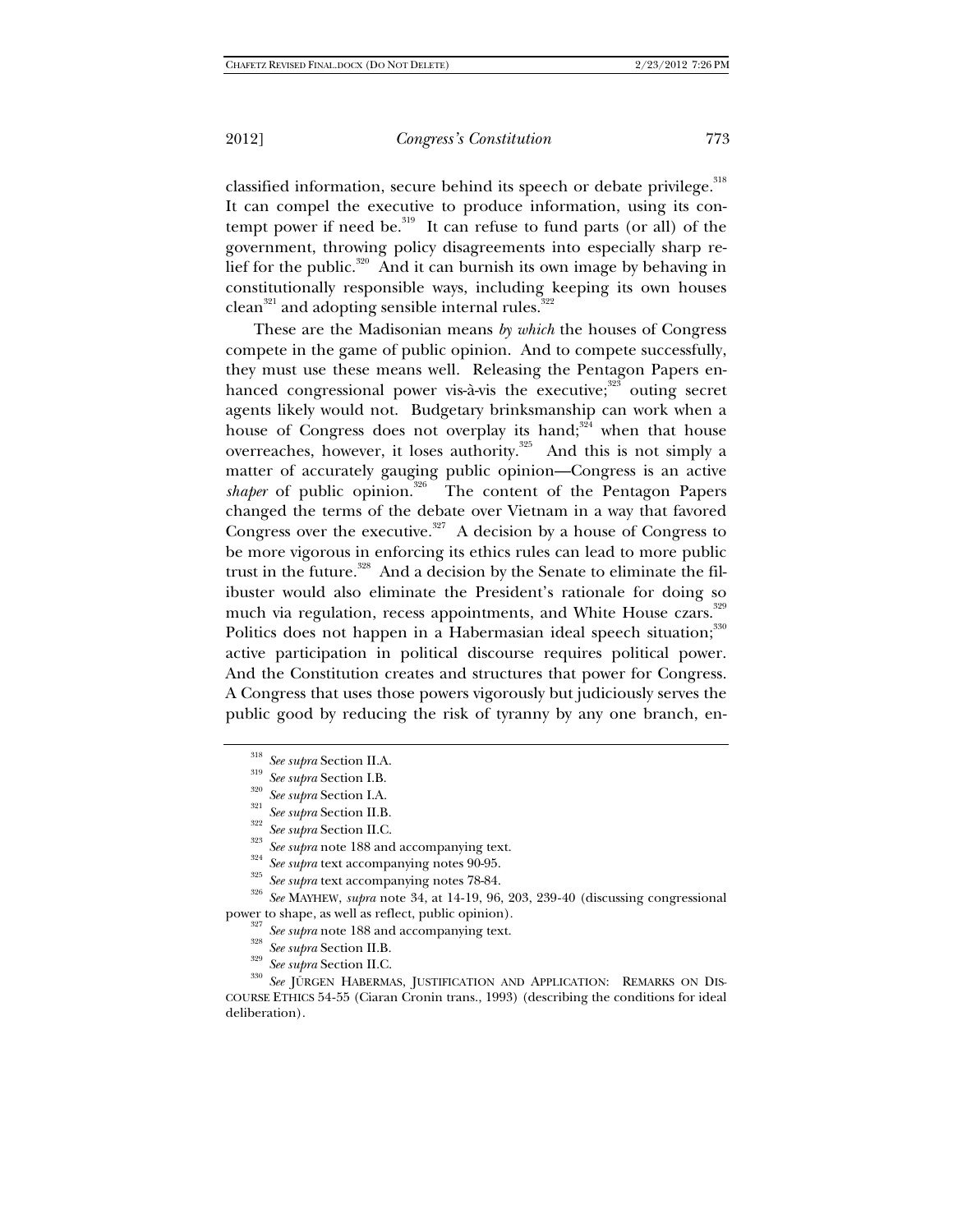classified information, secure behind its speech or debate privilege.[318] It can compel the executive to produce information, using its contempt power if need be.[319] It can refuse to fund parts (or all) of the government, throwing policy disagreements into especially sharp relief for the public.[320] And it can burnish its own image by behaving in constitutionally responsible ways, including keeping its own houses clean[321] and adopting sensible internal rules.[322]

These are the Madisonian means *by which* the houses of Congress compete in the game of public opinion. And to compete successfully, they must use these means well. Releasing the Pentagon Papers enhanced congressional power vis-à-vis the executive;[323] outing secret agents likely would not. Budgetary brinksmanship can work when a house of Congress does not overplay its hand;[324] when that house overreaches, however, it loses authority.[325] And this is not simply a matter of accurately gauging public opinion—Congress is an active *shaper* of public opinion.[326] The content of the Pentagon Papers changed the terms of the debate over Vietnam in a way that favored Congress over the executive.[327] A decision by a house of Congress to be more vigorous in enforcing its ethics rules can lead to more public trust in the future.[328] And a decision by the Senate to eliminate the filibuster would also eliminate the President's rationale for doing so much via regulation, recess appointments, and White House czars.[329] Politics does not happen in a Habermasian ideal speech situation;[330] active participation in political discourse requires political power. And the Constitution creates and structures that power for Congress. A Congress that uses those powers vigorously but judiciously serves the public good by reducing the risk of tyranny by any one branch, en-

---

[318] *See supra* Section II.A.

[319] *See supra* Section I.B.

[320] *See supra* Section I.A.

[321] *See supra* Section II.B.

[322] *See supra* Section II.C.

[323] *See supra* note 188 and accompanying text.

[324] *See supra* text accompanying notes 90-95.

[325] *See supra* text accompanying notes 78-84.

[326] *See* MAYHEW, *supra* note 34, at 14-19, 96, 203, 239-40 (discussing congressional power to shape, as well as reflect, public opinion).

[327] *See supra* note 188 and accompanying text.

[328] *See supra* Section II.B.

[329] *See supra* Section II.C.

[330] *See* JÜRGEN HABERMAS, JUSTIFICATION AND APPLICATION: REMARKS ON DISCOURSE ETHICS 54-55 (Ciaran Cronin trans., 1993) (describing the conditions for ideal deliberation).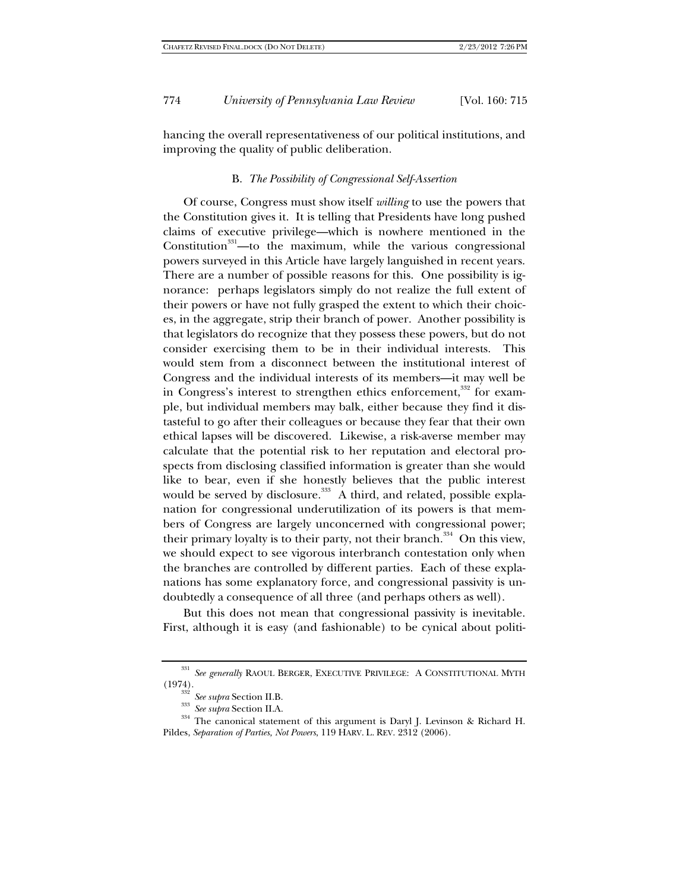hancing the overall representativeness of our political institutions, and improving the quality of public deliberation.

### B. *The Possibility of Congressional Self-Assertion*

Of course, Congress must show itself *willing* to use the powers that the Constitution gives it. It is telling that Presidents have long pushed claims of executive privilege—which is nowhere mentioned in the Constitution[331]—to the maximum, while the various congressional powers surveyed in this Article have largely languished in recent years. There are a number of possible reasons for this. One possibility is ignorance: perhaps legislators simply do not realize the full extent of their powers or have not fully grasped the extent to which their choices, in the aggregate, strip their branch of power. Another possibility is that legislators do recognize that they possess these powers, but do not consider exercising them to be in their individual interests. This would stem from a disconnect between the institutional interest of Congress and the individual interests of its members—it may well be in Congress's interest to strengthen ethics enforcement,[332] for example, but individual members may balk, either because they find it distasteful to go after their colleagues or because they fear that their own ethical lapses will be discovered. Likewise, a risk-averse member may calculate that the potential risk to her reputation and electoral prospects from disclosing classified information is greater than she would like to bear, even if she honestly believes that the public interest would be served by disclosure.[333] A third, and related, possible explanation for congressional underutilization of its powers is that members of Congress are largely unconcerned with congressional power; their primary loyalty is to their party, not their branch.[334] On this view, we should expect to see vigorous interbranch contestation only when the branches are controlled by different parties. Each of these explanations has some explanatory force, and congressional passivity is undoubtedly a consequence of all three (and perhaps others as well).

But this does not mean that congressional passivity is inevitable. First, although it is easy (and fashionable) to be cynical about politi-

---

[331] *See generally* RAOUL BERGER, EXECUTIVE PRIVILEGE: A CONSTITUTIONAL MYTH (1974).

[332] *See supra* Section II.B.

[333] *See supra* Section II.A.

[334] The canonical statement of this argument is Daryl J. Levinson & Richard H. Pildes, *Separation of Parties, Not Powers*, 119 HARV. L. REV. 2312 (2006).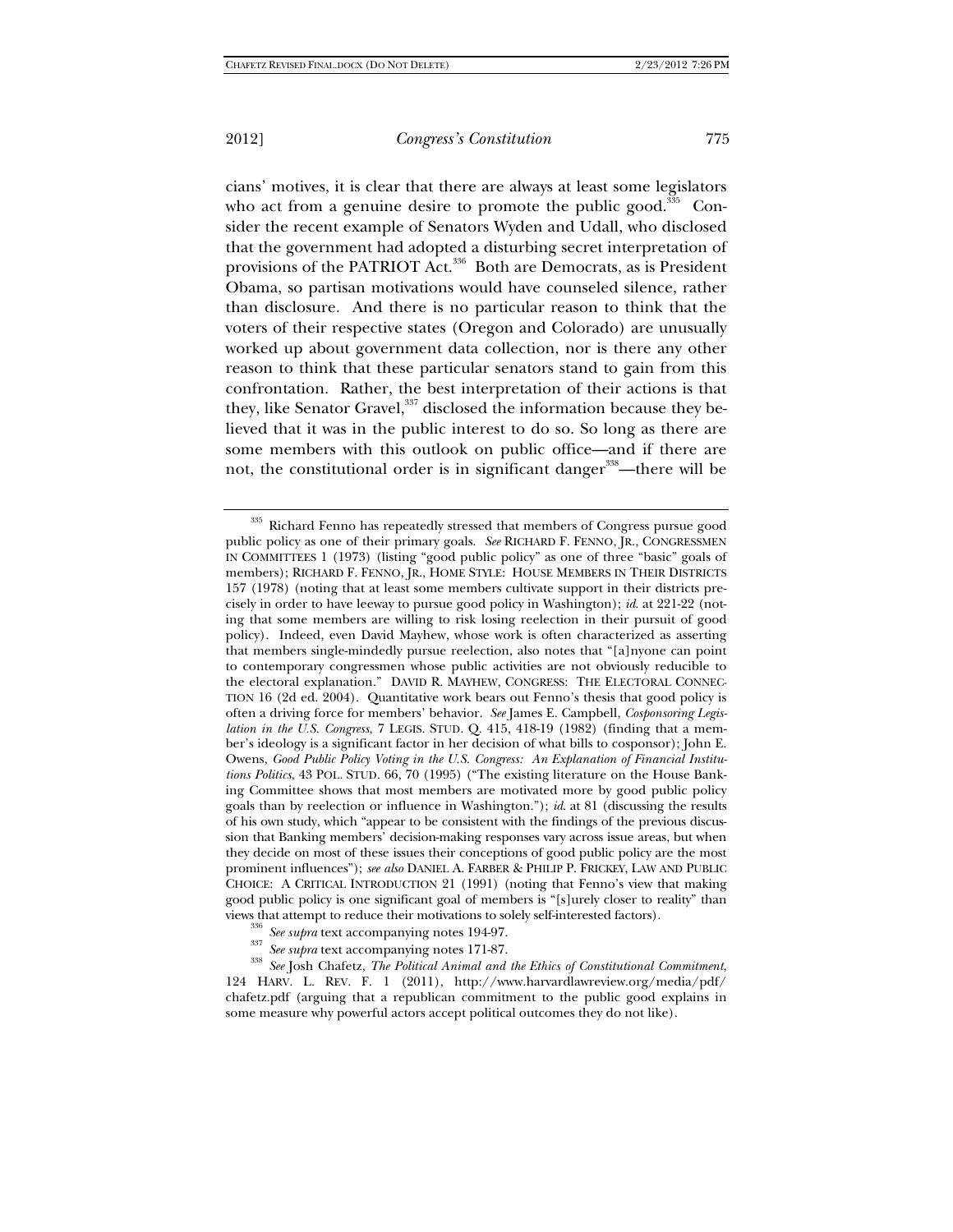cians' motives, it is clear that there are always at least some legislators who act from a genuine desire to promote the public good.[335] Consider the recent example of Senators Wyden and Udall, who disclosed that the government had adopted a disturbing secret interpretation of provisions of the PATRIOT Act.[336] Both are Democrats, as is President Obama, so partisan motivations would have counseled silence, rather than disclosure. And there is no particular reason to think that the voters of their respective states (Oregon and Colorado) are unusually worked up about government data collection, nor is there any other reason to think that these particular senators stand to gain from this confrontation. Rather, the best interpretation of their actions is that they, like Senator Gravel,[337] disclosed the information because they believed that it was in the public interest to do so. So long as there are some members with this outlook on public office—and if there are not, the constitutional order is in significant danger[338]—there will be

---

[335] Richard Fenno has repeatedly stressed that members of Congress pursue good public policy as one of their primary goals. *See* RICHARD F. FENNO, JR., CONGRESSMEN IN COMMITTEES 1 (1973) (listing "good public policy" as one of three "basic" goals of members); RICHARD F. FENNO, JR., HOME STYLE: HOUSE MEMBERS IN THEIR DISTRICTS 157 (1978) (noting that at least some members cultivate support in their districts precisely in order to have leeway to pursue good policy in Washington); *id.* at 221-22 (noting that some members are willing to risk losing reelection in their pursuit of good policy). Indeed, even David Mayhew, whose work is often characterized as asserting that members single-mindedly pursue reelection, also notes that "[a]nyone can point to contemporary congressmen whose public activities are not obviously reducible to the electoral explanation." DAVID R. MAYHEW, CONGRESS: THE ELECTORAL CONNECTION 16 (2d ed. 2004). Quantitative work bears out Fenno's thesis that good policy is often a driving force for members' behavior. *See* James E. Campbell, *Cosponsoring Legislation in the U.S. Congress*, 7 LEGIS. STUD. Q. 415, 418-19 (1982) (finding that a member's ideology is a significant factor in her decision of what bills to cosponsor); John E. Owens, *Good Public Policy Voting in the U.S. Congress: An Explanation of Financial Institutions Politics*, 43 POL. STUD. 66, 70 (1995) ("The existing literature on the House Banking Committee shows that most members are motivated more by good public policy goals than by reelection or influence in Washington."); *id.* at 81 (discussing the results of his own study, which "appear to be consistent with the findings of the previous discussion that Banking members' decision-making responses vary across issue areas, but when they decide on most of these issues their conceptions of good public policy are the most prominent influences"); *see also* DANIEL A. FARBER & PHILIP P. FRICKEY, LAW AND PUBLIC CHOICE: A CRITICAL INTRODUCTION 21 (1991) (noting that Fenno's view that making good public policy is one significant goal of members is "[s]urely closer to reality" than views that attempt to reduce their motivations to solely self-interested factors).

[336] *See supra* text accompanying notes 194-97.

[337] *See supra* text accompanying notes 171-87.

[338] *See* Josh Chafetz, *The Political Animal and the Ethics of Constitutional Commitment*, 124 HARV. L. REV. F. 1 (2011), http://www.harvardlawreview.org/media/pdf/chafetz.pdf (arguing that a republican commitment to the public good explains in some measure why powerful actors accept political outcomes they do not like).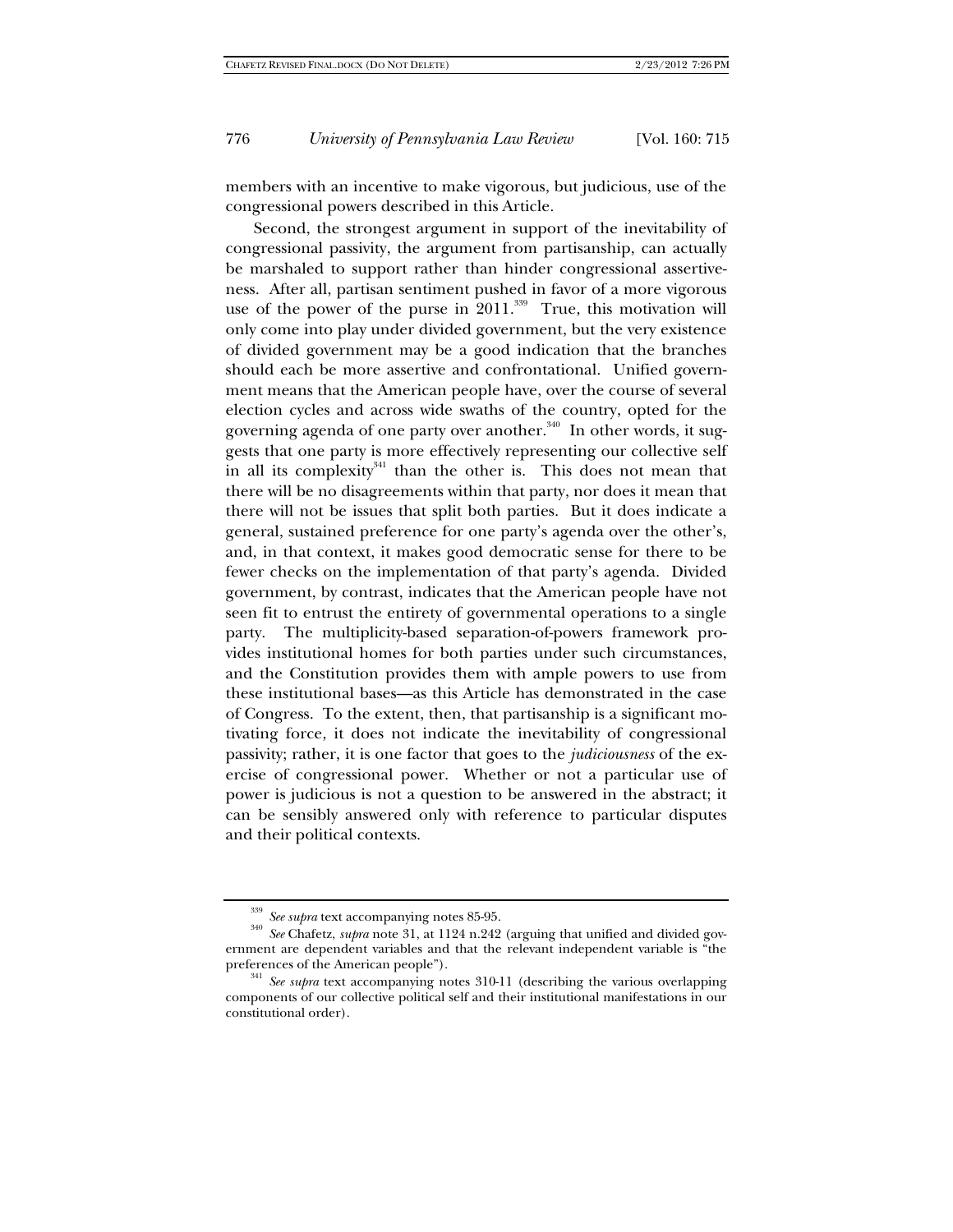members with an incentive to make vigorous, but judicious, use of the congressional powers described in this Article.

Second, the strongest argument in support of the inevitability of congressional passivity, the argument from partisanship, can actually be marshaled to support rather than hinder congressional assertiveness. After all, partisan sentiment pushed in favor of a more vigorous use of the power of the purse in 2011.[339] True, this motivation will only come into play under divided government, but the very existence of divided government may be a good indication that the branches should each be more assertive and confrontational. Unified government means that the American people have, over the course of several election cycles and across wide swaths of the country, opted for the governing agenda of one party over another.[340] In other words, it suggests that one party is more effectively representing our collective self in all its complexity[341] than the other is. This does not mean that there will be no disagreements within that party, nor does it mean that there will not be issues that split both parties. But it does indicate a general, sustained preference for one party's agenda over the other's, and, in that context, it makes good democratic sense for there to be fewer checks on the implementation of that party's agenda. Divided government, by contrast, indicates that the American people have not seen fit to entrust the entirety of governmental operations to a single party. The multiplicity-based separation-of-powers framework provides institutional homes for both parties under such circumstances, and the Constitution provides them with ample powers to use from these institutional bases—as this Article has demonstrated in the case of Congress. To the extent, then, that partisanship is a significant motivating force, it does not indicate the inevitability of congressional passivity; rather, it is one factor that goes to the *judiciousness* of the exercise of congressional power. Whether or not a particular use of power is judicious is not a question to be answered in the abstract; it can be sensibly answered only with reference to particular disputes and their political contexts.

---

[339] *See supra* text accompanying notes 85-95.

[340] *See* Chafetz, *supra* note 31, at 1124 n.242 (arguing that unified and divided government are dependent variables and that the relevant independent variable is "the preferences of the American people").

[341] *See supra* text accompanying notes 310-11 (describing the various overlapping components of our collective political self and their institutional manifestations in our constitutional order).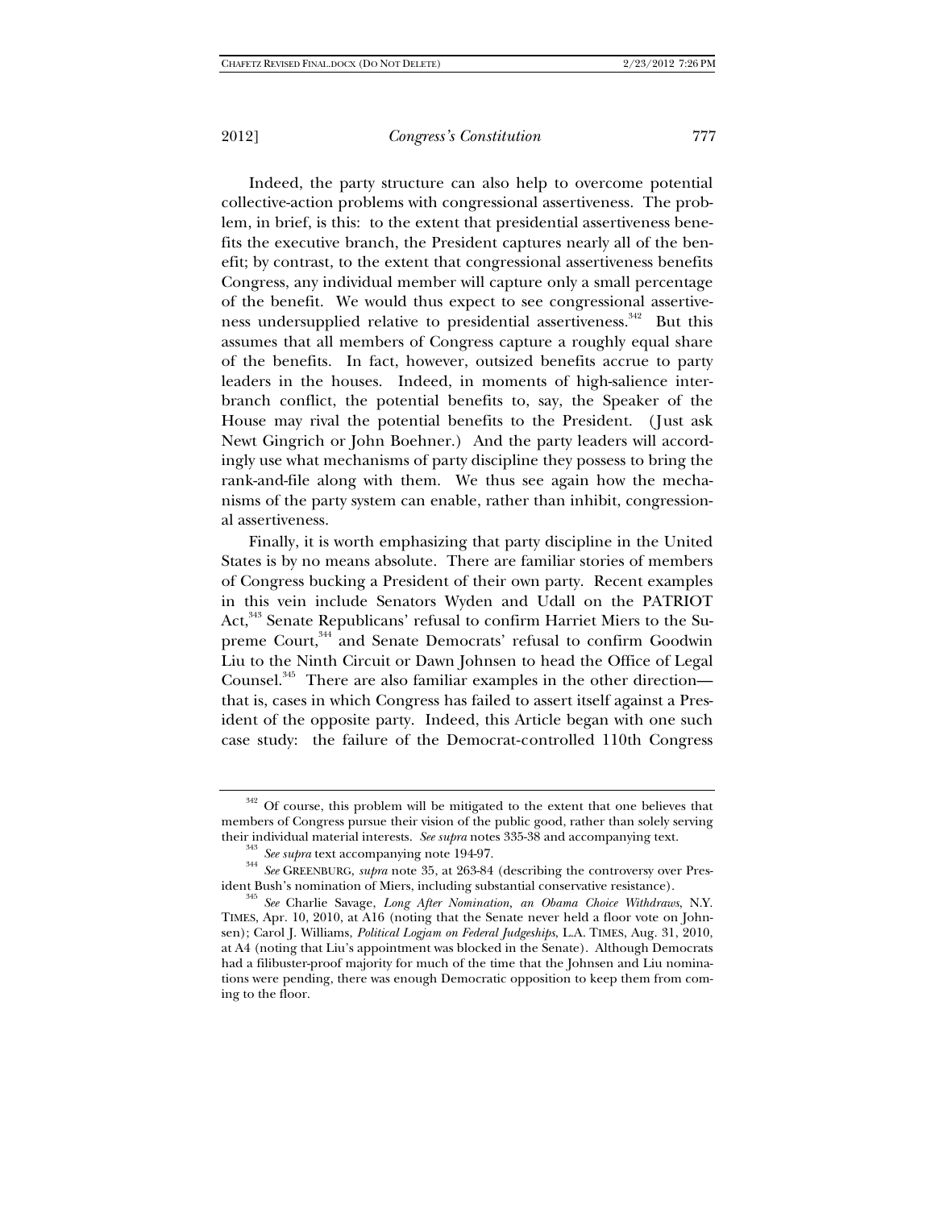Indeed, the party structure can also help to overcome potential collective-action problems with congressional assertiveness. The problem, in brief, is this: to the extent that presidential assertiveness benefits the executive branch, the President captures nearly all of the benefit; by contrast, to the extent that congressional assertiveness benefits Congress, any individual member will capture only a small percentage of the benefit. We would thus expect to see congressional assertiveness undersupplied relative to presidential assertiveness.[342] But this assumes that all members of Congress capture a roughly equal share of the benefits. In fact, however, outsized benefits accrue to party leaders in the houses. Indeed, in moments of high-salience inter-branch conflict, the potential benefits to, say, the Speaker of the House may rival the potential benefits to the President. (Just ask Newt Gingrich or John Boehner.) And the party leaders will accordingly use what mechanisms of party discipline they possess to bring the rank-and-file along with them. We thus see again how the mechanisms of the party system can enable, rather than inhibit, congressional assertiveness.

Finally, it is worth emphasizing that party discipline in the United States is by no means absolute. There are familiar stories of members of Congress bucking a President of their own party. Recent examples in this vein include Senators Wyden and Udall on the PATRIOT Act,[343] Senate Republicans' refusal to confirm Harriet Miers to the Supreme Court,[344] and Senate Democrats' refusal to confirm Goodwin Liu to the Ninth Circuit or Dawn Johnsen to head the Office of Legal Counsel.[345] There are also familiar examples in the other direction—that is, cases in which Congress has failed to assert itself against a President of the opposite party. Indeed, this Article began with one such case study: the failure of the Democrat-controlled 110th Congress

---

[342] Of course, this problem will be mitigated to the extent that one believes that members of Congress pursue their vision of the public good, rather than solely serving their individual material interests. *See supra* notes 335-38 and accompanying text.

[343] *See supra* text accompanying note 194-97.

[344] *See* GREENBURG, *supra* note 35, at 263-84 (describing the controversy over President Bush's nomination of Miers, including substantial conservative resistance).

[345] *See* Charlie Savage, *Long After Nomination, an Obama Choice Withdraws*, N.Y. TIMES, Apr. 10, 2010, at A16 (noting that the Senate never held a floor vote on Johnsen); Carol J. Williams, *Political Logjam on Federal Judgeships*, L.A. TIMES, Aug. 31, 2010, at A4 (noting that Liu's appointment was blocked in the Senate). Although Democrats had a filibuster-proof majority for much of the time that the Johnsen and Liu nominations were pending, there was enough Democratic opposition to keep them from coming to the floor.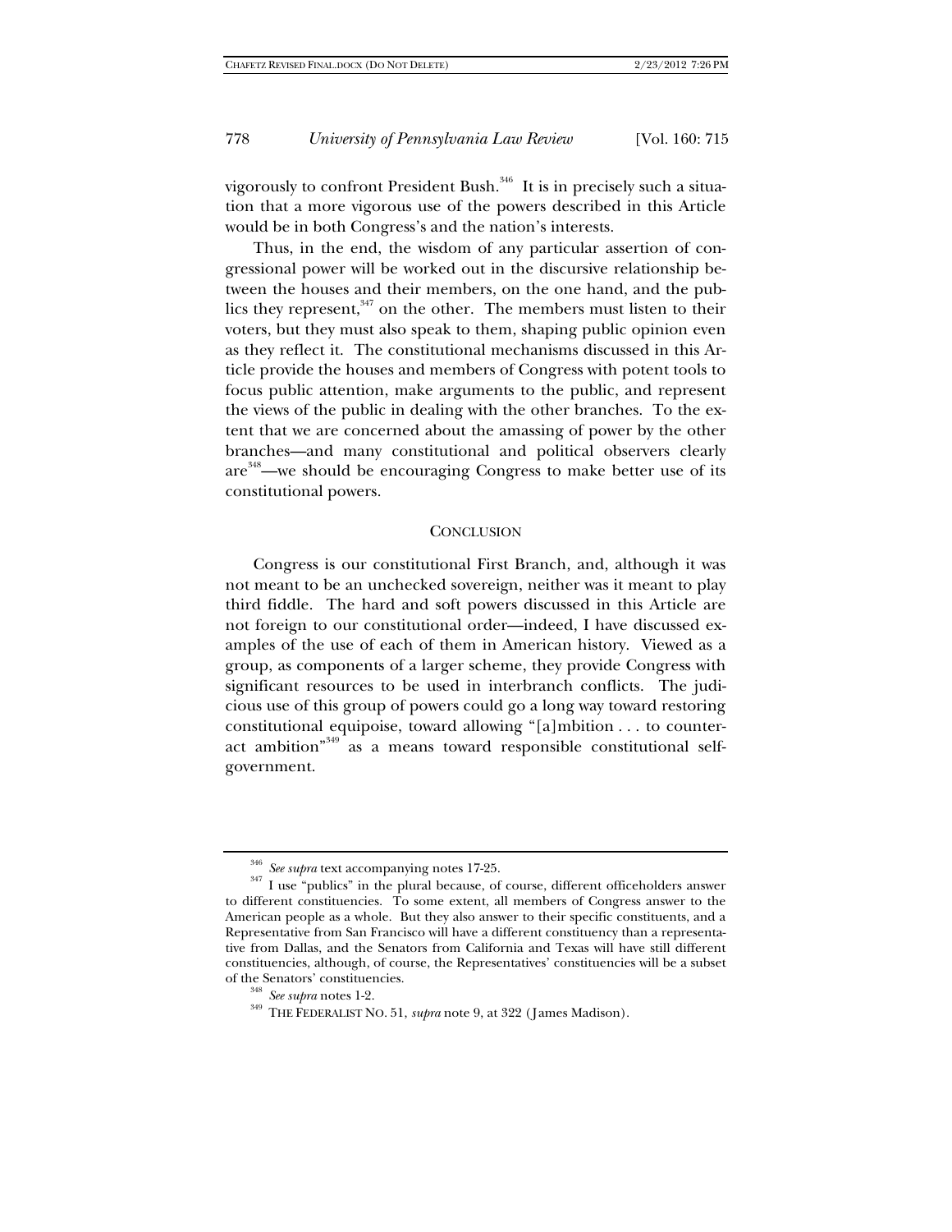vigorously to confront President Bush.[346] It is in precisely such a situation that a more vigorous use of the powers described in this Article would be in both Congress's and the nation's interests.

Thus, in the end, the wisdom of any particular assertion of congressional power will be worked out in the discursive relationship between the houses and their members, on the one hand, and the publics they represent,[347] on the other. The members must listen to their voters, but they must also speak to them, shaping public opinion even as they reflect it. The constitutional mechanisms discussed in this Article provide the houses and members of Congress with potent tools to focus public attention, make arguments to the public, and represent the views of the public in dealing with the other branches. To the extent that we are concerned about the amassing of power by the other branches—and many constitutional and political observers clearly are[348]—we should be encouraging Congress to make better use of its constitutional powers.

## CONCLUSION

Congress is our constitutional First Branch, and, although it was not meant to be an unchecked sovereign, neither was it meant to play third fiddle. The hard and soft powers discussed in this Article are not foreign to our constitutional order—indeed, I have discussed examples of the use of each of them in American history. Viewed as a group, as components of a larger scheme, they provide Congress with significant resources to be used in interbranch conflicts. The judicious use of this group of powers could go a long way toward restoring constitutional equipoise, toward allowing "[a]mbition . . . to counteract ambition"[349] as a means toward responsible constitutional self-government.

---

[346] *See supra* text accompanying notes 17-25.

[347] I use "publics" in the plural because, of course, different officeholders answer to different constituencies. To some extent, all members of Congress answer to the American people as a whole. But they also answer to their specific constituents, and a Representative from San Francisco will have a different constituency than a representative from Dallas, and the Senators from California and Texas will have still different constituencies, although, of course, the Representatives' constituencies will be a subset of the Senators' constituencies.

[348] *See supra* notes 1-2.

[349] THE FEDERALIST NO. 51, *supra* note 9, at 322 (James Madison).